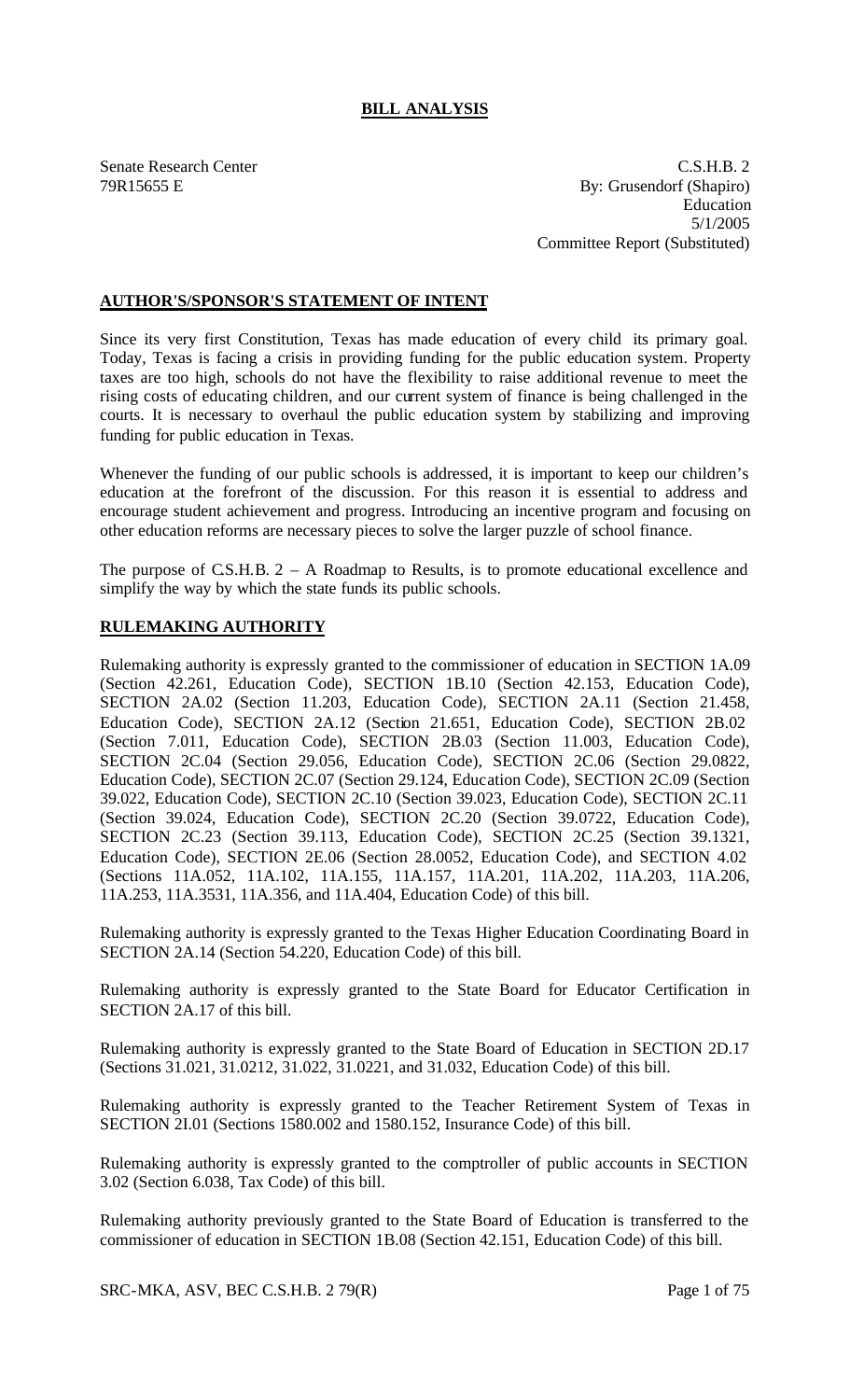# BILL ANALYSIS

Senate Research Center
79R15655 E

C.S.H.B. 2
By: Grusendorf (Shapiro)
Education
5/1/2005
Committee Report (Substituted)

## AUTHOR'S/SPONSOR'S STATEMENT OF INTENT

Since its very first Constitution, Texas has made education of every child its primary goal. Today, Texas is facing a crisis in providing funding for the public education system. Property taxes are too high, schools do not have the flexibility to raise additional revenue to meet the rising costs of educating children, and our current system of finance is being challenged in the courts. It is necessary to overhaul the public education system by stabilizing and improving funding for public education in Texas.

Whenever the funding of our public schools is addressed, it is important to keep our children's education at the forefront of the discussion. For this reason it is essential to address and encourage student achievement and progress. Introducing an incentive program and focusing on other education reforms are necessary pieces to solve the larger puzzle of school finance.

The purpose of C.S.H.B. 2 – A Roadmap to Results, is to promote educational excellence and simplify the way by which the state funds its public schools.

## RULEMAKING AUTHORITY

Rulemaking authority is expressly granted to the commissioner of education in SECTION 1A.09 (Section 42.261, Education Code), SECTION 1B.10 (Section 42.153, Education Code), SECTION 2A.02 (Section 11.203, Education Code), SECTION 2A.11 (Section 21.458, Education Code), SECTION 2A.12 (Section 21.651, Education Code), SECTION 2B.02 (Section 7.011, Education Code), SECTION 2B.03 (Section 11.003, Education Code), SECTION 2C.04 (Section 29.056, Education Code), SECTION 2C.06 (Section 29.0822, Education Code), SECTION 2C.07 (Section 29.124, Education Code), SECTION 2C.09 (Section 39.022, Education Code), SECTION 2C.10 (Section 39.023, Education Code), SECTION 2C.11 (Section 39.024, Education Code), SECTION 2C.20 (Section 39.0722, Education Code), SECTION 2C.23 (Section 39.113, Education Code), SECTION 2C.25 (Section 39.1321, Education Code), SECTION 2E.06 (Section 28.0052, Education Code), and SECTION 4.02 (Sections 11A.052, 11A.102, 11A.155, 11A.157, 11A.201, 11A.202, 11A.203, 11A.206, 11A.253, 11A.3531, 11A.356, and 11A.404, Education Code) of this bill.

Rulemaking authority is expressly granted to the Texas Higher Education Coordinating Board in SECTION 2A.14 (Section 54.220, Education Code) of this bill.

Rulemaking authority is expressly granted to the State Board for Educator Certification in SECTION 2A.17 of this bill.

Rulemaking authority is expressly granted to the State Board of Education in SECTION 2D.17 (Sections 31.021, 31.0212, 31.022, 31.0221, and 31.032, Education Code) of this bill.

Rulemaking authority is expressly granted to the Teacher Retirement System of Texas in SECTION 2I.01 (Sections 1580.002 and 1580.152, Insurance Code) of this bill.

Rulemaking authority is expressly granted to the comptroller of public accounts in SECTION 3.02 (Section 6.038, Tax Code) of this bill.

Rulemaking authority previously granted to the State Board of Education is transferred to the commissioner of education in SECTION 1B.08 (Section 42.151, Education Code) of this bill.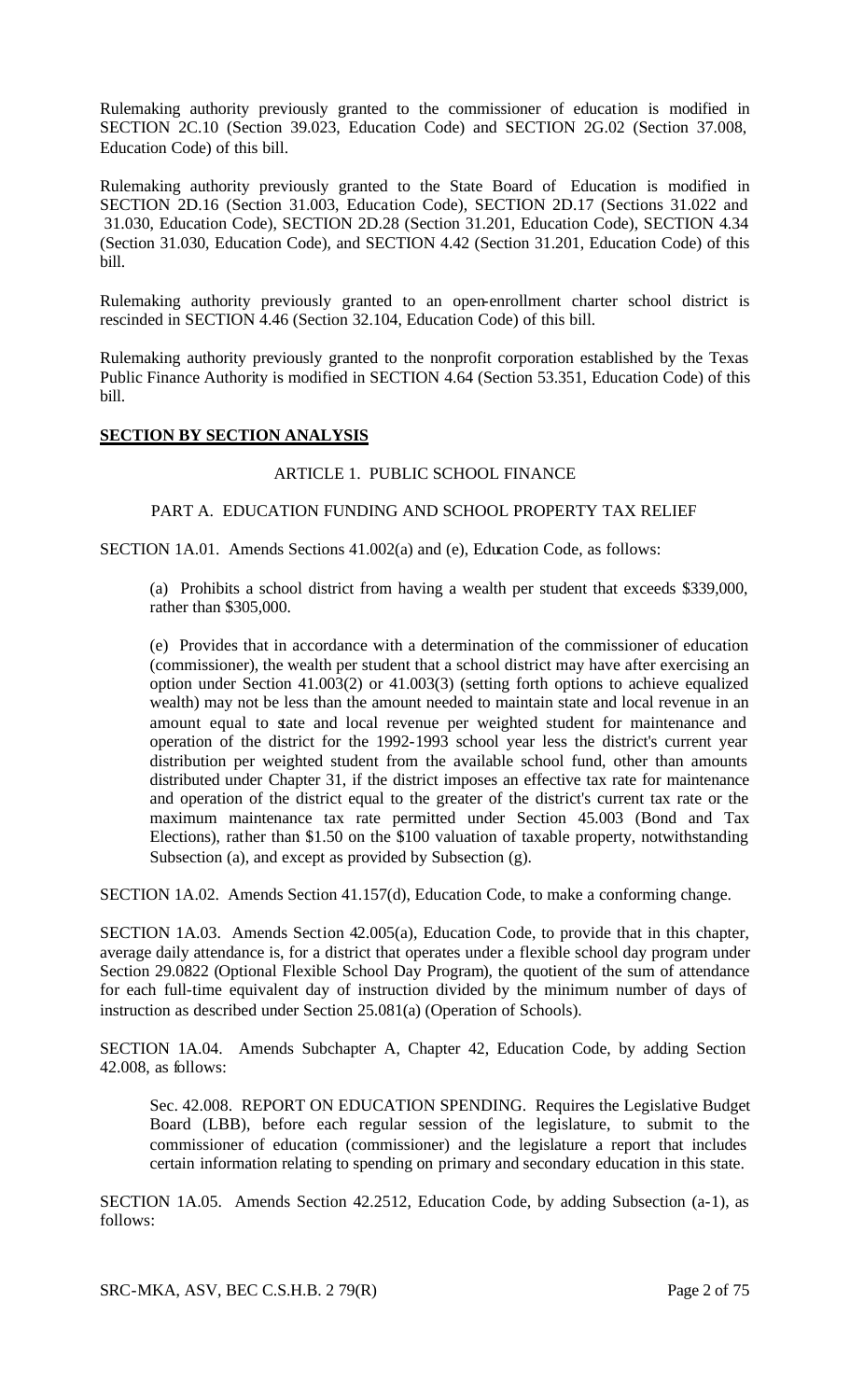Rulemaking authority previously granted to the commissioner of education is modified in SECTION 2C.10 (Section 39.023, Education Code) and SECTION 2G.02 (Section 37.008, Education Code) of this bill.

Rulemaking authority previously granted to the State Board of Education is modified in SECTION 2D.16 (Section 31.003, Education Code), SECTION 2D.17 (Sections 31.022 and 31.030, Education Code), SECTION 2D.28 (Section 31.201, Education Code), SECTION 4.34 (Section 31.030, Education Code), and SECTION 4.42 (Section 31.201, Education Code) of this bill.

Rulemaking authority previously granted to an open-enrollment charter school district is rescinded in SECTION 4.46 (Section 32.104, Education Code) of this bill.

Rulemaking authority previously granted to the nonprofit corporation established by the Texas Public Finance Authority is modified in SECTION 4.64 (Section 53.351, Education Code) of this bill.

## SECTION BY SECTION ANALYSIS

ARTICLE 1. PUBLIC SCHOOL FINANCE

PART A. EDUCATION FUNDING AND SCHOOL PROPERTY TAX RELIEF

SECTION 1A.01. Amends Sections 41.002(a) and (e), Education Code, as follows:

(a) Prohibits a school district from having a wealth per student that exceeds $339,000, rather than $305,000.

(e) Provides that in accordance with a determination of the commissioner of education (commissioner), the wealth per student that a school district may have after exercising an option under Section 41.003(2) or 41.003(3) (setting forth options to achieve equalized wealth) may not be less than the amount needed to maintain state and local revenue in an amount equal to state and local revenue per weighted student for maintenance and operation of the district for the 1992-1993 school year less the district's current year distribution per weighted student from the available school fund, other than amounts distributed under Chapter 31, if the district imposes an effective tax rate for maintenance and operation of the district equal to the greater of the district's current tax rate or the maximum maintenance tax rate permitted under Section 45.003 (Bond and Tax Elections), rather than $1.50 on the $100 valuation of taxable property, notwithstanding Subsection (a), and except as provided by Subsection (g).

SECTION 1A.02. Amends Section 41.157(d), Education Code, to make a conforming change.

SECTION 1A.03. Amends Section 42.005(a), Education Code, to provide that in this chapter, average daily attendance is, for a district that operates under a flexible school day program under Section 29.0822 (Optional Flexible School Day Program), the quotient of the sum of attendance for each full-time equivalent day of instruction divided by the minimum number of days of instruction as described under Section 25.081(a) (Operation of Schools).

SECTION 1A.04. Amends Subchapter A, Chapter 42, Education Code, by adding Section 42.008, as follows:

Sec. 42.008. REPORT ON EDUCATION SPENDING. Requires the Legislative Budget Board (LBB), before each regular session of the legislature, to submit to the commissioner of education (commissioner) and the legislature a report that includes certain information relating to spending on primary and secondary education in this state.

SECTION 1A.05. Amends Section 42.2512, Education Code, by adding Subsection (a-1), as follows: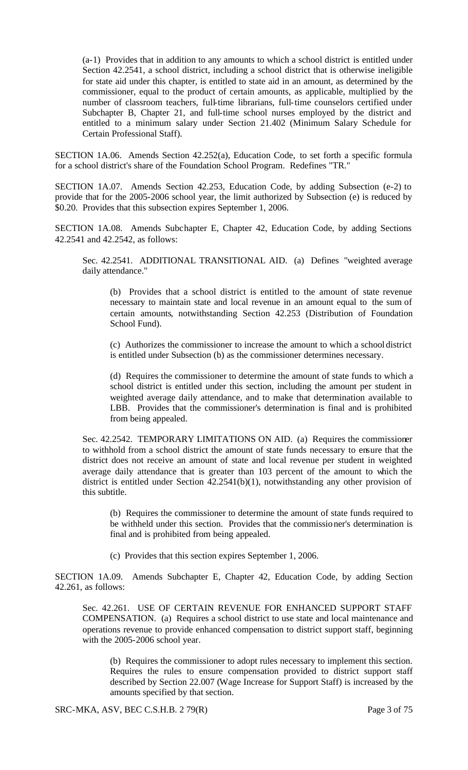(a-1) Provides that in addition to any amounts to which a school district is entitled under Section 42.2541, a school district, including a school district that is otherwise ineligible for state aid under this chapter, is entitled to state aid in an amount, as determined by the commissioner, equal to the product of certain amounts, as applicable, multiplied by the number of classroom teachers, full-time librarians, full-time counselors certified under Subchapter B, Chapter 21, and full-time school nurses employed by the district and entitled to a minimum salary under Section 21.402 (Minimum Salary Schedule for Certain Professional Staff).

SECTION 1A.06. Amends Section 42.252(a), Education Code, to set forth a specific formula for a school district's share of the Foundation School Program. Redefines "TR."

SECTION 1A.07. Amends Section 42.253, Education Code, by adding Subsection (e-2) to provide that for the 2005-2006 school year, the limit authorized by Subsection (e) is reduced by \$0.20. Provides that this subsection expires September 1, 2006.

SECTION 1A.08. Amends Subchapter E, Chapter 42, Education Code, by adding Sections 42.2541 and 42.2542, as follows:

Sec. 42.2541. ADDITIONAL TRANSITIONAL AID. (a) Defines "weighted average daily attendance."

(b) Provides that a school district is entitled to the amount of state revenue necessary to maintain state and local revenue in an amount equal to the sum of certain amounts, notwithstanding Section 42.253 (Distribution of Foundation School Fund).

(c) Authorizes the commissioner to increase the amount to which a school district is entitled under Subsection (b) as the commissioner determines necessary.

(d) Requires the commissioner to determine the amount of state funds to which a school district is entitled under this section, including the amount per student in weighted average daily attendance, and to make that determination available to LBB. Provides that the commissioner's determination is final and is prohibited from being appealed.

Sec. 42.2542. TEMPORARY LIMITATIONS ON AID. (a) Requires the commissioner to withhold from a school district the amount of state funds necessary to ensure that the district does not receive an amount of state and local revenue per student in weighted average daily attendance that is greater than 103 percent of the amount to which the district is entitled under Section 42.2541(b)(1), notwithstanding any other provision of this subtitle.

(b) Requires the commissioner to determine the amount of state funds required to be withheld under this section. Provides that the commissioner's determination is final and is prohibited from being appealed.

(c) Provides that this section expires September 1, 2006.

SECTION 1A.09. Amends Subchapter E, Chapter 42, Education Code, by adding Section 42.261, as follows:

Sec. 42.261. USE OF CERTAIN REVENUE FOR ENHANCED SUPPORT STAFF COMPENSATION. (a) Requires a school district to use state and local maintenance and operations revenue to provide enhanced compensation to district support staff, beginning with the 2005-2006 school year.

(b) Requires the commissioner to adopt rules necessary to implement this section. Requires the rules to ensure compensation provided to district support staff described by Section 22.007 (Wage Increase for Support Staff) is increased by the amounts specified by that section.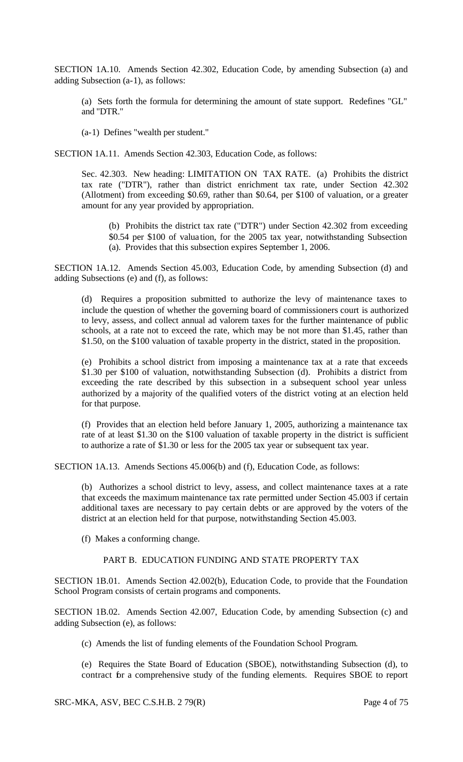SECTION 1A.10. Amends Section 42.302, Education Code, by amending Subsection (a) and adding Subsection (a-1), as follows:

> (a) Sets forth the formula for determining the amount of state support. Redefines "GL" and "DTR."
>
> (a-1) Defines "wealth per student."

SECTION 1A.11. Amends Section 42.303, Education Code, as follows:

> Sec. 42.303. New heading: LIMITATION ON TAX RATE. (a) Prohibits the district tax rate ("DTR"), rather than district enrichment tax rate, under Section 42.302 (Allotment) from exceeding $0.69, rather than $0.64, per $100 of valuation, or a greater amount for any year provided by appropriation.
>
> > (b) Prohibits the district tax rate ("DTR") under Section 42.302 from exceeding $0.54 per $100 of valuation, for the 2005 tax year, notwithstanding Subsection (a). Provides that this subsection expires September 1, 2006.

SECTION 1A.12. Amends Section 45.003, Education Code, by amending Subsection (d) and adding Subsections (e) and (f), as follows:

> (d) Requires a proposition submitted to authorize the levy of maintenance taxes to include the question of whether the governing board of commissioners court is authorized to levy, assess, and collect annual ad valorem taxes for the further maintenance of public schools, at a rate not to exceed the rate, which may be not more than $1.45, rather than $1.50, on the $100 valuation of taxable property in the district, stated in the proposition.
>
> (e) Prohibits a school district from imposing a maintenance tax at a rate that exceeds $1.30 per $100 of valuation, notwithstanding Subsection (d). Prohibits a district from exceeding the rate described by this subsection in a subsequent school year unless authorized by a majority of the qualified voters of the district voting at an election held for that purpose.
>
> (f) Provides that an election held before January 1, 2005, authorizing a maintenance tax rate of at least $1.30 on the $100 valuation of taxable property in the district is sufficient to authorize a rate of $1.30 or less for the 2005 tax year or subsequent tax year.

SECTION 1A.13. Amends Sections 45.006(b) and (f), Education Code, as follows:

> (b) Authorizes a school district to levy, assess, and collect maintenance taxes at a rate that exceeds the maximum maintenance tax rate permitted under Section 45.003 if certain additional taxes are necessary to pay certain debts or are approved by the voters of the district at an election held for that purpose, notwithstanding Section 45.003.
>
> (f) Makes a conforming change.

## PART B. EDUCATION FUNDING AND STATE PROPERTY TAX

SECTION 1B.01. Amends Section 42.002(b), Education Code, to provide that the Foundation School Program consists of certain programs and components.

SECTION 1B.02. Amends Section 42.007, Education Code, by amending Subsection (c) and adding Subsection (e), as follows:

> (c) Amends the list of funding elements of the Foundation School Program.
>
> (e) Requires the State Board of Education (SBOE), notwithstanding Subsection (d), to contract for a comprehensive study of the funding elements. Requires SBOE to report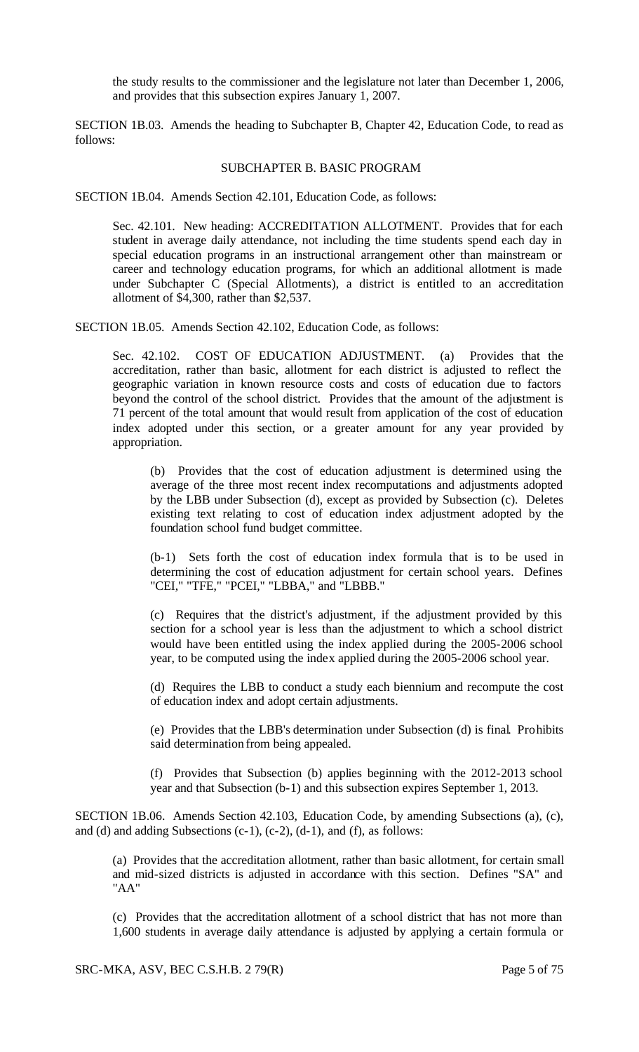the study results to the commissioner and the legislature not later than December 1, 2006, and provides that this subsection expires January 1, 2007.

SECTION 1B.03. Amends the heading to Subchapter B, Chapter 42, Education Code, to read as follows:

SUBCHAPTER B. BASIC PROGRAM

SECTION 1B.04. Amends Section 42.101, Education Code, as follows:

Sec. 42.101. New heading: ACCREDITATION ALLOTMENT. Provides that for each student in average daily attendance, not including the time students spend each day in special education programs in an instructional arrangement other than mainstream or career and technology education programs, for which an additional allotment is made under Subchapter C (Special Allotments), a district is entitled to an accreditation allotment of $4,300, rather than $2,537.

SECTION 1B.05. Amends Section 42.102, Education Code, as follows:

Sec. 42.102. COST OF EDUCATION ADJUSTMENT. (a) Provides that the accreditation, rather than basic, allotment for each district is adjusted to reflect the geographic variation in known resource costs and costs of education due to factors beyond the control of the school district. Provides that the amount of the adjustment is 71 percent of the total amount that would result from application of the cost of education index adopted under this section, or a greater amount for any year provided by appropriation.

(b) Provides that the cost of education adjustment is determined using the average of the three most recent index recomputations and adjustments adopted by the LBB under Subsection (d), except as provided by Subsection (c). Deletes existing text relating to cost of education index adjustment adopted by the foundation school fund budget committee.

(b-1) Sets forth the cost of education index formula that is to be used in determining the cost of education adjustment for certain school years. Defines "CEI," "TFE," "PCEI," "LBBA," and "LBBB."

(c) Requires that the district's adjustment, if the adjustment provided by this section for a school year is less than the adjustment to which a school district would have been entitled using the index applied during the 2005-2006 school year, to be computed using the index applied during the 2005-2006 school year.

(d) Requires the LBB to conduct a study each biennium and recompute the cost of education index and adopt certain adjustments.

(e) Provides that the LBB's determination under Subsection (d) is final. Prohibits said determination from being appealed.

(f) Provides that Subsection (b) applies beginning with the 2012-2013 school year and that Subsection (b-1) and this subsection expires September 1, 2013.

SECTION 1B.06. Amends Section 42.103, Education Code, by amending Subsections (a), (c), and (d) and adding Subsections (c-1), (c-2), (d-1), and (f), as follows:

(a) Provides that the accreditation allotment, rather than basic allotment, for certain small and mid-sized districts is adjusted in accordance with this section. Defines "SA" and "AA"

(c) Provides that the accreditation allotment of a school district that has not more than 1,600 students in average daily attendance is adjusted by applying a certain formula or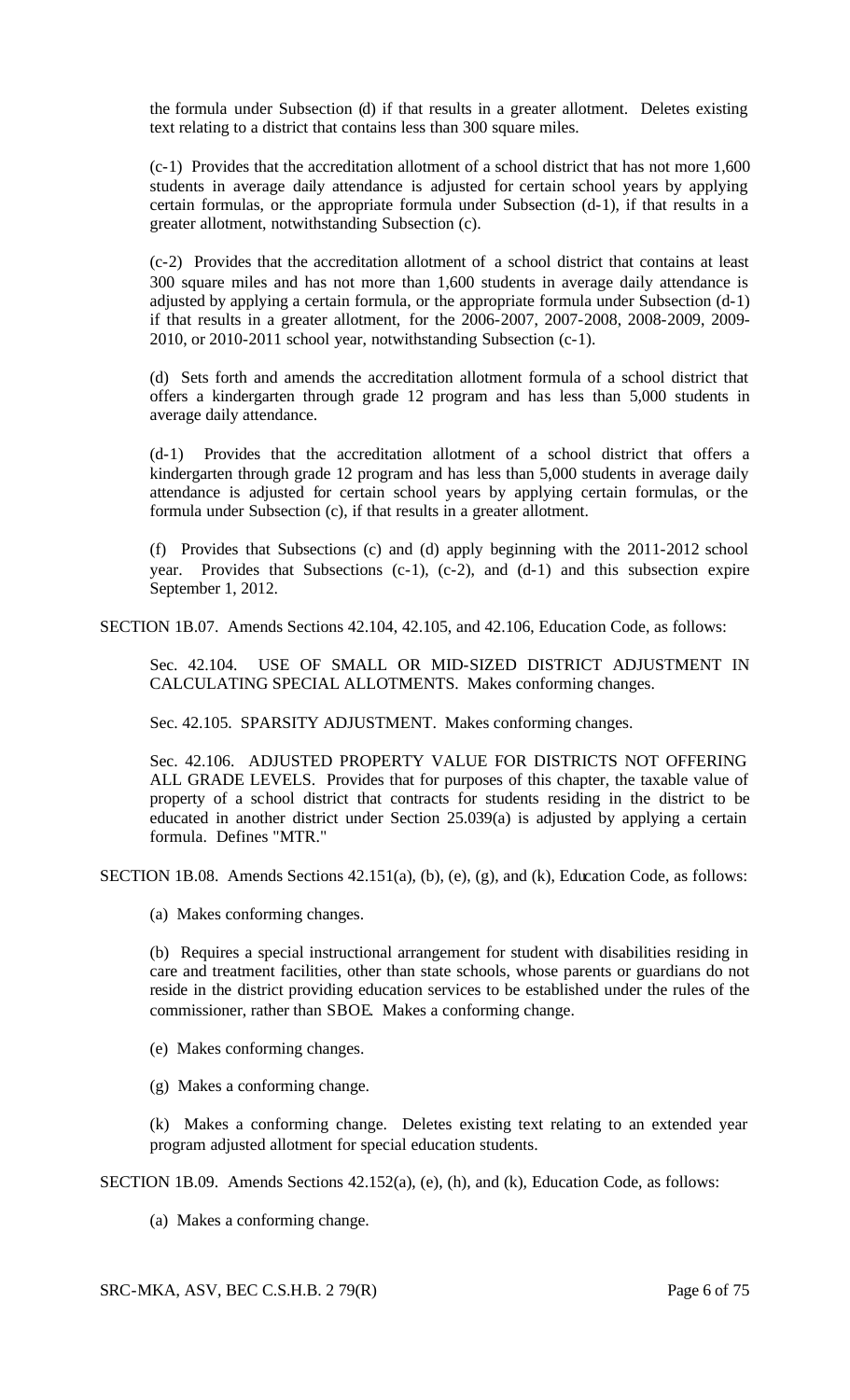the formula under Subsection (d) if that results in a greater allotment. Deletes existing text relating to a district that contains less than 300 square miles.

(c-1) Provides that the accreditation allotment of a school district that has not more 1,600 students in average daily attendance is adjusted for certain school years by applying certain formulas, or the appropriate formula under Subsection (d-1), if that results in a greater allotment, notwithstanding Subsection (c).

(c-2) Provides that the accreditation allotment of a school district that contains at least 300 square miles and has not more than 1,600 students in average daily attendance is adjusted by applying a certain formula, or the appropriate formula under Subsection (d-1) if that results in a greater allotment, for the 2006-2007, 2007-2008, 2008-2009, 2009-2010, or 2010-2011 school year, notwithstanding Subsection (c-1).

(d) Sets forth and amends the accreditation allotment formula of a school district that offers a kindergarten through grade 12 program and has less than 5,000 students in average daily attendance.

(d-1) Provides that the accreditation allotment of a school district that offers a kindergarten through grade 12 program and has less than 5,000 students in average daily attendance is adjusted for certain school years by applying certain formulas, or the formula under Subsection (c), if that results in a greater allotment.

(f) Provides that Subsections (c) and (d) apply beginning with the 2011-2012 school year. Provides that Subsections (c-1), (c-2), and (d-1) and this subsection expire September 1, 2012.

SECTION 1B.07. Amends Sections 42.104, 42.105, and 42.106, Education Code, as follows:

Sec. 42.104. USE OF SMALL OR MID-SIZED DISTRICT ADJUSTMENT IN CALCULATING SPECIAL ALLOTMENTS. Makes conforming changes.

Sec. 42.105. SPARSITY ADJUSTMENT. Makes conforming changes.

Sec. 42.106. ADJUSTED PROPERTY VALUE FOR DISTRICTS NOT OFFERING ALL GRADE LEVELS. Provides that for purposes of this chapter, the taxable value of property of a school district that contracts for students residing in the district to be educated in another district under Section 25.039(a) is adjusted by applying a certain formula. Defines "MTR."

SECTION 1B.08. Amends Sections 42.151(a), (b), (e), (g), and (k), Education Code, as follows:

(a) Makes conforming changes.

(b) Requires a special instructional arrangement for student with disabilities residing in care and treatment facilities, other than state schools, whose parents or guardians do not reside in the district providing education services to be established under the rules of the commissioner, rather than SBOE. Makes a conforming change.

(e) Makes conforming changes.

(g) Makes a conforming change.

(k) Makes a conforming change. Deletes existing text relating to an extended year program adjusted allotment for special education students.

SECTION 1B.09. Amends Sections 42.152(a), (e), (h), and (k), Education Code, as follows:

(a) Makes a conforming change.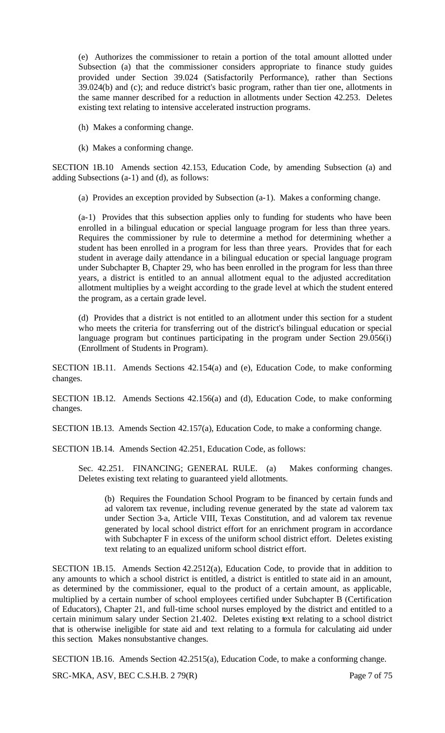(e) Authorizes the commissioner to retain a portion of the total amount allotted under Subsection (a) that the commissioner considers appropriate to finance study guides provided under Section 39.024 (Satisfactorily Performance), rather than Sections 39.024(b) and (c); and reduce district's basic program, rather than tier one, allotments in the same manner described for a reduction in allotments under Section 42.253. Deletes existing text relating to intensive accelerated instruction programs.

(h) Makes a conforming change.

(k) Makes a conforming change.

SECTION 1B.10 Amends section 42.153, Education Code, by amending Subsection (a) and adding Subsections (a-1) and (d), as follows:

(a) Provides an exception provided by Subsection (a-1). Makes a conforming change.

(a-1) Provides that this subsection applies only to funding for students who have been enrolled in a bilingual education or special language program for less than three years. Requires the commissioner by rule to determine a method for determining whether a student has been enrolled in a program for less than three years. Provides that for each student in average daily attendance in a bilingual education or special language program under Subchapter B, Chapter 29, who has been enrolled in the program for less than three years, a district is entitled to an annual allotment equal to the adjusted accreditation allotment multiplies by a weight according to the grade level at which the student entered the program, as a certain grade level.

(d) Provides that a district is not entitled to an allotment under this section for a student who meets the criteria for transferring out of the district's bilingual education or special language program but continues participating in the program under Section 29.056(i) (Enrollment of Students in Program).

SECTION 1B.11. Amends Sections 42.154(a) and (e), Education Code, to make conforming changes.

SECTION 1B.12. Amends Sections 42.156(a) and (d), Education Code, to make conforming changes.

SECTION 1B.13. Amends Section 42.157(a), Education Code, to make a conforming change.

SECTION 1B.14. Amends Section 42.251, Education Code, as follows:

Sec. 42.251. FINANCING; GENERAL RULE. (a) Makes conforming changes. Deletes existing text relating to guaranteed yield allotments.

(b) Requires the Foundation School Program to be financed by certain funds and ad valorem tax revenue, including revenue generated by the state ad valorem tax under Section 3-a, Article VIII, Texas Constitution, and ad valorem tax revenue generated by local school district effort for an enrichment program in accordance with Subchapter F in excess of the uniform school district effort. Deletes existing text relating to an equalized uniform school district effort.

SECTION 1B.15. Amends Section 42.2512(a), Education Code, to provide that in addition to any amounts to which a school district is entitled, a district is entitled to state aid in an amount, as determined by the commissioner, equal to the product of a certain amount, as applicable, multiplied by a certain number of school employees certified under Subchapter B (Certification of Educators), Chapter 21, and full-time school nurses employed by the district and entitled to a certain minimum salary under Section 21.402. Deletes existing text relating to a school district that is otherwise ineligible for state aid and text relating to a formula for calculating aid under this section. Makes nonsubstantive changes.

SECTION 1B.16. Amends Section 42.2515(a), Education Code, to make a conforming change.

SRC-MKA, ASV, BEC C.S.H.B. 2 79(R)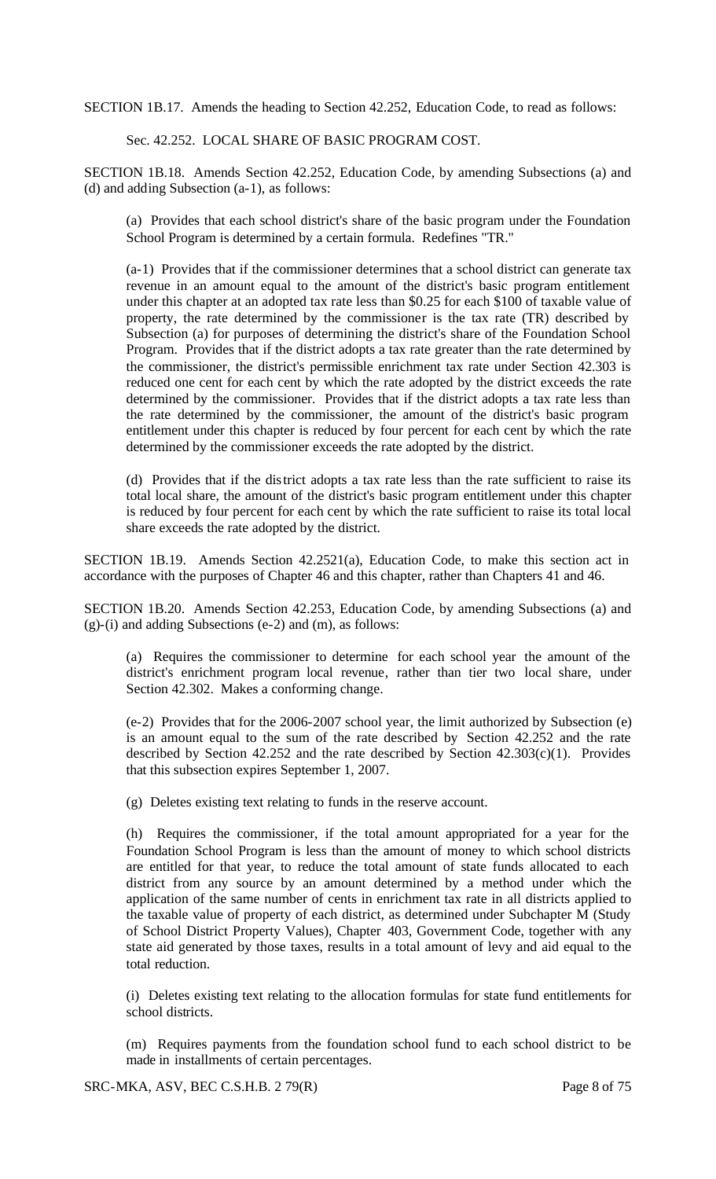SECTION 1B.17. Amends the heading to Section 42.252, Education Code, to read as follows:

Sec. 42.252. LOCAL SHARE OF BASIC PROGRAM COST.

SECTION 1B.18. Amends Section 42.252, Education Code, by amending Subsections (a) and (d) and adding Subsection (a-1), as follows:

(a) Provides that each school district's share of the basic program under the Foundation School Program is determined by a certain formula. Redefines "TR."

(a-1) Provides that if the commissioner determines that a school district can generate tax revenue in an amount equal to the amount of the district's basic program entitlement under this chapter at an adopted tax rate less than \$0.25 for each \$100 of taxable value of property, the rate determined by the commissioner is the tax rate (TR) described by Subsection (a) for purposes of determining the district's share of the Foundation School Program. Provides that if the district adopts a tax rate greater than the rate determined by the commissioner, the district's permissible enrichment tax rate under Section 42.303 is reduced one cent for each cent by which the rate adopted by the district exceeds the rate determined by the commissioner. Provides that if the district adopts a tax rate less than the rate determined by the commissioner, the amount of the district's basic program entitlement under this chapter is reduced by four percent for each cent by which the rate determined by the commissioner exceeds the rate adopted by the district.

(d) Provides that if the district adopts a tax rate less than the rate sufficient to raise its total local share, the amount of the district's basic program entitlement under this chapter is reduced by four percent for each cent by which the rate sufficient to raise its total local share exceeds the rate adopted by the district.

SECTION 1B.19. Amends Section 42.2521(a), Education Code, to make this section act in accordance with the purposes of Chapter 46 and this chapter, rather than Chapters 41 and 46.

SECTION 1B.20. Amends Section 42.253, Education Code, by amending Subsections (a) and (g)-(i) and adding Subsections (e-2) and (m), as follows:

(a) Requires the commissioner to determine for each school year the amount of the district's enrichment program local revenue, rather than tier two local share, under Section 42.302. Makes a conforming change.

(e-2) Provides that for the 2006-2007 school year, the limit authorized by Subsection (e) is an amount equal to the sum of the rate described by Section 42.252 and the rate described by Section 42.252 and the rate described by Section 42.303(c)(1). Provides that this subsection expires September 1, 2007.

(g) Deletes existing text relating to funds in the reserve account.

(h) Requires the commissioner, if the total amount appropriated for a year for the Foundation School Program is less than the amount of money to which school districts are entitled for that year, to reduce the total amount of state funds allocated to each district from any source by an amount determined by a method under which the application of the same number of cents in enrichment tax rate in all districts applied to the taxable value of property of each district, as determined under Subchapter M (Study of School District Property Values), Chapter 403, Government Code, together with any state aid generated by those taxes, results in a total amount of levy and aid equal to the total reduction.

(i) Deletes existing text relating to the allocation formulas for state fund entitlements for school districts.

(m) Requires payments from the foundation school fund to each school district to be made in installments of certain percentages.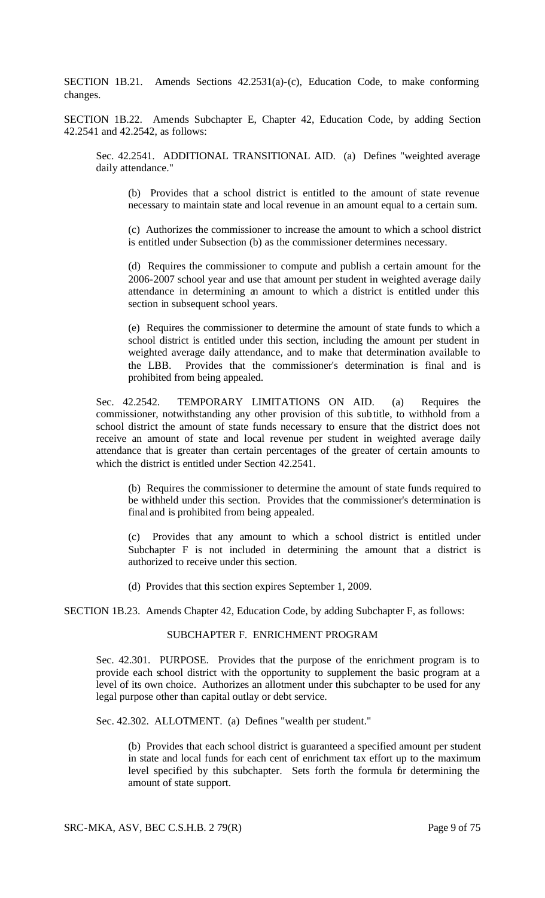SECTION 1B.21. Amends Sections 42.2531(a)-(c), Education Code, to make conforming changes.

SECTION 1B.22. Amends Subchapter E, Chapter 42, Education Code, by adding Section 42.2541 and 42.2542, as follows:

> Sec. 42.2541. ADDITIONAL TRANSITIONAL AID. (a) Defines "weighted average daily attendance."
>
> > (b) Provides that a school district is entitled to the amount of state revenue necessary to maintain state and local revenue in an amount equal to a certain sum.
> >
> > (c) Authorizes the commissioner to increase the amount to which a school district is entitled under Subsection (b) as the commissioner determines necessary.
> >
> > (d) Requires the commissioner to compute and publish a certain amount for the 2006-2007 school year and use that amount per student in weighted average daily attendance in determining an amount to which a district is entitled under this section in subsequent school years.
> >
> > (e) Requires the commissioner to determine the amount of state funds to which a school district is entitled under this section, including the amount per student in weighted average daily attendance, and to make that determination available to the LBB. Provides that the commissioner's determination is final and is prohibited from being appealed.
>
> Sec. 42.2542. TEMPORARY LIMITATIONS ON AID. (a) Requires the commissioner, notwithstanding any other provision of this subtitle, to withhold from a school district the amount of state funds necessary to ensure that the district does not receive an amount of state and local revenue per student in weighted average daily attendance that is greater than certain percentages of the greater of certain amounts to which the district is entitled under Section 42.2541.
>
> > (b) Requires the commissioner to determine the amount of state funds required to be withheld under this section. Provides that the commissioner's determination is final and is prohibited from being appealed.
> >
> > (c) Provides that any amount to which a school district is entitled under Subchapter F is not included in determining the amount that a district is authorized to receive under this section.
> >
> > (d) Provides that this section expires September 1, 2009.

SECTION 1B.23. Amends Chapter 42, Education Code, by adding Subchapter F, as follows:

SUBCHAPTER F. ENRICHMENT PROGRAM

> Sec. 42.301. PURPOSE. Provides that the purpose of the enrichment program is to provide each school district with the opportunity to supplement the basic program at a level of its own choice. Authorizes an allotment under this subchapter to be used for any legal purpose other than capital outlay or debt service.
>
> Sec. 42.302. ALLOTMENT. (a) Defines "wealth per student."
>
> > (b) Provides that each school district is guaranteed a specified amount per student in state and local funds for each cent of enrichment tax effort up to the maximum level specified by this subchapter. Sets forth the formula for determining the amount of state support.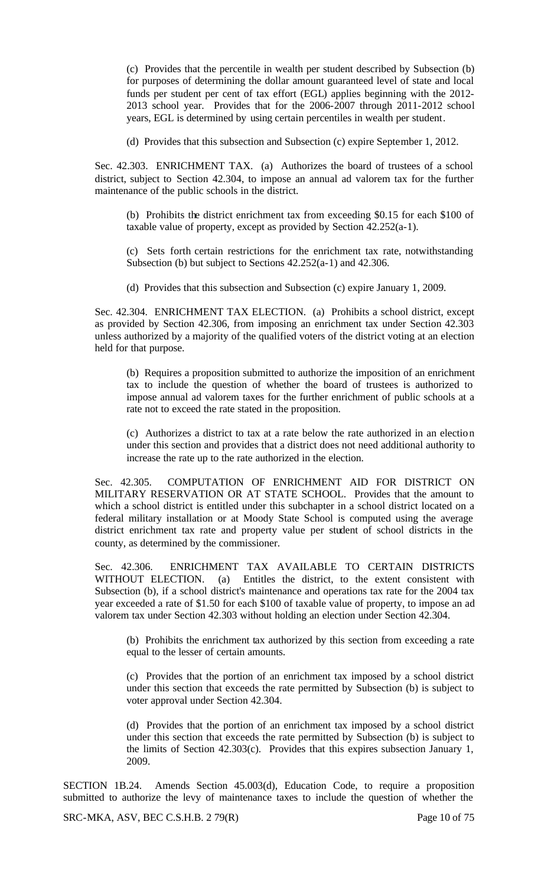(c) Provides that the percentile in wealth per student described by Subsection (b) for purposes of determining the dollar amount guaranteed level of state and local funds per student per cent of tax effort (EGL) applies beginning with the 2012-2013 school year. Provides that for the 2006-2007 through 2011-2012 school years, EGL is determined by using certain percentiles in wealth per student.

(d) Provides that this subsection and Subsection (c) expire September 1, 2012.

Sec. 42.303. ENRICHMENT TAX. (a) Authorizes the board of trustees of a school district, subject to Section 42.304, to impose an annual ad valorem tax for the further maintenance of the public schools in the district.

(b) Prohibits the district enrichment tax from exceeding $0.15 for each $100 of taxable value of property, except as provided by Section 42.252(a-1).

(c) Sets forth certain restrictions for the enrichment tax rate, notwithstanding Subsection (b) but subject to Sections 42.252(a-1) and 42.306.

(d) Provides that this subsection and Subsection (c) expire January 1, 2009.

Sec. 42.304. ENRICHMENT TAX ELECTION. (a) Prohibits a school district, except as provided by Section 42.306, from imposing an enrichment tax under Section 42.303 unless authorized by a majority of the qualified voters of the district voting at an election held for that purpose.

(b) Requires a proposition submitted to authorize the imposition of an enrichment tax to include the question of whether the board of trustees is authorized to impose annual ad valorem taxes for the further enrichment of public schools at a rate not to exceed the rate stated in the proposition.

(c) Authorizes a district to tax at a rate below the rate authorized in an election under this section and provides that a district does not need additional authority to increase the rate up to the rate authorized in the election.

Sec. 42.305. COMPUTATION OF ENRICHMENT AID FOR DISTRICT ON MILITARY RESERVATION OR AT STATE SCHOOL. Provides that the amount to which a school district is entitled under this subchapter in a school district located on a federal military installation or at Moody State School is computed using the average district enrichment tax rate and property value per student of school districts in the county, as determined by the commissioner.

Sec. 42.306. ENRICHMENT TAX AVAILABLE TO CERTAIN DISTRICTS WITHOUT ELECTION. (a) Entitles the district, to the extent consistent with Subsection (b), if a school district's maintenance and operations tax rate for the 2004 tax year exceeded a rate of $1.50 for each $100 of taxable value of property, to impose an ad valorem tax under Section 42.303 without holding an election under Section 42.304.

(b) Prohibits the enrichment tax authorized by this section from exceeding a rate equal to the lesser of certain amounts.

(c) Provides that the portion of an enrichment tax imposed by a school district under this section that exceeds the rate permitted by Subsection (b) is subject to voter approval under Section 42.304.

(d) Provides that the portion of an enrichment tax imposed by a school district under this section that exceeds the rate permitted by Subsection (b) is subject to the limits of Section 42.303(c). Provides that this expires subsection January 1, 2009.

SECTION 1B.24. Amends Section 45.003(d), Education Code, to require a proposition submitted to authorize the levy of maintenance taxes to include the question of whether the

SRC-MKA, ASV, BEC C.S.H.B. 2 79(R)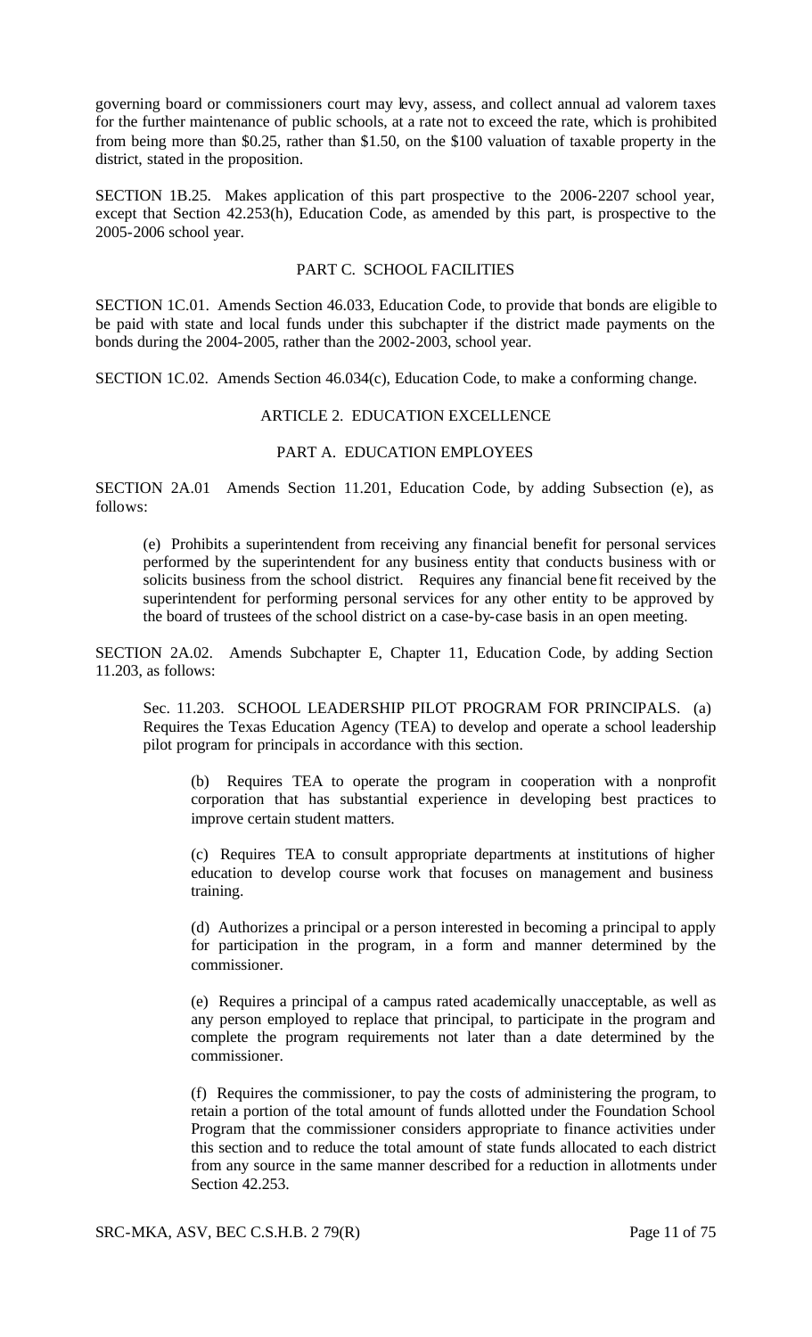governing board or commissioners court may levy, assess, and collect annual ad valorem taxes for the further maintenance of public schools, at a rate not to exceed the rate, which is prohibited from being more than $0.25, rather than $1.50, on the $100 valuation of taxable property in the district, stated in the proposition.

SECTION 1B.25. Makes application of this part prospective to the 2006-2207 school year, except that Section 42.253(h), Education Code, as amended by this part, is prospective to the 2005-2006 school year.

PART C. SCHOOL FACILITIES

SECTION 1C.01. Amends Section 46.033, Education Code, to provide that bonds are eligible to be paid with state and local funds under this subchapter if the district made payments on the bonds during the 2004-2005, rather than the 2002-2003, school year.

SECTION 1C.02. Amends Section 46.034(c), Education Code, to make a conforming change.

ARTICLE 2. EDUCATION EXCELLENCE

PART A. EDUCATION EMPLOYEES

SECTION 2A.01 Amends Section 11.201, Education Code, by adding Subsection (e), as follows:

(e) Prohibits a superintendent from receiving any financial benefit for personal services performed by the superintendent for any business entity that conducts business with or solicits business from the school district. Requires any financial benefit received by the superintendent for performing personal services for any other entity to be approved by the board of trustees of the school district on a case-by-case basis in an open meeting.

SECTION 2A.02. Amends Subchapter E, Chapter 11, Education Code, by adding Section 11.203, as follows:

Sec. 11.203. SCHOOL LEADERSHIP PILOT PROGRAM FOR PRINCIPALS. (a) Requires the Texas Education Agency (TEA) to develop and operate a school leadership pilot program for principals in accordance with this section.

(b) Requires TEA to operate the program in cooperation with a nonprofit corporation that has substantial experience in developing best practices to improve certain student matters.

(c) Requires TEA to consult appropriate departments at institutions of higher education to develop course work that focuses on management and business training.

(d) Authorizes a principal or a person interested in becoming a principal to apply for participation in the program, in a form and manner determined by the commissioner.

(e) Requires a principal of a campus rated academically unacceptable, as well as any person employed to replace that principal, to participate in the program and complete the program requirements not later than a date determined by the commissioner.

(f) Requires the commissioner, to pay the costs of administering the program, to retain a portion of the total amount of funds allotted under the Foundation School Program that the commissioner considers appropriate to finance activities under this section and to reduce the total amount of state funds allocated to each district from any source in the same manner described for a reduction in allotments under Section 42.253.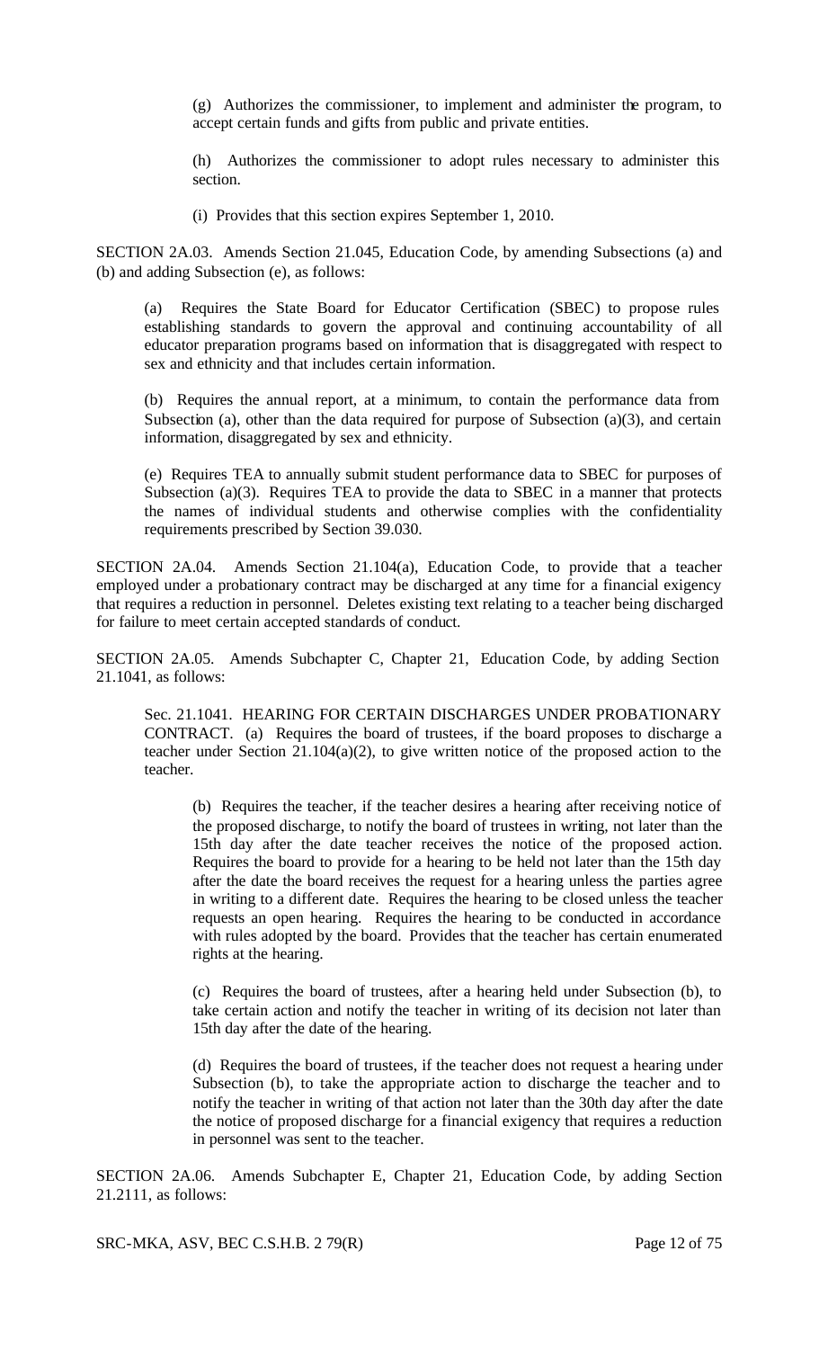(g) Authorizes the commissioner, to implement and administer the program, to accept certain funds and gifts from public and private entities.

(h) Authorizes the commissioner to adopt rules necessary to administer this section.

(i) Provides that this section expires September 1, 2010.

SECTION 2A.03. Amends Section 21.045, Education Code, by amending Subsections (a) and (b) and adding Subsection (e), as follows:

(a) Requires the State Board for Educator Certification (SBEC) to propose rules establishing standards to govern the approval and continuing accountability of all educator preparation programs based on information that is disaggregated with respect to sex and ethnicity and that includes certain information.

(b) Requires the annual report, at a minimum, to contain the performance data from Subsection (a), other than the data required for purpose of Subsection (a)(3), and certain information, disaggregated by sex and ethnicity.

(e) Requires TEA to annually submit student performance data to SBEC for purposes of Subsection (a)(3). Requires TEA to provide the data to SBEC in a manner that protects the names of individual students and otherwise complies with the confidentiality requirements prescribed by Section 39.030.

SECTION 2A.04. Amends Section 21.104(a), Education Code, to provide that a teacher employed under a probationary contract may be discharged at any time for a financial exigency that requires a reduction in personnel. Deletes existing text relating to a teacher being discharged for failure to meet certain accepted standards of conduct.

SECTION 2A.05. Amends Subchapter C, Chapter 21, Education Code, by adding Section 21.1041, as follows:

Sec. 21.1041. HEARING FOR CERTAIN DISCHARGES UNDER PROBATIONARY CONTRACT. (a) Requires the board of trustees, if the board proposes to discharge a teacher under Section 21.104(a)(2), to give written notice of the proposed action to the teacher.

(b) Requires the teacher, if the teacher desires a hearing after receiving notice of the proposed discharge, to notify the board of trustees in writing, not later than the 15th day after the date teacher receives the notice of the proposed action. Requires the board to provide for a hearing to be held not later than the 15th day after the date the board receives the request for a hearing unless the parties agree in writing to a different date. Requires the hearing to be closed unless the teacher requests an open hearing. Requires the hearing to be conducted in accordance with rules adopted by the board. Provides that the teacher has certain enumerated rights at the hearing.

(c) Requires the board of trustees, after a hearing held under Subsection (b), to take certain action and notify the teacher in writing of its decision not later than 15th day after the date of the hearing.

(d) Requires the board of trustees, if the teacher does not request a hearing under Subsection (b), to take the appropriate action to discharge the teacher and to notify the teacher in writing of that action not later than the 30th day after the date the notice of proposed discharge for a financial exigency that requires a reduction in personnel was sent to the teacher.

SECTION 2A.06. Amends Subchapter E, Chapter 21, Education Code, by adding Section 21.2111, as follows: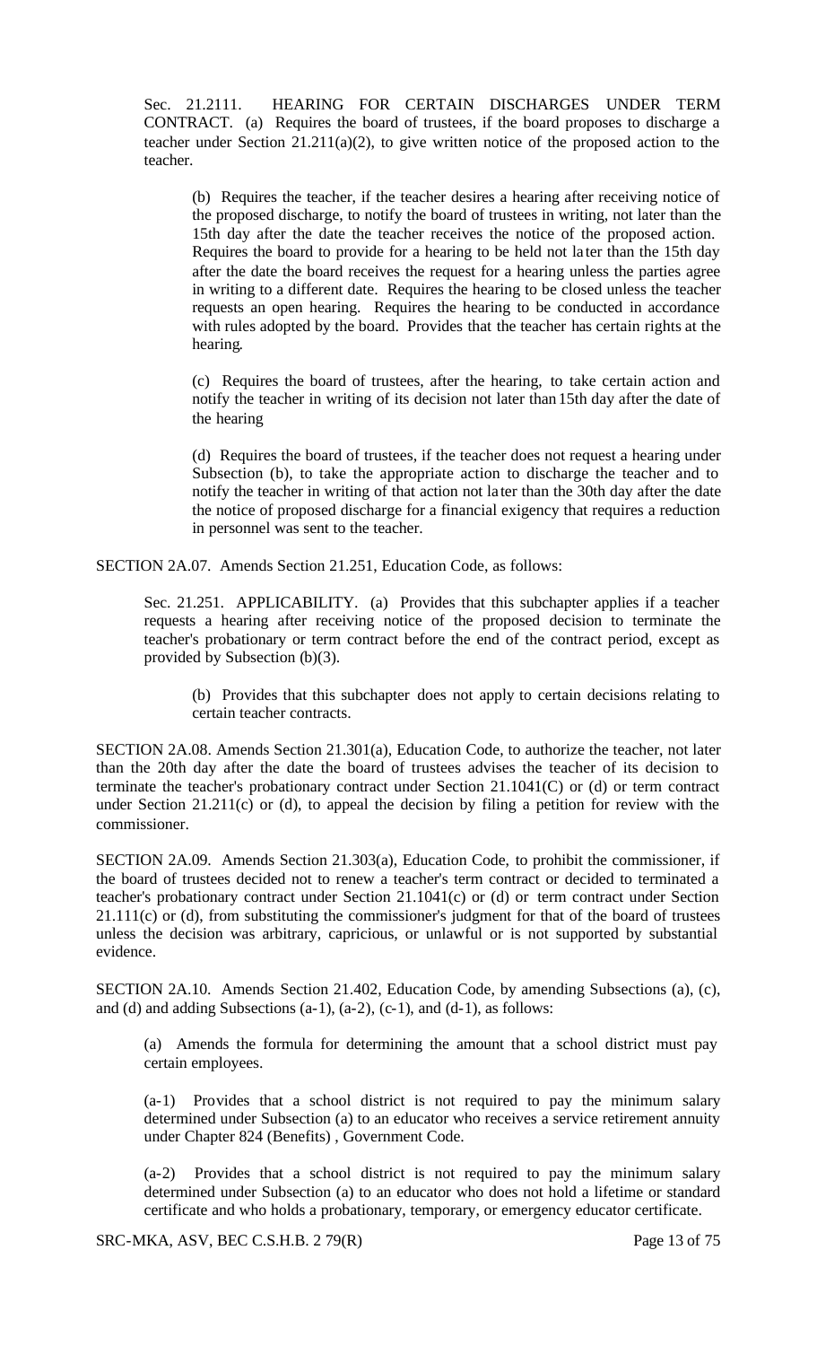Sec. 21.2111. HEARING FOR CERTAIN DISCHARGES UNDER TERM CONTRACT. (a) Requires the board of trustees, if the board proposes to discharge a teacher under Section 21.211(a)(2), to give written notice of the proposed action to the teacher.

(b) Requires the teacher, if the teacher desires a hearing after receiving notice of the proposed discharge, to notify the board of trustees in writing, not later than the 15th day after the date the teacher receives the notice of the proposed action. Requires the board to provide for a hearing to be held not later than the 15th day after the date the board receives the request for a hearing unless the parties agree in writing to a different date. Requires the hearing to be closed unless the teacher requests an open hearing. Requires the hearing to be conducted in accordance with rules adopted by the board. Provides that the teacher has certain rights at the hearing.

(c) Requires the board of trustees, after the hearing, to take certain action and notify the teacher in writing of its decision not later than 15th day after the date of the hearing

(d) Requires the board of trustees, if the teacher does not request a hearing under Subsection (b), to take the appropriate action to discharge the teacher and to notify the teacher in writing of that action not later than the 30th day after the date the notice of proposed discharge for a financial exigency that requires a reduction in personnel was sent to the teacher.

SECTION 2A.07. Amends Section 21.251, Education Code, as follows:

Sec. 21.251. APPLICABILITY. (a) Provides that this subchapter applies if a teacher requests a hearing after receiving notice of the proposed decision to terminate the teacher's probationary or term contract before the end of the contract period, except as provided by Subsection (b)(3).

(b) Provides that this subchapter does not apply to certain decisions relating to certain teacher contracts.

SECTION 2A.08. Amends Section 21.301(a), Education Code, to authorize the teacher, not later than the 20th day after the date the board of trustees advises the teacher of its decision to terminate the teacher's probationary contract under Section 21.1041(C) or (d) or term contract under Section 21.211(c) or (d), to appeal the decision by filing a petition for review with the commissioner.

SECTION 2A.09. Amends Section 21.303(a), Education Code, to prohibit the commissioner, if the board of trustees decided not to renew a teacher's term contract or decided to terminated a teacher's probationary contract under Section 21.1041(c) or (d) or term contract under Section 21.111(c) or (d), from substituting the commissioner's judgment for that of the board of trustees unless the decision was arbitrary, capricious, or unlawful or is not supported by substantial evidence.

SECTION 2A.10. Amends Section 21.402, Education Code, by amending Subsections (a), (c), and (d) and adding Subsections (a-1), (a-2), (c-1), and (d-1), as follows:

(a) Amends the formula for determining the amount that a school district must pay certain employees.

(a-1) Provides that a school district is not required to pay the minimum salary determined under Subsection (a) to an educator who receives a service retirement annuity under Chapter 824 (Benefits) , Government Code.

(a-2) Provides that a school district is not required to pay the minimum salary determined under Subsection (a) to an educator who does not hold a lifetime or standard certificate and who holds a probationary, temporary, or emergency educator certificate.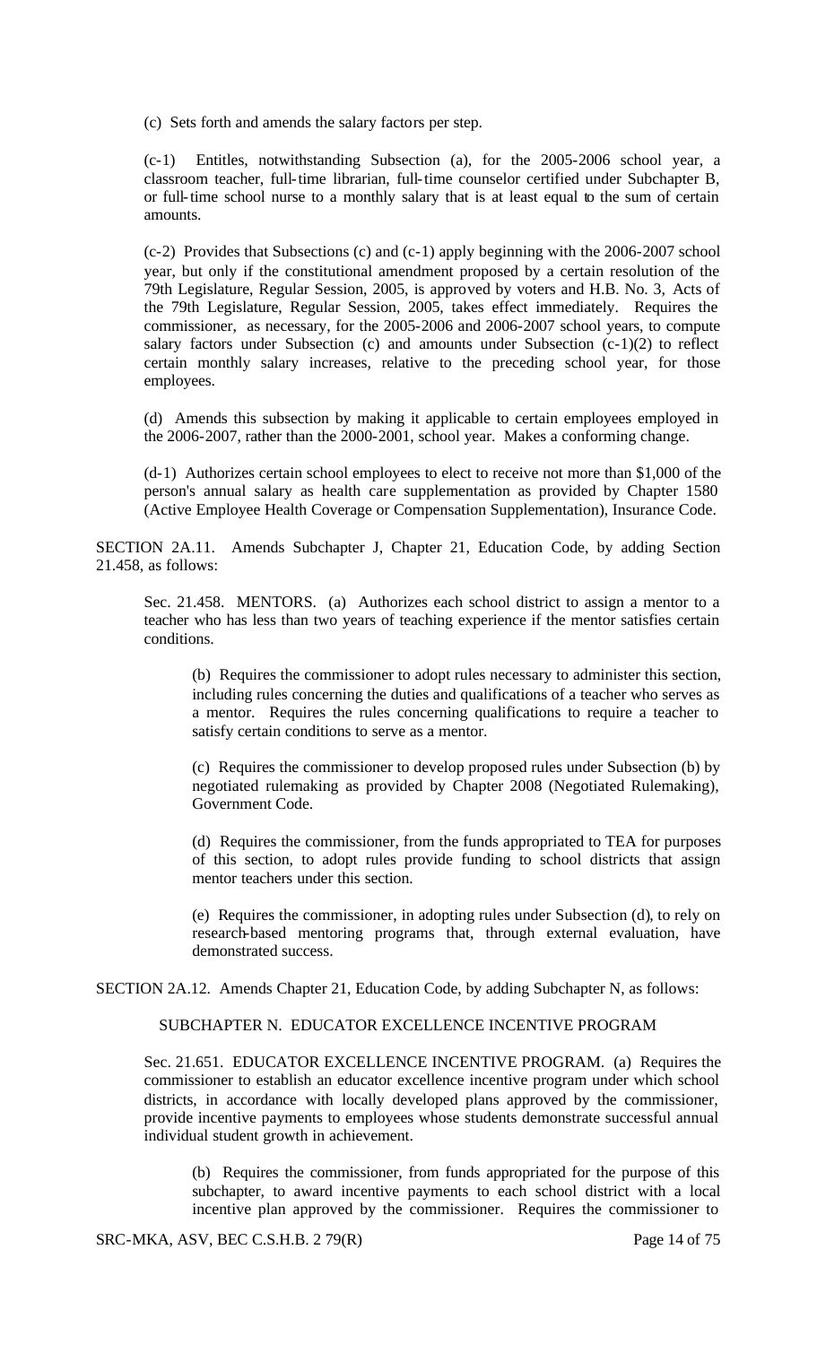(c) Sets forth and amends the salary factors per step.

(c-1) Entitles, notwithstanding Subsection (a), for the 2005-2006 school year, a classroom teacher, full-time librarian, full-time counselor certified under Subchapter B, or full-time school nurse to a monthly salary that is at least equal to the sum of certain amounts.

(c-2) Provides that Subsections (c) and (c-1) apply beginning with the 2006-2007 school year, but only if the constitutional amendment proposed by a certain resolution of the 79th Legislature, Regular Session, 2005, is approved by voters and H.B. No. 3, Acts of the 79th Legislature, Regular Session, 2005, takes effect immediately. Requires the commissioner, as necessary, for the 2005-2006 and 2006-2007 school years, to compute salary factors under Subsection (c) and amounts under Subsection (c-1)(2) to reflect certain monthly salary increases, relative to the preceding school year, for those employees.

(d) Amends this subsection by making it applicable to certain employees employed in the 2006-2007, rather than the 2000-2001, school year. Makes a conforming change.

(d-1) Authorizes certain school employees to elect to receive not more than $1,000 of the person's annual salary as health care supplementation as provided by Chapter 1580 (Active Employee Health Coverage or Compensation Supplementation), Insurance Code.

SECTION 2A.11. Amends Subchapter J, Chapter 21, Education Code, by adding Section 21.458, as follows:

Sec. 21.458. MENTORS. (a) Authorizes each school district to assign a mentor to a teacher who has less than two years of teaching experience if the mentor satisfies certain conditions.

(b) Requires the commissioner to adopt rules necessary to administer this section, including rules concerning the duties and qualifications of a teacher who serves as a mentor. Requires the rules concerning qualifications to require a teacher to satisfy certain conditions to serve as a mentor.

(c) Requires the commissioner to develop proposed rules under Subsection (b) by negotiated rulemaking as provided by Chapter 2008 (Negotiated Rulemaking), Government Code.

(d) Requires the commissioner, from the funds appropriated to TEA for purposes of this section, to adopt rules provide funding to school districts that assign mentor teachers under this section.

(e) Requires the commissioner, in adopting rules under Subsection (d), to rely on research-based mentoring programs that, through external evaluation, have demonstrated success.

SECTION 2A.12. Amends Chapter 21, Education Code, by adding Subchapter N, as follows:

SUBCHAPTER N. EDUCATOR EXCELLENCE INCENTIVE PROGRAM

Sec. 21.651. EDUCATOR EXCELLENCE INCENTIVE PROGRAM. (a) Requires the commissioner to establish an educator excellence incentive program under which school districts, in accordance with locally developed plans approved by the commissioner, provide incentive payments to employees whose students demonstrate successful annual individual student growth in achievement.

(b) Requires the commissioner, from funds appropriated for the purpose of this subchapter, to award incentive payments to each school district with a local incentive plan approved by the commissioner. Requires the commissioner to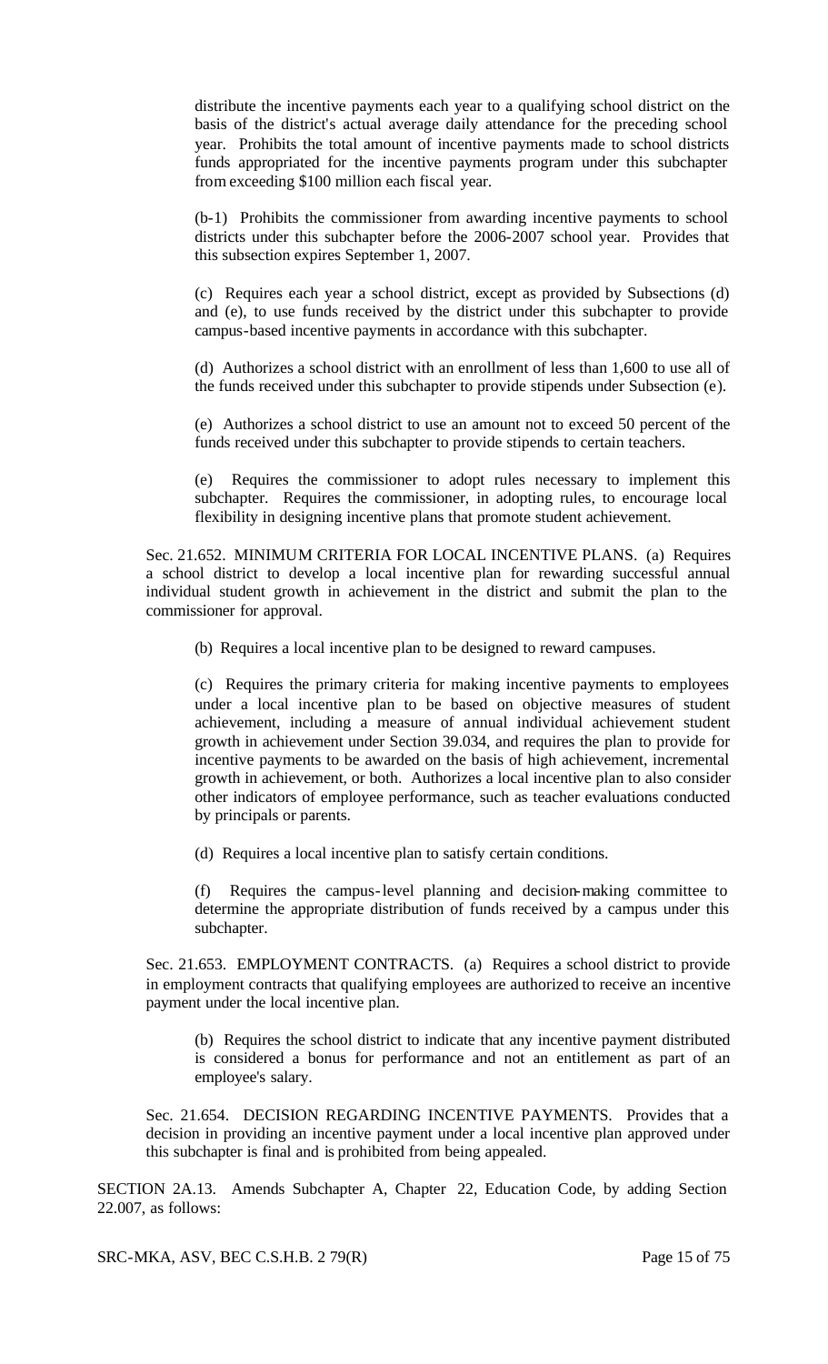distribute the incentive payments each year to a qualifying school district on the basis of the district's actual average daily attendance for the preceding school year. Prohibits the total amount of incentive payments made to school districts funds appropriated for the incentive payments program under this subchapter from exceeding $100 million each fiscal year.

(b-1) Prohibits the commissioner from awarding incentive payments to school districts under this subchapter before the 2006-2007 school year. Provides that this subsection expires September 1, 2007.

(c) Requires each year a school district, except as provided by Subsections (d) and (e), to use funds received by the district under this subchapter to provide campus-based incentive payments in accordance with this subchapter.

(d) Authorizes a school district with an enrollment of less than 1,600 to use all of the funds received under this subchapter to provide stipends under Subsection (e).

(e) Authorizes a school district to use an amount not to exceed 50 percent of the funds received under this subchapter to provide stipends to certain teachers.

(e) Requires the commissioner to adopt rules necessary to implement this subchapter. Requires the commissioner, in adopting rules, to encourage local flexibility in designing incentive plans that promote student achievement.

Sec. 21.652. MINIMUM CRITERIA FOR LOCAL INCENTIVE PLANS. (a) Requires a school district to develop a local incentive plan for rewarding successful annual individual student growth in achievement in the district and submit the plan to the commissioner for approval.

(b) Requires a local incentive plan to be designed to reward campuses.

(c) Requires the primary criteria for making incentive payments to employees under a local incentive plan to be based on objective measures of student achievement, including a measure of annual individual achievement student growth in achievement under Section 39.034, and requires the plan to provide for incentive payments to be awarded on the basis of high achievement, incremental growth in achievement, or both. Authorizes a local incentive plan to also consider other indicators of employee performance, such as teacher evaluations conducted by principals or parents.

(d) Requires a local incentive plan to satisfy certain conditions.

(f) Requires the campus-level planning and decision-making committee to determine the appropriate distribution of funds received by a campus under this subchapter.

Sec. 21.653. EMPLOYMENT CONTRACTS. (a) Requires a school district to provide in employment contracts that qualifying employees are authorized to receive an incentive payment under the local incentive plan.

(b) Requires the school district to indicate that any incentive payment distributed is considered a bonus for performance and not an entitlement as part of an employee's salary.

Sec. 21.654. DECISION REGARDING INCENTIVE PAYMENTS. Provides that a decision in providing an incentive payment under a local incentive plan approved under this subchapter is final and is prohibited from being appealed.

SECTION 2A.13. Amends Subchapter A, Chapter 22, Education Code, by adding Section 22.007, as follows: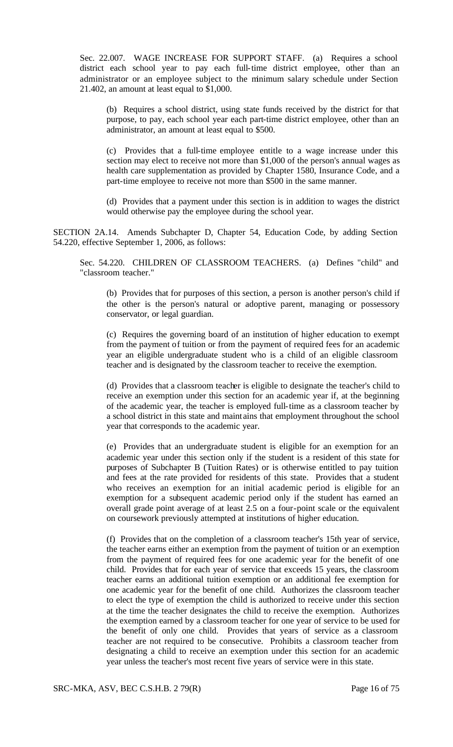Sec. 22.007. WAGE INCREASE FOR SUPPORT STAFF. (a) Requires a school district each school year to pay each full-time district employee, other than an administrator or an employee subject to the minimum salary schedule under Section 21.402, an amount at least equal to $1,000.

(b) Requires a school district, using state funds received by the district for that purpose, to pay, each school year each part-time district employee, other than an administrator, an amount at least equal to $500.

(c) Provides that a full-time employee entitle to a wage increase under this section may elect to receive not more than $1,000 of the person's annual wages as health care supplementation as provided by Chapter 1580, Insurance Code, and a part-time employee to receive not more than $500 in the same manner.

(d) Provides that a payment under this section is in addition to wages the district would otherwise pay the employee during the school year.

SECTION 2A.14. Amends Subchapter D, Chapter 54, Education Code, by adding Section 54.220, effective September 1, 2006, as follows:

Sec. 54.220. CHILDREN OF CLASSROOM TEACHERS. (a) Defines "child" and "classroom teacher."

(b) Provides that for purposes of this section, a person is another person's child if the other is the person's natural or adoptive parent, managing or possessory conservator, or legal guardian.

(c) Requires the governing board of an institution of higher education to exempt from the payment of tuition or from the payment of required fees for an academic year an eligible undergraduate student who is a child of an eligible classroom teacher and is designated by the classroom teacher to receive the exemption.

(d) Provides that a classroom teacher is eligible to designate the teacher's child to receive an exemption under this section for an academic year if, at the beginning of the academic year, the teacher is employed full-time as a classroom teacher by a school district in this state and maintains that employment throughout the school year that corresponds to the academic year.

(e) Provides that an undergraduate student is eligible for an exemption for an academic year under this section only if the student is a resident of this state for purposes of Subchapter B (Tuition Rates) or is otherwise entitled to pay tuition and fees at the rate provided for residents of this state. Provides that a student who receives an exemption for an initial academic period is eligible for an exemption for a subsequent academic period only if the student has earned an overall grade point average of at least 2.5 on a four-point scale or the equivalent on coursework previously attempted at institutions of higher education.

(f) Provides that on the completion of a classroom teacher's 15th year of service, the teacher earns either an exemption from the payment of tuition or an exemption from the payment of required fees for one academic year for the benefit of one child. Provides that for each year of service that exceeds 15 years, the classroom teacher earns an additional tuition exemption or an additional fee exemption for one academic year for the benefit of one child. Authorizes the classroom teacher to elect the type of exemption the child is authorized to receive under this section at the time the teacher designates the child to receive the exemption. Authorizes the exemption earned by a classroom teacher for one year of service to be used for the benefit of only one child. Provides that years of service as a classroom teacher are not required to be consecutive. Prohibits a classroom teacher from designating a child to receive an exemption under this section for an academic year unless the teacher's most recent five years of service were in this state.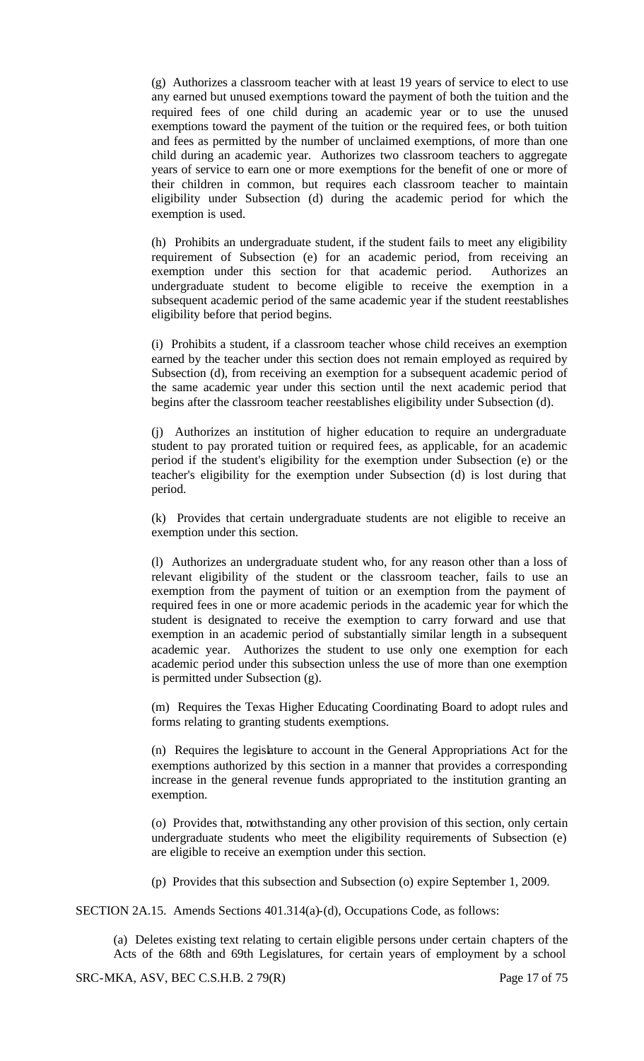(g) Authorizes a classroom teacher with at least 19 years of service to elect to use any earned but unused exemptions toward the payment of both the tuition and the required fees of one child during an academic year or to use the unused exemptions toward the payment of the tuition or the required fees, or both tuition and fees as permitted by the number of unclaimed exemptions, of more than one child during an academic year. Authorizes two classroom teachers to aggregate years of service to earn one or more exemptions for the benefit of one or more of their children in common, but requires each classroom teacher to maintain eligibility under Subsection (d) during the academic period for which the exemption is used.

(h) Prohibits an undergraduate student, if the student fails to meet any eligibility requirement of Subsection (e) for an academic period, from receiving an exemption under this section for that academic period. Authorizes an undergraduate student to become eligible to receive the exemption in a subsequent academic period of the same academic year if the student reestablishes eligibility before that period begins.

(i) Prohibits a student, if a classroom teacher whose child receives an exemption earned by the teacher under this section does not remain employed as required by Subsection (d), from receiving an exemption for a subsequent academic period of the same academic year under this section until the next academic period that begins after the classroom teacher reestablishes eligibility under Subsection (d).

(j) Authorizes an institution of higher education to require an undergraduate student to pay prorated tuition or required fees, as applicable, for an academic period if the student's eligibility for the exemption under Subsection (e) or the teacher's eligibility for the exemption under Subsection (d) is lost during that period.

(k) Provides that certain undergraduate students are not eligible to receive an exemption under this section.

(l) Authorizes an undergraduate student who, for any reason other than a loss of relevant eligibility of the student or the classroom teacher, fails to use an exemption from the payment of tuition or an exemption from the payment of required fees in one or more academic periods in the academic year for which the student is designated to receive the exemption to carry forward and use that exemption in an academic period of substantially similar length in a subsequent academic year. Authorizes the student to use only one exemption for each academic period under this subsection unless the use of more than one exemption is permitted under Subsection (g).

(m) Requires the Texas Higher Educating Coordinating Board to adopt rules and forms relating to granting students exemptions.

(n) Requires the legislature to account in the General Appropriations Act for the exemptions authorized by this section in a manner that provides a corresponding increase in the general revenue funds appropriated to the institution granting an exemption.

(o) Provides that, notwithstanding any other provision of this section, only certain undergraduate students who meet the eligibility requirements of Subsection (e) are eligible to receive an exemption under this section.

(p) Provides that this subsection and Subsection (o) expire September 1, 2009.

SECTION 2A.15. Amends Sections 401.314(a)-(d), Occupations Code, as follows:

(a) Deletes existing text relating to certain eligible persons under certain chapters of the Acts of the 68th and 69th Legislatures, for certain years of employment by a school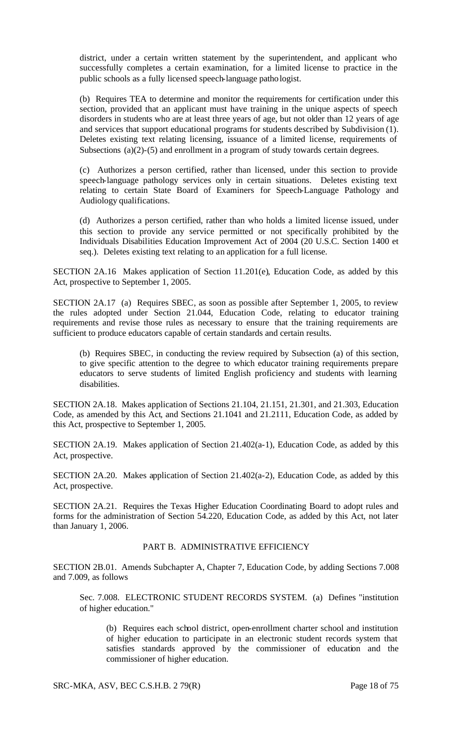district, under a certain written statement by the superintendent, and applicant who successfully completes a certain examination, for a limited license to practice in the public schools as a fully licensed speech-language pathologist.

(b) Requires TEA to determine and monitor the requirements for certification under this section, provided that an applicant must have training in the unique aspects of speech disorders in students who are at least three years of age, but not older than 12 years of age and services that support educational programs for students described by Subdivision (1). Deletes existing text relating licensing, issuance of a limited license, requirements of Subsections (a)(2)-(5) and enrollment in a program of study towards certain degrees.

(c) Authorizes a person certified, rather than licensed, under this section to provide speech-language pathology services only in certain situations. Deletes existing text relating to certain State Board of Examiners for Speech-Language Pathology and Audiology qualifications.

(d) Authorizes a person certified, rather than who holds a limited license issued, under this section to provide any service permitted or not specifically prohibited by the Individuals Disabilities Education Improvement Act of 2004 (20 U.S.C. Section 1400 et seq.). Deletes existing text relating to an application for a full license.

SECTION 2A.16 Makes application of Section 11.201(e), Education Code, as added by this Act, prospective to September 1, 2005.

SECTION 2A.17 (a) Requires SBEC, as soon as possible after September 1, 2005, to review the rules adopted under Section 21.044, Education Code, relating to educator training requirements and revise those rules as necessary to ensure that the training requirements are sufficient to produce educators capable of certain standards and certain results.

(b) Requires SBEC, in conducting the review required by Subsection (a) of this section, to give specific attention to the degree to which educator training requirements prepare educators to serve students of limited English proficiency and students with learning disabilities.

SECTION 2A.18. Makes application of Sections 21.104, 21.151, 21.301, and 21.303, Education Code, as amended by this Act, and Sections 21.1041 and 21.2111, Education Code, as added by this Act, prospective to September 1, 2005.

SECTION 2A.19. Makes application of Section 21.402(a-1), Education Code, as added by this Act, prospective.

SECTION 2A.20. Makes application of Section 21.402(a-2), Education Code, as added by this Act, prospective.

SECTION 2A.21. Requires the Texas Higher Education Coordinating Board to adopt rules and forms for the administration of Section 54.220, Education Code, as added by this Act, not later than January 1, 2006.

## PART B. ADMINISTRATIVE EFFICIENCY

SECTION 2B.01. Amends Subchapter A, Chapter 7, Education Code, by adding Sections 7.008 and 7.009, as follows

Sec. 7.008. ELECTRONIC STUDENT RECORDS SYSTEM. (a) Defines "institution of higher education."

(b) Requires each school district, open-enrollment charter school and institution of higher education to participate in an electronic student records system that satisfies standards approved by the commissioner of education and the commissioner of higher education.

SRC-MKA, ASV, BEC C.S.H.B. 2 79(R)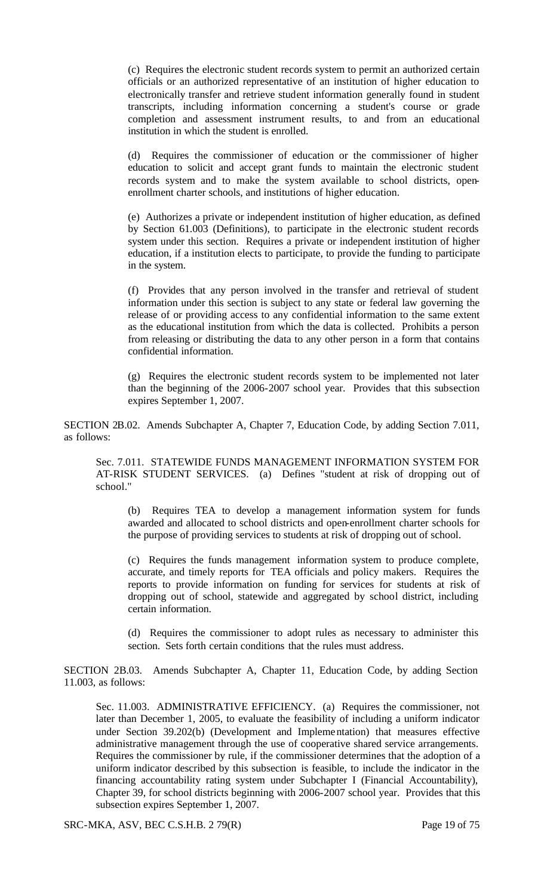(c) Requires the electronic student records system to permit an authorized certain officials or an authorized representative of an institution of higher education to electronically transfer and retrieve student information generally found in student transcripts, including information concerning a student's course or grade completion and assessment instrument results, to and from an educational institution in which the student is enrolled.

(d) Requires the commissioner of education or the commissioner of higher education to solicit and accept grant funds to maintain the electronic student records system and to make the system available to school districts, open-enrollment charter schools, and institutions of higher education.

(e) Authorizes a private or independent institution of higher education, as defined by Section 61.003 (Definitions), to participate in the electronic student records system under this section. Requires a private or independent institution of higher education, if a institution elects to participate, to provide the funding to participate in the system.

(f) Provides that any person involved in the transfer and retrieval of student information under this section is subject to any state or federal law governing the release of or providing access to any confidential information to the same extent as the educational institution from which the data is collected. Prohibits a person from releasing or distributing the data to any other person in a form that contains confidential information.

(g) Requires the electronic student records system to be implemented not later than the beginning of the 2006-2007 school year. Provides that this subsection expires September 1, 2007.

SECTION 2B.02. Amends Subchapter A, Chapter 7, Education Code, by adding Section 7.011, as follows:

Sec. 7.011. STATEWIDE FUNDS MANAGEMENT INFORMATION SYSTEM FOR AT-RISK STUDENT SERVICES. (a) Defines "student at risk of dropping out of school."

(b) Requires TEA to develop a management information system for funds awarded and allocated to school districts and open-enrollment charter schools for the purpose of providing services to students at risk of dropping out of school.

(c) Requires the funds management information system to produce complete, accurate, and timely reports for TEA officials and policy makers. Requires the reports to provide information on funding for services for students at risk of dropping out of school, statewide and aggregated by school district, including certain information.

(d) Requires the commissioner to adopt rules as necessary to administer this section. Sets forth certain conditions that the rules must address.

SECTION 2B.03. Amends Subchapter A, Chapter 11, Education Code, by adding Section 11.003, as follows:

Sec. 11.003. ADMINISTRATIVE EFFICIENCY. (a) Requires the commissioner, not later than December 1, 2005, to evaluate the feasibility of including a uniform indicator under Section 39.202(b) (Development and Implementation) that measures effective administrative management through the use of cooperative shared service arrangements. Requires the commissioner by rule, if the commissioner determines that the adoption of a uniform indicator described by this subsection is feasible, to include the indicator in the financing accountability rating system under Subchapter I (Financial Accountability), Chapter 39, for school districts beginning with 2006-2007 school year. Provides that this subsection expires September 1, 2007.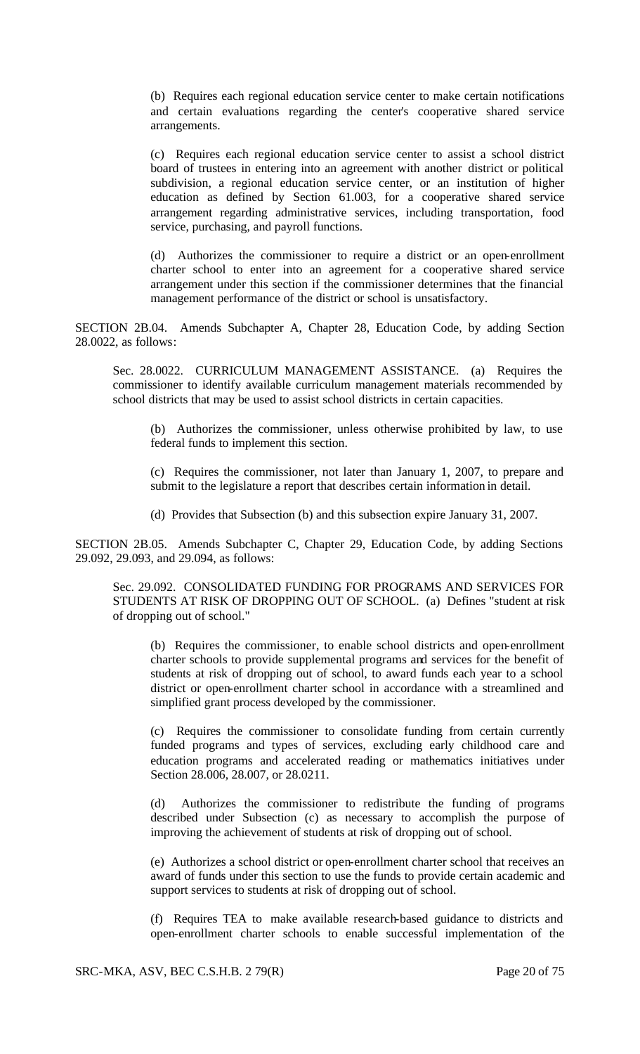(b) Requires each regional education service center to make certain notifications and certain evaluations regarding the center's cooperative shared service arrangements.

(c) Requires each regional education service center to assist a school district board of trustees in entering into an agreement with another district or political subdivision, a regional education service center, or an institution of higher education as defined by Section 61.003, for a cooperative shared service arrangement regarding administrative services, including transportation, food service, purchasing, and payroll functions.

(d) Authorizes the commissioner to require a district or an open-enrollment charter school to enter into an agreement for a cooperative shared service arrangement under this section if the commissioner determines that the financial management performance of the district or school is unsatisfactory.

SECTION 2B.04. Amends Subchapter A, Chapter 28, Education Code, by adding Section 28.0022, as follows:

Sec. 28.0022. CURRICULUM MANAGEMENT ASSISTANCE. (a) Requires the commissioner to identify available curriculum management materials recommended by school districts that may be used to assist school districts in certain capacities.

(b) Authorizes the commissioner, unless otherwise prohibited by law, to use federal funds to implement this section.

(c) Requires the commissioner, not later than January 1, 2007, to prepare and submit to the legislature a report that describes certain information in detail.

(d) Provides that Subsection (b) and this subsection expire January 31, 2007.

SECTION 2B.05. Amends Subchapter C, Chapter 29, Education Code, by adding Sections 29.092, 29.093, and 29.094, as follows:

Sec. 29.092. CONSOLIDATED FUNDING FOR PROGRAMS AND SERVICES FOR STUDENTS AT RISK OF DROPPING OUT OF SCHOOL. (a) Defines "student at risk of dropping out of school."

(b) Requires the commissioner, to enable school districts and open-enrollment charter schools to provide supplemental programs and services for the benefit of students at risk of dropping out of school, to award funds each year to a school district or open-enrollment charter school in accordance with a streamlined and simplified grant process developed by the commissioner.

(c) Requires the commissioner to consolidate funding from certain currently funded programs and types of services, excluding early childhood care and education programs and accelerated reading or mathematics initiatives under Section 28.006, 28.007, or 28.0211.

(d) Authorizes the commissioner to redistribute the funding of programs described under Subsection (c) as necessary to accomplish the purpose of improving the achievement of students at risk of dropping out of school.

(e) Authorizes a school district or open-enrollment charter school that receives an award of funds under this section to use the funds to provide certain academic and support services to students at risk of dropping out of school.

(f) Requires TEA to make available research-based guidance to districts and open-enrollment charter schools to enable successful implementation of the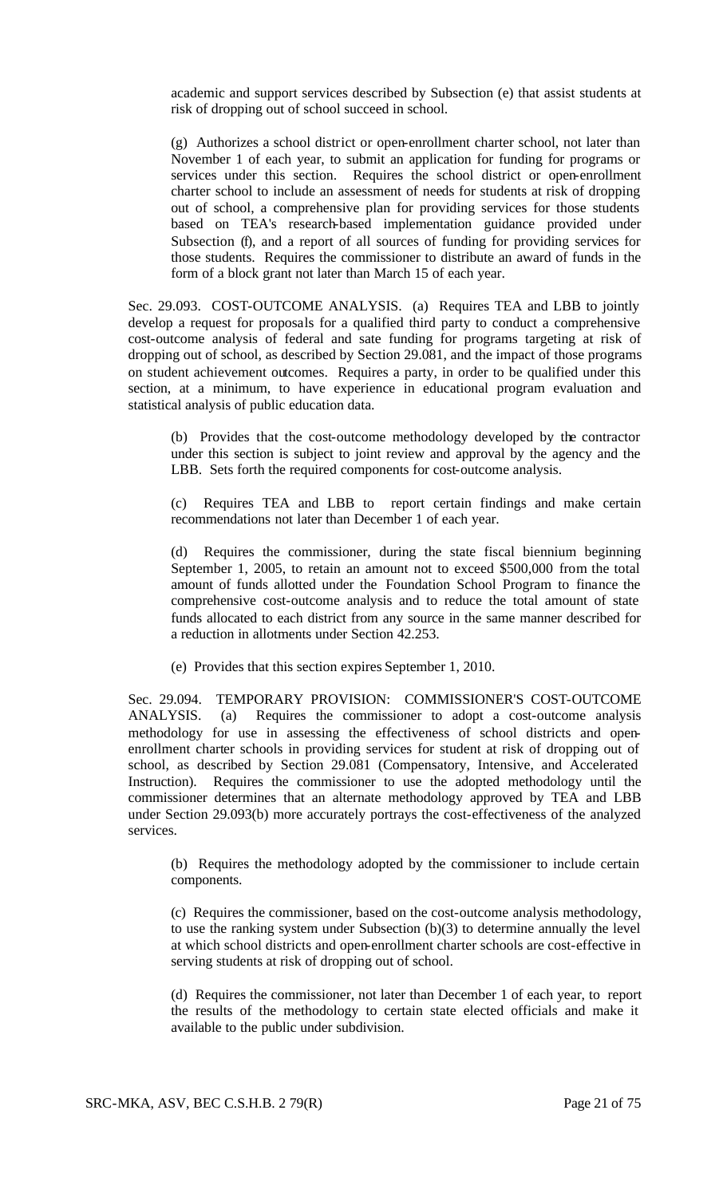academic and support services described by Subsection (e) that assist students at risk of dropping out of school succeed in school.

(g) Authorizes a school district or open-enrollment charter school, not later than November 1 of each year, to submit an application for funding for programs or services under this section. Requires the school district or open-enrollment charter school to include an assessment of needs for students at risk of dropping out of school, a comprehensive plan for providing services for those students based on TEA's research-based implementation guidance provided under Subsection (f), and a report of all sources of funding for providing services for those students. Requires the commissioner to distribute an award of funds in the form of a block grant not later than March 15 of each year.

Sec. 29.093. COST-OUTCOME ANALYSIS. (a) Requires TEA and LBB to jointly develop a request for proposals for a qualified third party to conduct a comprehensive cost-outcome analysis of federal and sate funding for programs targeting at risk of dropping out of school, as described by Section 29.081, and the impact of those programs on student achievement outcomes. Requires a party, in order to be qualified under this section, at a minimum, to have experience in educational program evaluation and statistical analysis of public education data.

(b) Provides that the cost-outcome methodology developed by the contractor under this section is subject to joint review and approval by the agency and the LBB. Sets forth the required components for cost-outcome analysis.

(c) Requires TEA and LBB to report certain findings and make certain recommendations not later than December 1 of each year.

(d) Requires the commissioner, during the state fiscal biennium beginning September 1, 2005, to retain an amount not to exceed $500,000 from the total amount of funds allotted under the Foundation School Program to finance the comprehensive cost-outcome analysis and to reduce the total amount of state funds allocated to each district from any source in the same manner described for a reduction in allotments under Section 42.253.

(e) Provides that this section expires September 1, 2010.

Sec. 29.094. TEMPORARY PROVISION: COMMISSIONER'S COST-OUTCOME ANALYSIS. (a) Requires the commissioner to adopt a cost-outcome analysis methodology for use in assessing the effectiveness of school districts and open-enrollment charter schools in providing services for student at risk of dropping out of school, as described by Section 29.081 (Compensatory, Intensive, and Accelerated Instruction). Requires the commissioner to use the adopted methodology until the commissioner determines that an alternate methodology approved by TEA and LBB under Section 29.093(b) more accurately portrays the cost-effectiveness of the analyzed services.

(b) Requires the methodology adopted by the commissioner to include certain components.

(c) Requires the commissioner, based on the cost-outcome analysis methodology, to use the ranking system under Subsection (b)(3) to determine annually the level at which school districts and open-enrollment charter schools are cost-effective in serving students at risk of dropping out of school.

(d) Requires the commissioner, not later than December 1 of each year, to report the results of the methodology to certain state elected officials and make it available to the public under subdivision.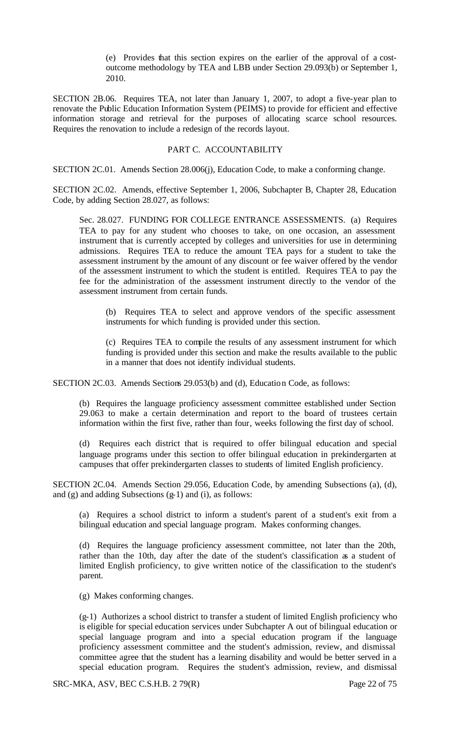(e) Provides that this section expires on the earlier of the approval of a cost-outcome methodology by TEA and LBB under Section 29.093(b) or September 1, 2010.

SECTION 2B.06. Requires TEA, not later than January 1, 2007, to adopt a five-year plan to renovate the Public Education Information System (PEIMS) to provide for efficient and effective information storage and retrieval for the purposes of allocating scarce school resources. Requires the renovation to include a redesign of the records layout.

## PART C. ACCOUNTABILITY

SECTION 2C.01. Amends Section 28.006(j), Education Code, to make a conforming change.

SECTION 2C.02. Amends, effective September 1, 2006, Subchapter B, Chapter 28, Education Code, by adding Section 28.027, as follows:

Sec. 28.027. FUNDING FOR COLLEGE ENTRANCE ASSESSMENTS. (a) Requires TEA to pay for any student who chooses to take, on one occasion, an assessment instrument that is currently accepted by colleges and universities for use in determining admissions. Requires TEA to reduce the amount TEA pays for a student to take the assessment instrument by the amount of any discount or fee waiver offered by the vendor of the assessment instrument to which the student is entitled. Requires TEA to pay the fee for the administration of the assessment instrument directly to the vendor of the assessment instrument from certain funds.

(b) Requires TEA to select and approve vendors of the specific assessment instruments for which funding is provided under this section.

(c) Requires TEA to compile the results of any assessment instrument for which funding is provided under this section and make the results available to the public in a manner that does not identify individual students.

SECTION 2C.03. Amends Sections 29.053(b) and (d), Education Code, as follows:

(b) Requires the language proficiency assessment committee established under Section 29.063 to make a certain determination and report to the board of trustees certain information within the first five, rather than four, weeks following the first day of school.

(d) Requires each district that is required to offer bilingual education and special language programs under this section to offer bilingual education in prekindergarten at campuses that offer prekindergarten classes to students of limited English proficiency.

SECTION 2C.04. Amends Section 29.056, Education Code, by amending Subsections (a), (d), and (g) and adding Subsections (g-1) and (i), as follows:

(a) Requires a school district to inform a student's parent of a student's exit from a bilingual education and special language program. Makes conforming changes.

(d) Requires the language proficiency assessment committee, not later than the 20th, rather than the 10th, day after the date of the student's classification as a student of limited English proficiency, to give written notice of the classification to the student's parent.

(g) Makes conforming changes.

(g-1) Authorizes a school district to transfer a student of limited English proficiency who is eligible for special education services under Subchapter A out of bilingual education or special language program and into a special education program if the language proficiency assessment committee and the student's admission, review, and dismissal committee agree that the student has a learning disability and would be better served in a special education program. Requires the student's admission, review, and dismissal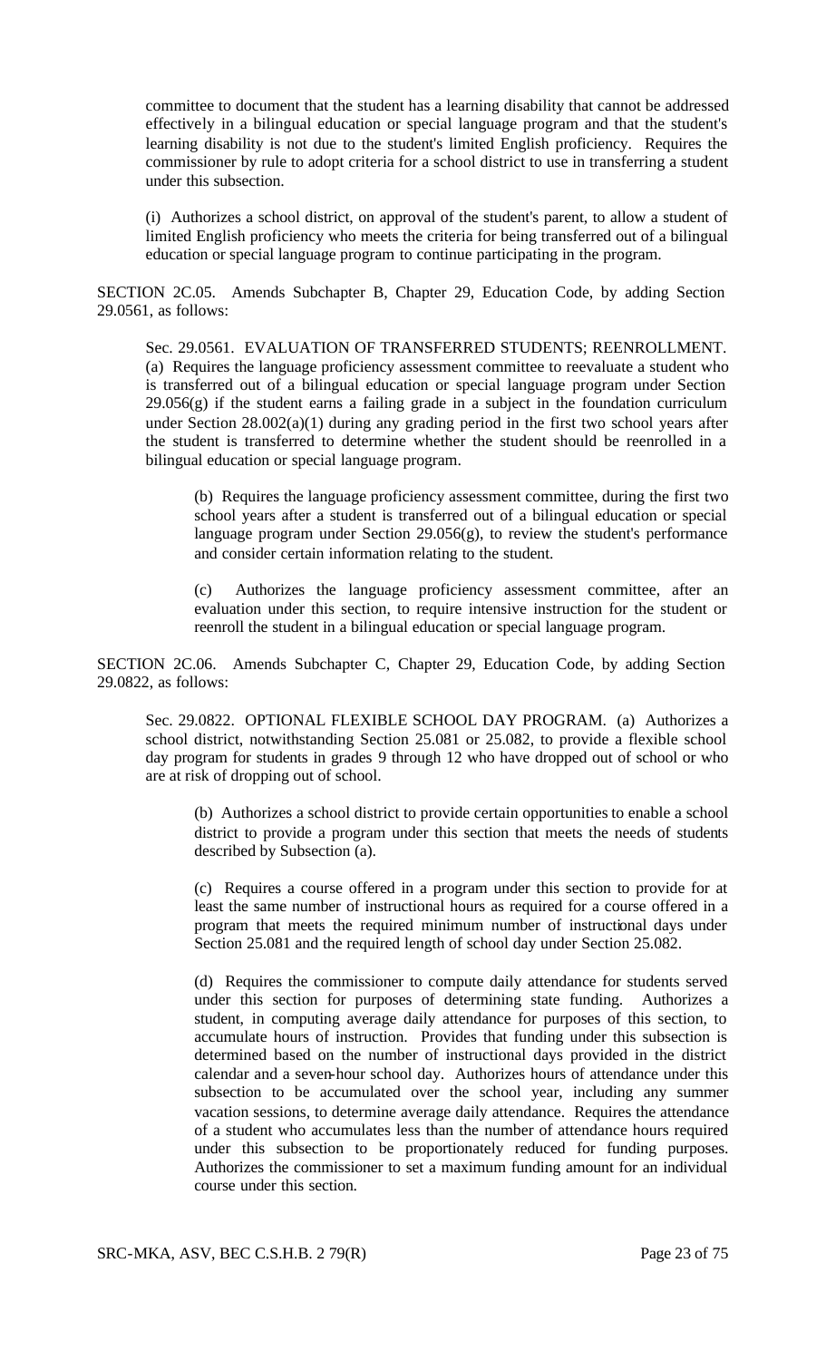committee to document that the student has a learning disability that cannot be addressed effectively in a bilingual education or special language program and that the student's learning disability is not due to the student's limited English proficiency. Requires the commissioner by rule to adopt criteria for a school district to use in transferring a student under this subsection.

(i) Authorizes a school district, on approval of the student's parent, to allow a student of limited English proficiency who meets the criteria for being transferred out of a bilingual education or special language program to continue participating in the program.

SECTION 2C.05. Amends Subchapter B, Chapter 29, Education Code, by adding Section 29.0561, as follows:

Sec. 29.0561. EVALUATION OF TRANSFERRED STUDENTS; REENROLLMENT. (a) Requires the language proficiency assessment committee to reevaluate a student who is transferred out of a bilingual education or special language program under Section 29.056(g) if the student earns a failing grade in a subject in the foundation curriculum under Section 28.002(a)(1) during any grading period in the first two school years after the student is transferred to determine whether the student should be reenrolled in a bilingual education or special language program.

(b) Requires the language proficiency assessment committee, during the first two school years after a student is transferred out of a bilingual education or special language program under Section 29.056(g), to review the student's performance and consider certain information relating to the student.

(c) Authorizes the language proficiency assessment committee, after an evaluation under this section, to require intensive instruction for the student or reenroll the student in a bilingual education or special language program.

SECTION 2C.06. Amends Subchapter C, Chapter 29, Education Code, by adding Section 29.0822, as follows:

Sec. 29.0822. OPTIONAL FLEXIBLE SCHOOL DAY PROGRAM. (a) Authorizes a school district, notwithstanding Section 25.081 or 25.082, to provide a flexible school day program for students in grades 9 through 12 who have dropped out of school or who are at risk of dropping out of school.

(b) Authorizes a school district to provide certain opportunities to enable a school district to provide a program under this section that meets the needs of students described by Subsection (a).

(c) Requires a course offered in a program under this section to provide for at least the same number of instructional hours as required for a course offered in a program that meets the required minimum number of instructional days under Section 25.081 and the required length of school day under Section 25.082.

(d) Requires the commissioner to compute daily attendance for students served under this section for purposes of determining state funding. Authorizes a student, in computing average daily attendance for purposes of this section, to accumulate hours of instruction. Provides that funding under this subsection is determined based on the number of instructional days provided in the district calendar and a seven-hour school day. Authorizes hours of attendance under this subsection to be accumulated over the school year, including any summer vacation sessions, to determine average daily attendance. Requires the attendance of a student who accumulates less than the number of attendance hours required under this subsection to be proportionately reduced for funding purposes. Authorizes the commissioner to set a maximum funding amount for an individual course under this section.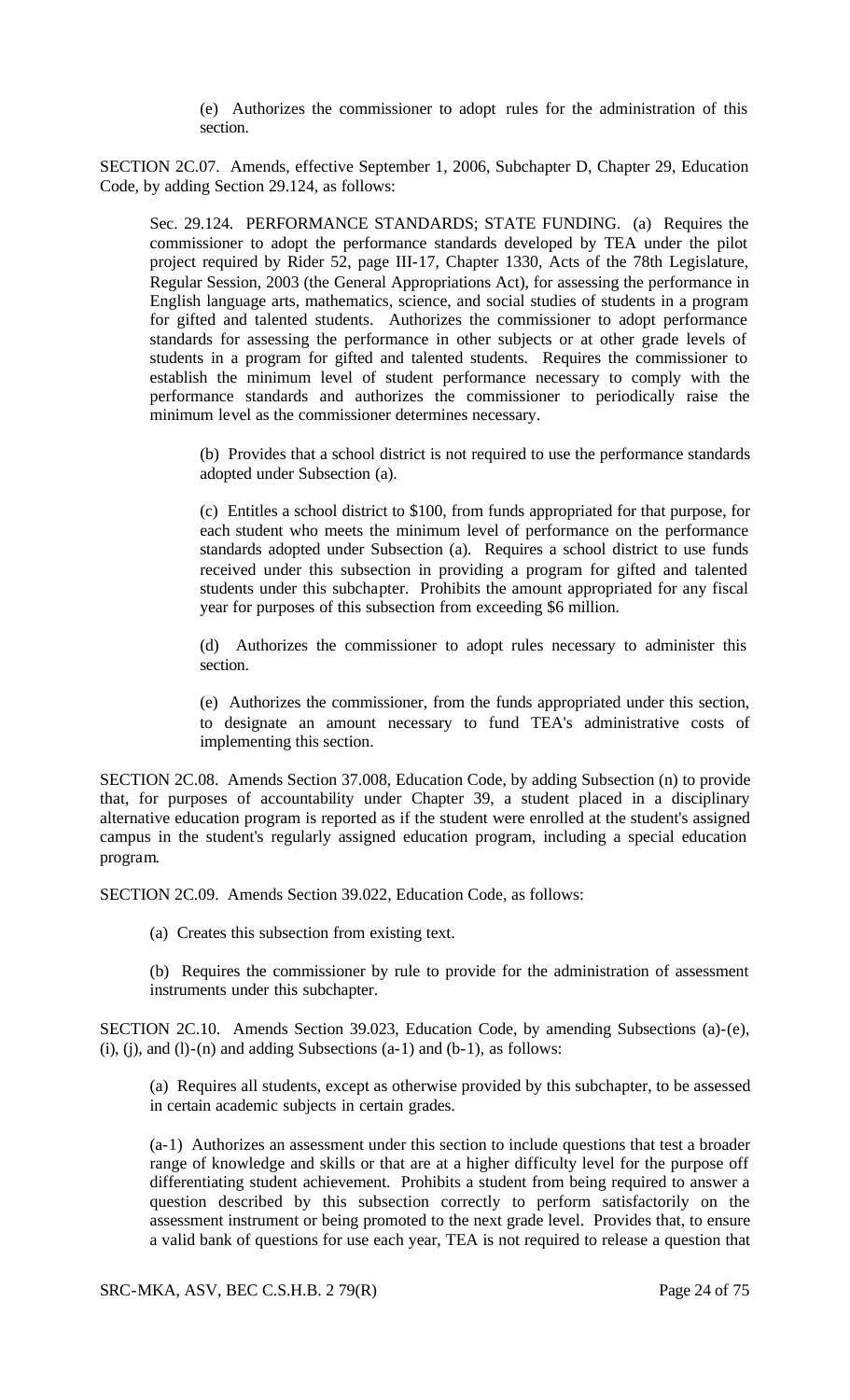(e) Authorizes the commissioner to adopt rules for the administration of this section.

SECTION 2C.07. Amends, effective September 1, 2006, Subchapter D, Chapter 29, Education Code, by adding Section 29.124, as follows:

Sec. 29.124. PERFORMANCE STANDARDS; STATE FUNDING. (a) Requires the commissioner to adopt the performance standards developed by TEA under the pilot project required by Rider 52, page III-17, Chapter 1330, Acts of the 78th Legislature, Regular Session, 2003 (the General Appropriations Act), for assessing the performance in English language arts, mathematics, science, and social studies of students in a program for gifted and talented students. Authorizes the commissioner to adopt performance standards for assessing the performance in other subjects or at other grade levels of students in a program for gifted and talented students. Requires the commissioner to establish the minimum level of student performance necessary to comply with the performance standards and authorizes the commissioner to periodically raise the minimum level as the commissioner determines necessary.

(b) Provides that a school district is not required to use the performance standards adopted under Subsection (a).

(c) Entitles a school district to $100, from funds appropriated for that purpose, for each student who meets the minimum level of performance on the performance standards adopted under Subsection (a). Requires a school district to use funds received under this subsection in providing a program for gifted and talented students under this subchapter. Prohibits the amount appropriated for any fiscal year for purposes of this subsection from exceeding $6 million.

(d) Authorizes the commissioner to adopt rules necessary to administer this section.

(e) Authorizes the commissioner, from the funds appropriated under this section, to designate an amount necessary to fund TEA's administrative costs of implementing this section.

SECTION 2C.08. Amends Section 37.008, Education Code, by adding Subsection (n) to provide that, for purposes of accountability under Chapter 39, a student placed in a disciplinary alternative education program is reported as if the student were enrolled at the student's assigned campus in the student's regularly assigned education program, including a special education program.

SECTION 2C.09. Amends Section 39.022, Education Code, as follows:

(a) Creates this subsection from existing text.

(b) Requires the commissioner by rule to provide for the administration of assessment instruments under this subchapter.

SECTION 2C.10. Amends Section 39.023, Education Code, by amending Subsections (a)-(e), (i), (j), and (l)-(n) and adding Subsections (a-1) and (b-1), as follows:

(a) Requires all students, except as otherwise provided by this subchapter, to be assessed in certain academic subjects in certain grades.

(a-1) Authorizes an assessment under this section to include questions that test a broader range of knowledge and skills or that are at a higher difficulty level for the purpose off differentiating student achievement. Prohibits a student from being required to answer a question described by this subsection correctly to perform satisfactorily on the assessment instrument or being promoted to the next grade level. Provides that, to ensure a valid bank of questions for use each year, TEA is not required to release a question that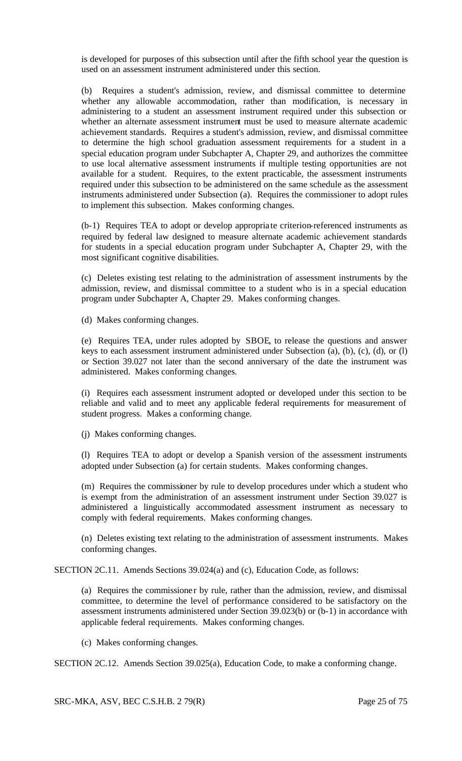is developed for purposes of this subsection until after the fifth school year the question is used on an assessment instrument administered under this section.

(b) Requires a student's admission, review, and dismissal committee to determine whether any allowable accommodation, rather than modification, is necessary in administering to a student an assessment instrument required under this subsection or whether an alternate assessment instrument must be used to measure alternate academic achievement standards. Requires a student's admission, review, and dismissal committee to determine the high school graduation assessment requirements for a student in a special education program under Subchapter A, Chapter 29, and authorizes the committee to use local alternative assessment instruments if multiple testing opportunities are not available for a student. Requires, to the extent practicable, the assessment instruments required under this subsection to be administered on the same schedule as the assessment instruments administered under Subsection (a). Requires the commissioner to adopt rules to implement this subsection. Makes conforming changes.

(b-1) Requires TEA to adopt or develop appropriate criterion-referenced instruments as required by federal law designed to measure alternate academic achievement standards for students in a special education program under Subchapter A, Chapter 29, with the most significant cognitive disabilities.

(c) Deletes existing test relating to the administration of assessment instruments by the admission, review, and dismissal committee to a student who is in a special education program under Subchapter A, Chapter 29. Makes conforming changes.

(d) Makes conforming changes.

(e) Requires TEA, under rules adopted by SBOE, to release the questions and answer keys to each assessment instrument administered under Subsection (a), (b), (c), (d), or (l) or Section 39.027 not later than the second anniversary of the date the instrument was administered. Makes conforming changes.

(i) Requires each assessment instrument adopted or developed under this section to be reliable and valid and to meet any applicable federal requirements for measurement of student progress. Makes a conforming change.

(j) Makes conforming changes.

(l) Requires TEA to adopt or develop a Spanish version of the assessment instruments adopted under Subsection (a) for certain students. Makes conforming changes.

(m) Requires the commissioner by rule to develop procedures under which a student who is exempt from the administration of an assessment instrument under Section 39.027 is administered a linguistically accommodated assessment instrument as necessary to comply with federal requirements. Makes conforming changes.

(n) Deletes existing text relating to the administration of assessment instruments. Makes conforming changes.

SECTION 2C.11. Amends Sections 39.024(a) and (c), Education Code, as follows:

(a) Requires the commissioner by rule, rather than the admission, review, and dismissal committee, to determine the level of performance considered to be satisfactory on the assessment instruments administered under Section 39.023(b) or (b-1) in accordance with applicable federal requirements. Makes conforming changes.

(c) Makes conforming changes.

SECTION 2C.12. Amends Section 39.025(a), Education Code, to make a conforming change.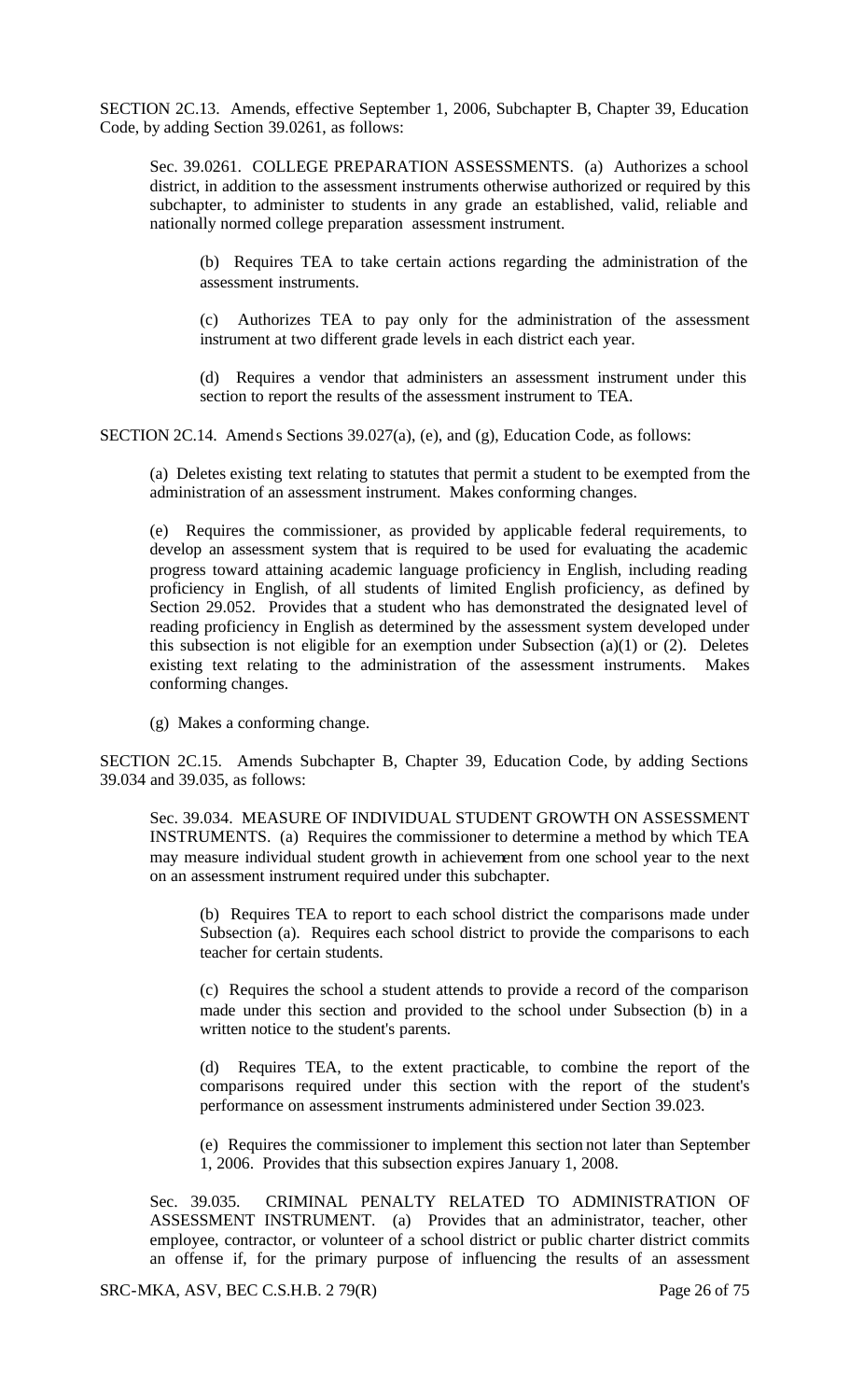SECTION 2C.13. Amends, effective September 1, 2006, Subchapter B, Chapter 39, Education Code, by adding Section 39.0261, as follows:

Sec. 39.0261. COLLEGE PREPARATION ASSESSMENTS. (a) Authorizes a school district, in addition to the assessment instruments otherwise authorized or required by this subchapter, to administer to students in any grade an established, valid, reliable and nationally normed college preparation assessment instrument.

(b) Requires TEA to take certain actions regarding the administration of the assessment instruments.

(c) Authorizes TEA to pay only for the administration of the assessment instrument at two different grade levels in each district each year.

(d) Requires a vendor that administers an assessment instrument under this section to report the results of the assessment instrument to TEA.

SECTION 2C.14. Amends Sections 39.027(a), (e), and (g), Education Code, as follows:

(a) Deletes existing text relating to statutes that permit a student to be exempted from the administration of an assessment instrument. Makes conforming changes.

(e) Requires the commissioner, as provided by applicable federal requirements, to develop an assessment system that is required to be used for evaluating the academic progress toward attaining academic language proficiency in English, including reading proficiency in English, of all students of limited English proficiency, as defined by Section 29.052. Provides that a student who has demonstrated the designated level of reading proficiency in English as determined by the assessment system developed under this subsection is not eligible for an exemption under Subsection (a)(1) or (2). Deletes existing text relating to the administration of the assessment instruments. Makes conforming changes.

(g) Makes a conforming change.

SECTION 2C.15. Amends Subchapter B, Chapter 39, Education Code, by adding Sections 39.034 and 39.035, as follows:

Sec. 39.034. MEASURE OF INDIVIDUAL STUDENT GROWTH ON ASSESSMENT INSTRUMENTS. (a) Requires the commissioner to determine a method by which TEA may measure individual student growth in achievement from one school year to the next on an assessment instrument required under this subchapter.

(b) Requires TEA to report to each school district the comparisons made under Subsection (a). Requires each school district to provide the comparisons to each teacher for certain students.

(c) Requires the school a student attends to provide a record of the comparison made under this section and provided to the school under Subsection (b) in a written notice to the student's parents.

(d) Requires TEA, to the extent practicable, to combine the report of the comparisons required under this section with the report of the student's performance on assessment instruments administered under Section 39.023.

(e) Requires the commissioner to implement this section not later than September 1, 2006. Provides that this subsection expires January 1, 2008.

Sec. 39.035. CRIMINAL PENALTY RELATED TO ADMINISTRATION OF ASSESSMENT INSTRUMENT. (a) Provides that an administrator, teacher, other employee, contractor, or volunteer of a school district or public charter district commits an offense if, for the primary purpose of influencing the results of an assessment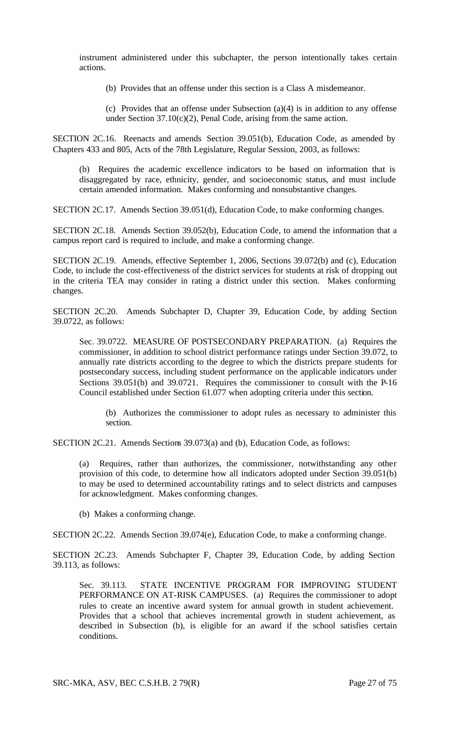instrument administered under this subchapter, the person intentionally takes certain actions.

(b) Provides that an offense under this section is a Class A misdemeanor.

(c) Provides that an offense under Subsection (a)(4) is in addition to any offense under Section 37.10(c)(2), Penal Code, arising from the same action.

SECTION 2C.16. Reenacts and amends Section 39.051(b), Education Code, as amended by Chapters 433 and 805, Acts of the 78th Legislature, Regular Session, 2003, as follows:

(b) Requires the academic excellence indicators to be based on information that is disaggregated by race, ethnicity, gender, and socioeconomic status, and must include certain amended information. Makes conforming and nonsubstantive changes.

SECTION 2C.17. Amends Section 39.051(d), Education Code, to make conforming changes.

SECTION 2C.18. Amends Section 39.052(b), Education Code, to amend the information that a campus report card is required to include, and make a conforming change.

SECTION 2C.19. Amends, effective September 1, 2006, Sections 39.072(b) and (c), Education Code, to include the cost-effectiveness of the district services for students at risk of dropping out in the criteria TEA may consider in rating a district under this section. Makes conforming changes.

SECTION 2C.20. Amends Subchapter D, Chapter 39, Education Code, by adding Section 39.0722, as follows:

Sec. 39.0722. MEASURE OF POSTSECONDARY PREPARATION. (a) Requires the commissioner, in addition to school district performance ratings under Section 39.072, to annually rate districts according to the degree to which the districts prepare students for postsecondary success, including student performance on the applicable indicators under Sections 39.051(b) and 39.0721. Requires the commissioner to consult with the P-16 Council established under Section 61.077 when adopting criteria under this section.

(b) Authorizes the commissioner to adopt rules as necessary to administer this section.

SECTION 2C.21. Amends Sections 39.073(a) and (b), Education Code, as follows:

(a) Requires, rather than authorizes, the commissioner, notwithstanding any other provision of this code, to determine how all indicators adopted under Section 39.051(b) to may be used to determined accountability ratings and to select districts and campuses for acknowledgment. Makes conforming changes.

(b) Makes a conforming change.

SECTION 2C.22. Amends Section 39.074(e), Education Code, to make a conforming change.

SECTION 2C.23. Amends Subchapter F, Chapter 39, Education Code, by adding Section 39.113, as follows:

Sec. 39.113. STATE INCENTIVE PROGRAM FOR IMPROVING STUDENT PERFORMANCE ON AT-RISK CAMPUSES. (a) Requires the commissioner to adopt rules to create an incentive award system for annual growth in student achievement. Provides that a school that achieves incremental growth in student achievement, as described in Subsection (b), is eligible for an award if the school satisfies certain conditions.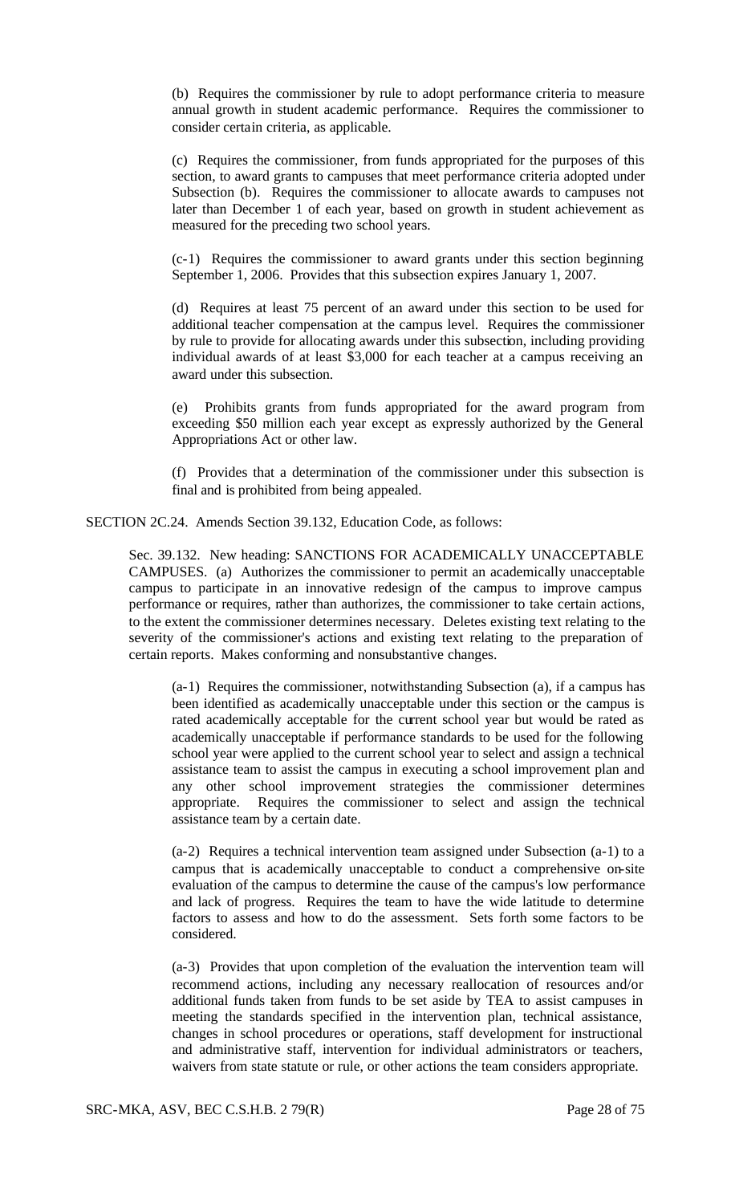(b) Requires the commissioner by rule to adopt performance criteria to measure annual growth in student academic performance. Requires the commissioner to consider certain criteria, as applicable.

(c) Requires the commissioner, from funds appropriated for the purposes of this section, to award grants to campuses that meet performance criteria adopted under Subsection (b). Requires the commissioner to allocate awards to campuses not later than December 1 of each year, based on growth in student achievement as measured for the preceding two school years.

(c-1) Requires the commissioner to award grants under this section beginning September 1, 2006. Provides that this subsection expires January 1, 2007.

(d) Requires at least 75 percent of an award under this section to be used for additional teacher compensation at the campus level. Requires the commissioner by rule to provide for allocating awards under this subsection, including providing individual awards of at least $3,000 for each teacher at a campus receiving an award under this subsection.

(e) Prohibits grants from funds appropriated for the award program from exceeding $50 million each year except as expressly authorized by the General Appropriations Act or other law.

(f) Provides that a determination of the commissioner under this subsection is final and is prohibited from being appealed.

SECTION 2C.24. Amends Section 39.132, Education Code, as follows:

Sec. 39.132. New heading: SANCTIONS FOR ACADEMICALLY UNACCEPTABLE CAMPUSES. (a) Authorizes the commissioner to permit an academically unacceptable campus to participate in an innovative redesign of the campus to improve campus performance or requires, rather than authorizes, the commissioner to take certain actions, to the extent the commissioner determines necessary. Deletes existing text relating to the severity of the commissioner's actions and existing text relating to the preparation of certain reports. Makes conforming and nonsubstantive changes.

(a-1) Requires the commissioner, notwithstanding Subsection (a), if a campus has been identified as academically unacceptable under this section or the campus is rated academically acceptable for the current school year but would be rated as academically unacceptable if performance standards to be used for the following school year were applied to the current school year to select and assign a technical assistance team to assist the campus in executing a school improvement plan and any other school improvement strategies the commissioner determines appropriate. Requires the commissioner to select and assign the technical assistance team by a certain date.

(a-2) Requires a technical intervention team assigned under Subsection (a-1) to a campus that is academically unacceptable to conduct a comprehensive on-site evaluation of the campus to determine the cause of the campus's low performance and lack of progress. Requires the team to have the wide latitude to determine factors to assess and how to do the assessment. Sets forth some factors to be considered.

(a-3) Provides that upon completion of the evaluation the intervention team will recommend actions, including any necessary reallocation of resources and/or additional funds taken from funds to be set aside by TEA to assist campuses in meeting the standards specified in the intervention plan, technical assistance, changes in school procedures or operations, staff development for instructional and administrative staff, intervention for individual administrators or teachers, waivers from state statute or rule, or other actions the team considers appropriate.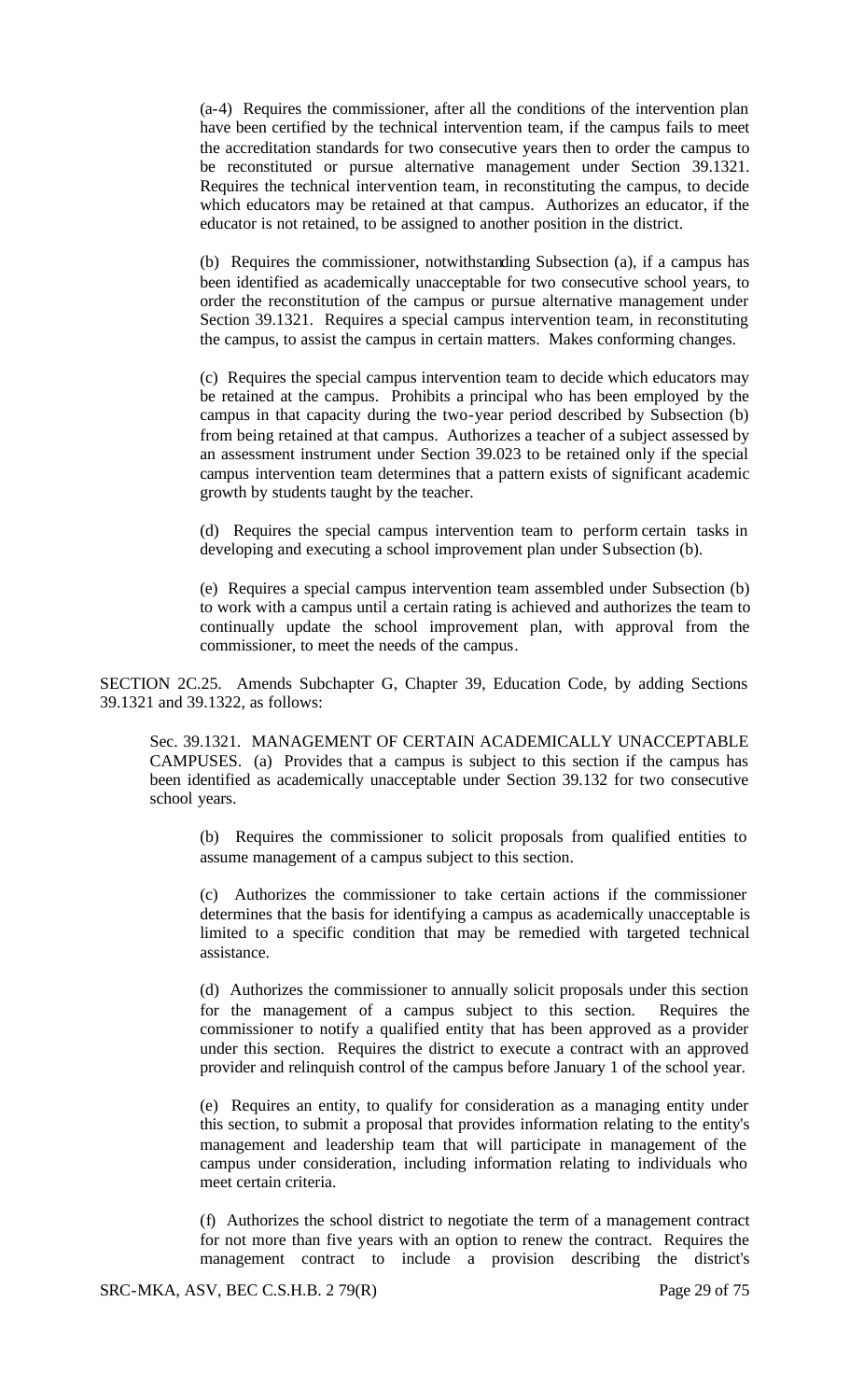(a-4) Requires the commissioner, after all the conditions of the intervention plan have been certified by the technical intervention team, if the campus fails to meet the accreditation standards for two consecutive years then to order the campus to be reconstituted or pursue alternative management under Section 39.1321. Requires the technical intervention team, in reconstituting the campus, to decide which educators may be retained at that campus. Authorizes an educator, if the educator is not retained, to be assigned to another position in the district.

(b) Requires the commissioner, notwithstanding Subsection (a), if a campus has been identified as academically unacceptable for two consecutive school years, to order the reconstitution of the campus or pursue alternative management under Section 39.1321. Requires a special campus intervention team, in reconstituting the campus, to assist the campus in certain matters. Makes conforming changes.

(c) Requires the special campus intervention team to decide which educators may be retained at the campus. Prohibits a principal who has been employed by the campus in that capacity during the two-year period described by Subsection (b) from being retained at that campus. Authorizes a teacher of a subject assessed by an assessment instrument under Section 39.023 to be retained only if the special campus intervention team determines that a pattern exists of significant academic growth by students taught by the teacher.

(d) Requires the special campus intervention team to perform certain tasks in developing and executing a school improvement plan under Subsection (b).

(e) Requires a special campus intervention team assembled under Subsection (b) to work with a campus until a certain rating is achieved and authorizes the team to continually update the school improvement plan, with approval from the commissioner, to meet the needs of the campus.

SECTION 2C.25. Amends Subchapter G, Chapter 39, Education Code, by adding Sections 39.1321 and 39.1322, as follows:

Sec. 39.1321. MANAGEMENT OF CERTAIN ACADEMICALLY UNACCEPTABLE CAMPUSES. (a) Provides that a campus is subject to this section if the campus has been identified as academically unacceptable under Section 39.132 for two consecutive school years.

(b) Requires the commissioner to solicit proposals from qualified entities to assume management of a campus subject to this section.

(c) Authorizes the commissioner to take certain actions if the commissioner determines that the basis for identifying a campus as academically unacceptable is limited to a specific condition that may be remedied with targeted technical assistance.

(d) Authorizes the commissioner to annually solicit proposals under this section for the management of a campus subject to this section. Requires the commissioner to notify a qualified entity that has been approved as a provider under this section. Requires the district to execute a contract with an approved provider and relinquish control of the campus before January 1 of the school year.

(e) Requires an entity, to qualify for consideration as a managing entity under this section, to submit a proposal that provides information relating to the entity's management and leadership team that will participate in management of the campus under consideration, including information relating to individuals who meet certain criteria.

(f) Authorizes the school district to negotiate the term of a management contract for not more than five years with an option to renew the contract. Requires the management contract to include a provision describing the district's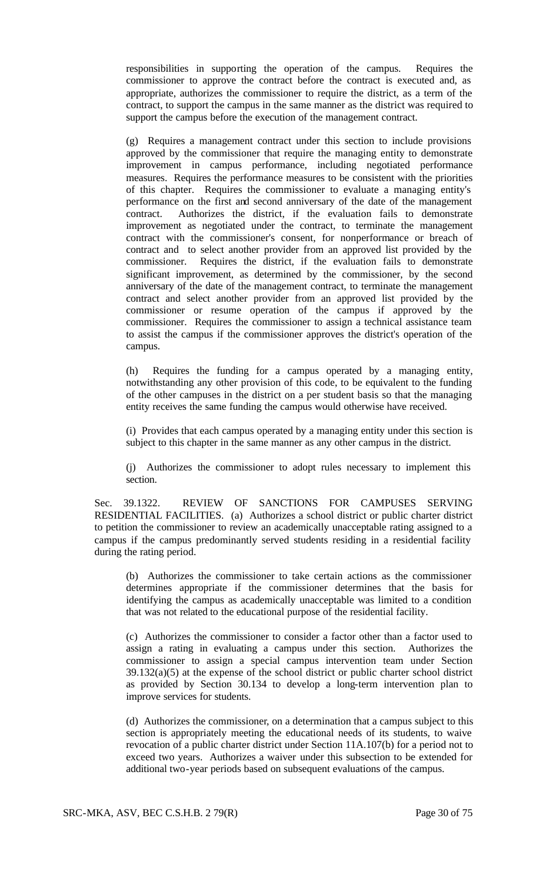responsibilities in supporting the operation of the campus. Requires the commissioner to approve the contract before the contract is executed and, as appropriate, authorizes the commissioner to require the district, as a term of the contract, to support the campus in the same manner as the district was required to support the campus before the execution of the management contract.

(g) Requires a management contract under this section to include provisions approved by the commissioner that require the managing entity to demonstrate improvement in campus performance, including negotiated performance measures. Requires the performance measures to be consistent with the priorities of this chapter. Requires the commissioner to evaluate a managing entity's performance on the first and second anniversary of the date of the management contract. Authorizes the district, if the evaluation fails to demonstrate improvement as negotiated under the contract, to terminate the management contract with the commissioner's consent, for nonperformance or breach of contract and to select another provider from an approved list provided by the commissioner. Requires the district, if the evaluation fails to demonstrate significant improvement, as determined by the commissioner, by the second anniversary of the date of the management contract, to terminate the management contract and select another provider from an approved list provided by the commissioner or resume operation of the campus if approved by the commissioner. Requires the commissioner to assign a technical assistance team to assist the campus if the commissioner approves the district's operation of the campus.

(h) Requires the funding for a campus operated by a managing entity, notwithstanding any other provision of this code, to be equivalent to the funding of the other campuses in the district on a per student basis so that the managing entity receives the same funding the campus would otherwise have received.

(i) Provides that each campus operated by a managing entity under this section is subject to this chapter in the same manner as any other campus in the district.

(j) Authorizes the commissioner to adopt rules necessary to implement this section.

Sec. 39.1322. REVIEW OF SANCTIONS FOR CAMPUSES SERVING RESIDENTIAL FACILITIES. (a) Authorizes a school district or public charter district to petition the commissioner to review an academically unacceptable rating assigned to a campus if the campus predominantly served students residing in a residential facility during the rating period.

(b) Authorizes the commissioner to take certain actions as the commissioner determines appropriate if the commissioner determines that the basis for identifying the campus as academically unacceptable was limited to a condition that was not related to the educational purpose of the residential facility.

(c) Authorizes the commissioner to consider a factor other than a factor used to assign a rating in evaluating a campus under this section. Authorizes the commissioner to assign a special campus intervention team under Section 39.132(a)(5) at the expense of the school district or public charter school district as provided by Section 30.134 to develop a long-term intervention plan to improve services for students.

(d) Authorizes the commissioner, on a determination that a campus subject to this section is appropriately meeting the educational needs of its students, to waive revocation of a public charter district under Section 11A.107(b) for a period not to exceed two years. Authorizes a waiver under this subsection to be extended for additional two-year periods based on subsequent evaluations of the campus.

SRC-MKA, ASV, BEC C.S.H.B. 2 79(R)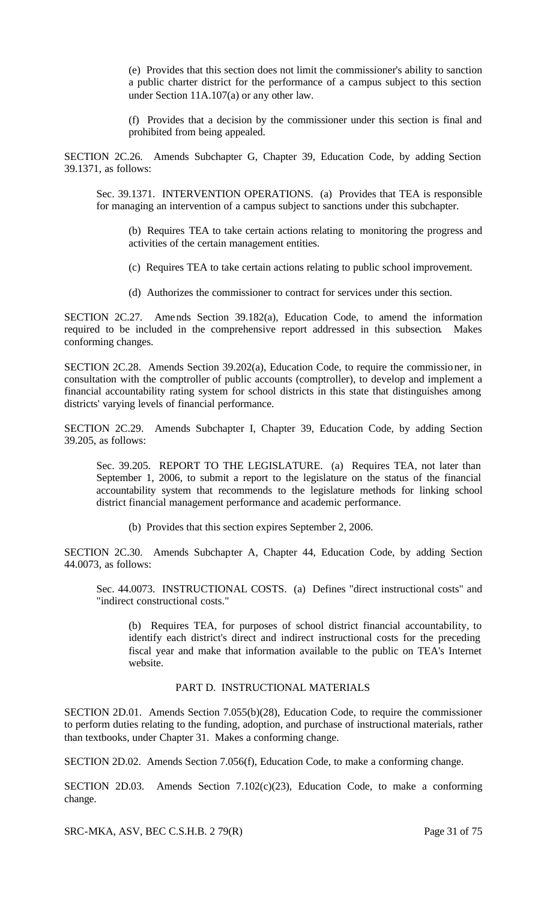(e) Provides that this section does not limit the commissioner's ability to sanction a public charter district for the performance of a campus subject to this section under Section 11A.107(a) or any other law.

(f) Provides that a decision by the commissioner under this section is final and prohibited from being appealed.

SECTION 2C.26. Amends Subchapter G, Chapter 39, Education Code, by adding Section 39.1371, as follows:

Sec. 39.1371. INTERVENTION OPERATIONS. (a) Provides that TEA is responsible for managing an intervention of a campus subject to sanctions under this subchapter.

(b) Requires TEA to take certain actions relating to monitoring the progress and activities of the certain management entities.

(c) Requires TEA to take certain actions relating to public school improvement.

(d) Authorizes the commissioner to contract for services under this section.

SECTION 2C.27. Amends Section 39.182(a), Education Code, to amend the information required to be included in the comprehensive report addressed in this subsection. Makes conforming changes.

SECTION 2C.28. Amends Section 39.202(a), Education Code, to require the commissioner, in consultation with the comptroller of public accounts (comptroller), to develop and implement a financial accountability rating system for school districts in this state that distinguishes among districts' varying levels of financial performance.

SECTION 2C.29. Amends Subchapter I, Chapter 39, Education Code, by adding Section 39.205, as follows:

Sec. 39.205. REPORT TO THE LEGISLATURE. (a) Requires TEA, not later than September 1, 2006, to submit a report to the legislature on the status of the financial accountability system that recommends to the legislature methods for linking school district financial management performance and academic performance.

(b) Provides that this section expires September 2, 2006.

SECTION 2C.30. Amends Subchapter A, Chapter 44, Education Code, by adding Section 44.0073, as follows:

Sec. 44.0073. INSTRUCTIONAL COSTS. (a) Defines "direct instructional costs" and "indirect constructional costs."

(b) Requires TEA, for purposes of school district financial accountability, to identify each district's direct and indirect instructional costs for the preceding fiscal year and make that information available to the public on TEA's Internet website.

## PART D. INSTRUCTIONAL MATERIALS

SECTION 2D.01. Amends Section 7.055(b)(28), Education Code, to require the commissioner to perform duties relating to the funding, adoption, and purchase of instructional materials, rather than textbooks, under Chapter 31. Makes a conforming change.

SECTION 2D.02. Amends Section 7.056(f), Education Code, to make a conforming change.

SECTION 2D.03. Amends Section 7.102(c)(23), Education Code, to make a conforming change.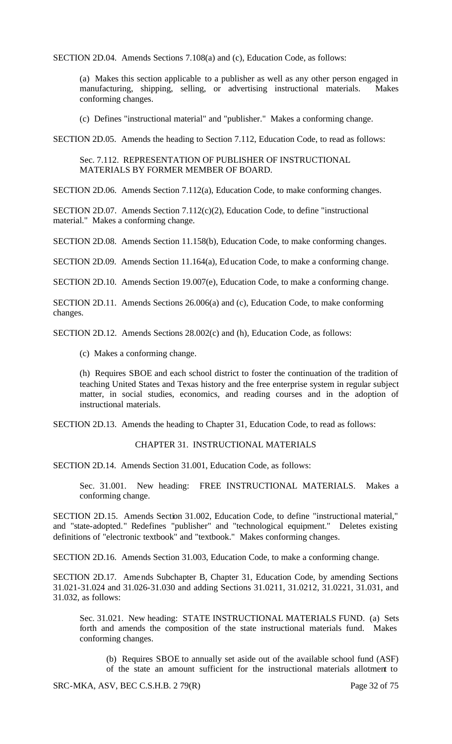SECTION 2D.04. Amends Sections 7.108(a) and (c), Education Code, as follows:

(a) Makes this section applicable to a publisher as well as any other person engaged in manufacturing, shipping, selling, or advertising instructional materials. Makes conforming changes.

(c) Defines "instructional material" and "publisher." Makes a conforming change.

SECTION 2D.05. Amends the heading to Section 7.112, Education Code, to read as follows:

Sec. 7.112. REPRESENTATION OF PUBLISHER OF INSTRUCTIONAL MATERIALS BY FORMER MEMBER OF BOARD.

SECTION 2D.06. Amends Section 7.112(a), Education Code, to make conforming changes.

SECTION 2D.07. Amends Section 7.112(c)(2), Education Code, to define "instructional material." Makes a conforming change.

SECTION 2D.08. Amends Section 11.158(b), Education Code, to make conforming changes.

SECTION 2D.09. Amends Section 11.164(a), Education Code, to make a conforming change.

SECTION 2D.10. Amends Section 19.007(e), Education Code, to make a conforming change.

SECTION 2D.11. Amends Sections 26.006(a) and (c), Education Code, to make conforming changes.

SECTION 2D.12. Amends Sections 28.002(c) and (h), Education Code, as follows:

(c) Makes a conforming change.

(h) Requires SBOE and each school district to foster the continuation of the tradition of teaching United States and Texas history and the free enterprise system in regular subject matter, in social studies, economics, and reading courses and in the adoption of instructional materials.

SECTION 2D.13. Amends the heading to Chapter 31, Education Code, to read as follows:

CHAPTER 31. INSTRUCTIONAL MATERIALS

SECTION 2D.14. Amends Section 31.001, Education Code, as follows:

Sec. 31.001. New heading: FREE INSTRUCTIONAL MATERIALS. Makes a conforming change.

SECTION 2D.15. Amends Section 31.002, Education Code, to define "instructional material," and "state-adopted." Redefines "publisher" and "technological equipment." Deletes existing definitions of "electronic textbook" and "textbook." Makes conforming changes.

SECTION 2D.16. Amends Section 31.003, Education Code, to make a conforming change.

SECTION 2D.17. Amends Subchapter B, Chapter 31, Education Code, by amending Sections 31.021-31.024 and 31.026-31.030 and adding Sections 31.0211, 31.0212, 31.0221, 31.031, and 31.032, as follows:

Sec. 31.021. New heading: STATE INSTRUCTIONAL MATERIALS FUND. (a) Sets forth and amends the composition of the state instructional materials fund. Makes conforming changes.

(b) Requires SBOE to annually set aside out of the available school fund (ASF) of the state an amount sufficient for the instructional materials allotment to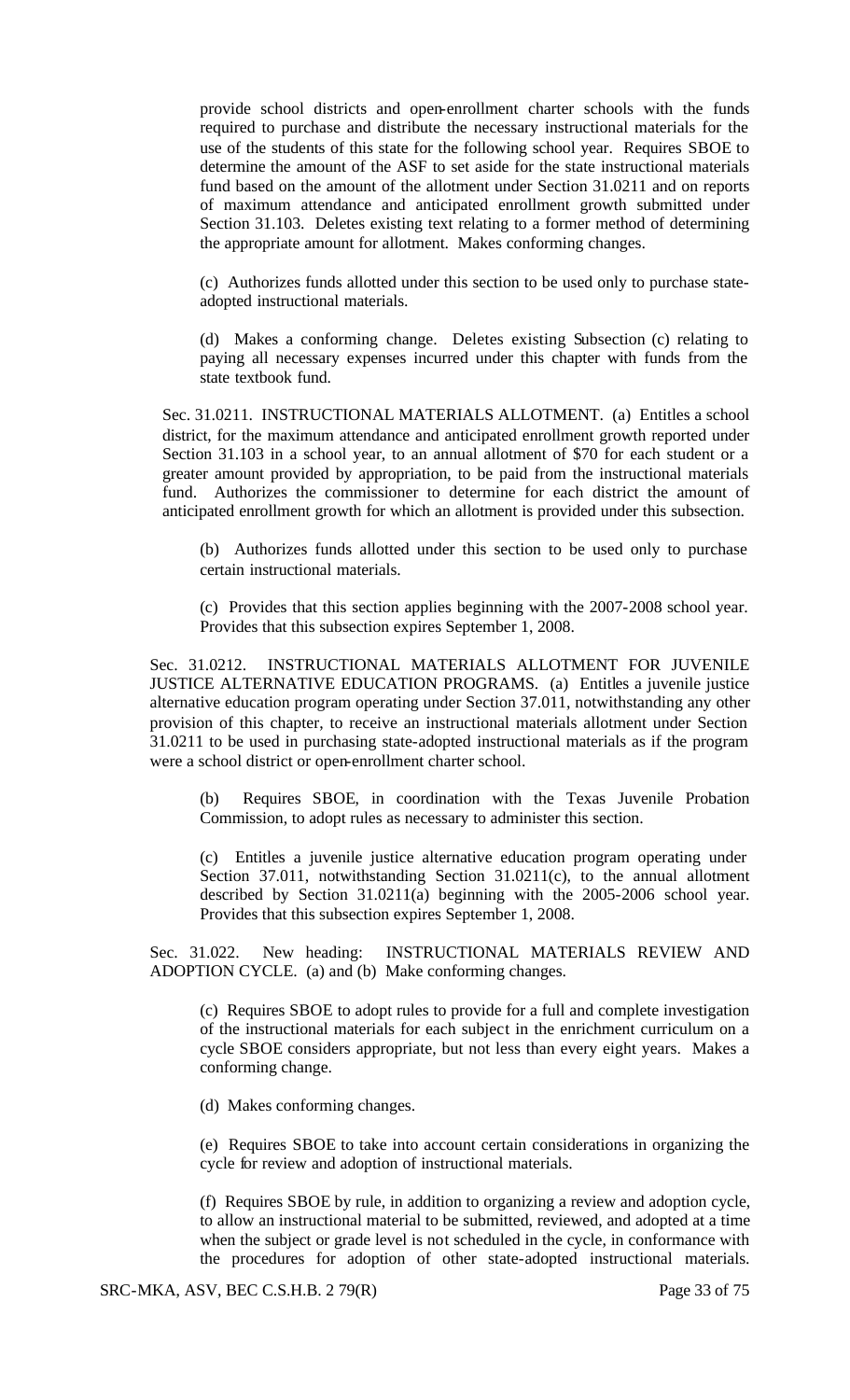provide school districts and open-enrollment charter schools with the funds required to purchase and distribute the necessary instructional materials for the use of the students of this state for the following school year. Requires SBOE to determine the amount of the ASF to set aside for the state instructional materials fund based on the amount of the allotment under Section 31.0211 and on reports of maximum attendance and anticipated enrollment growth submitted under Section 31.103. Deletes existing text relating to a former method of determining the appropriate amount for allotment. Makes conforming changes.

(c) Authorizes funds allotted under this section to be used only to purchase state-adopted instructional materials.

(d) Makes a conforming change. Deletes existing Subsection (c) relating to paying all necessary expenses incurred under this chapter with funds from the state textbook fund.

Sec. 31.0211. INSTRUCTIONAL MATERIALS ALLOTMENT. (a) Entitles a school district, for the maximum attendance and anticipated enrollment growth reported under Section 31.103 in a school year, to an annual allotment of $70 for each student or a greater amount provided by appropriation, to be paid from the instructional materials fund. Authorizes the commissioner to determine for each district the amount of anticipated enrollment growth for which an allotment is provided under this subsection.

(b) Authorizes funds allotted under this section to be used only to purchase certain instructional materials.

(c) Provides that this section applies beginning with the 2007-2008 school year. Provides that this subsection expires September 1, 2008.

Sec. 31.0212. INSTRUCTIONAL MATERIALS ALLOTMENT FOR JUVENILE JUSTICE ALTERNATIVE EDUCATION PROGRAMS. (a) Entitles a juvenile justice alternative education program operating under Section 37.011, notwithstanding any other provision of this chapter, to receive an instructional materials allotment under Section 31.0211 to be used in purchasing state-adopted instructional materials as if the program were a school district or open-enrollment charter school.

(b) Requires SBOE, in coordination with the Texas Juvenile Probation Commission, to adopt rules as necessary to administer this section.

(c) Entitles a juvenile justice alternative education program operating under Section 37.011, notwithstanding Section 31.0211(c), to the annual allotment described by Section 31.0211(a) beginning with the 2005-2006 school year. Provides that this subsection expires September 1, 2008.

Sec. 31.022. New heading: INSTRUCTIONAL MATERIALS REVIEW AND ADOPTION CYCLE. (a) and (b) Make conforming changes.

(c) Requires SBOE to adopt rules to provide for a full and complete investigation of the instructional materials for each subject in the enrichment curriculum on a cycle SBOE considers appropriate, but not less than every eight years. Makes a conforming change.

(d) Makes conforming changes.

(e) Requires SBOE to take into account certain considerations in organizing the cycle for review and adoption of instructional materials.

(f) Requires SBOE by rule, in addition to organizing a review and adoption cycle, to allow an instructional material to be submitted, reviewed, and adopted at a time when the subject or grade level is not scheduled in the cycle, in conformance with the procedures for adoption of other state-adopted instructional materials.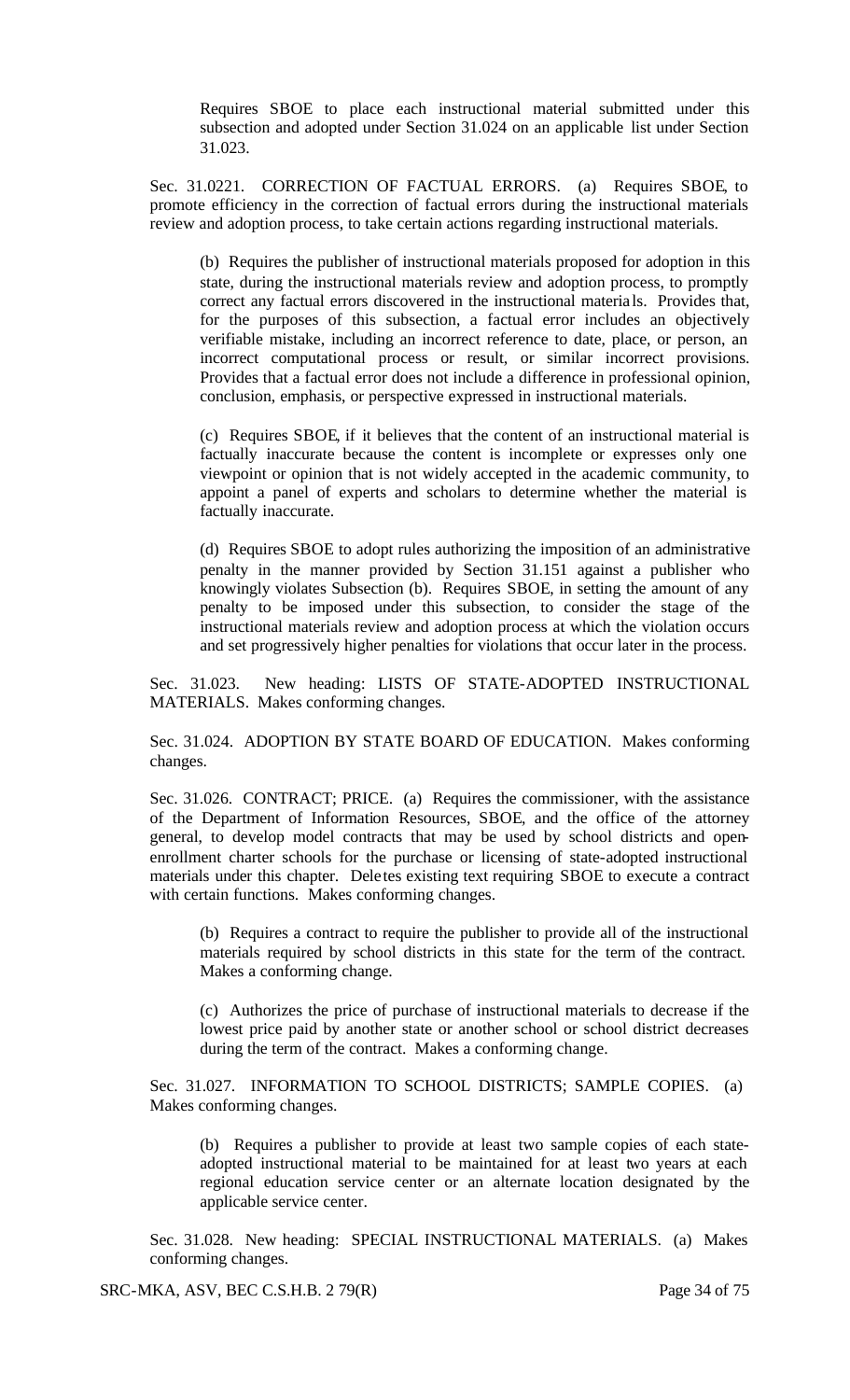Requires SBOE to place each instructional material submitted under this subsection and adopted under Section 31.024 on an applicable list under Section 31.023.

Sec. 31.0221. CORRECTION OF FACTUAL ERRORS. (a) Requires SBOE, to promote efficiency in the correction of factual errors during the instructional materials review and adoption process, to take certain actions regarding instructional materials.

(b) Requires the publisher of instructional materials proposed for adoption in this state, during the instructional materials review and adoption process, to promptly correct any factual errors discovered in the instructional materials. Provides that, for the purposes of this subsection, a factual error includes an objectively verifiable mistake, including an incorrect reference to date, place, or person, an incorrect computational process or result, or similar incorrect provisions. Provides that a factual error does not include a difference in professional opinion, conclusion, emphasis, or perspective expressed in instructional materials.

(c) Requires SBOE, if it believes that the content of an instructional material is factually inaccurate because the content is incomplete or expresses only one viewpoint or opinion that is not widely accepted in the academic community, to appoint a panel of experts and scholars to determine whether the material is factually inaccurate.

(d) Requires SBOE to adopt rules authorizing the imposition of an administrative penalty in the manner provided by Section 31.151 against a publisher who knowingly violates Subsection (b). Requires SBOE, in setting the amount of any penalty to be imposed under this subsection, to consider the stage of the instructional materials review and adoption process at which the violation occurs and set progressively higher penalties for violations that occur later in the process.

Sec. 31.023. New heading: LISTS OF STATE-ADOPTED INSTRUCTIONAL MATERIALS. Makes conforming changes.

Sec. 31.024. ADOPTION BY STATE BOARD OF EDUCATION. Makes conforming changes.

Sec. 31.026. CONTRACT; PRICE. (a) Requires the commissioner, with the assistance of the Department of Information Resources, SBOE, and the office of the attorney general, to develop model contracts that may be used by school districts and open-enrollment charter schools for the purchase or licensing of state-adopted instructional materials under this chapter. Deletes existing text requiring SBOE to execute a contract with certain functions. Makes conforming changes.

(b) Requires a contract to require the publisher to provide all of the instructional materials required by school districts in this state for the term of the contract. Makes a conforming change.

(c) Authorizes the price of purchase of instructional materials to decrease if the lowest price paid by another state or another school or school district decreases during the term of the contract. Makes a conforming change.

Sec. 31.027. INFORMATION TO SCHOOL DISTRICTS; SAMPLE COPIES. (a) Makes conforming changes.

(b) Requires a publisher to provide at least two sample copies of each state-adopted instructional material to be maintained for at least two years at each regional education service center or an alternate location designated by the applicable service center.

Sec. 31.028. New heading: SPECIAL INSTRUCTIONAL MATERIALS. (a) Makes conforming changes.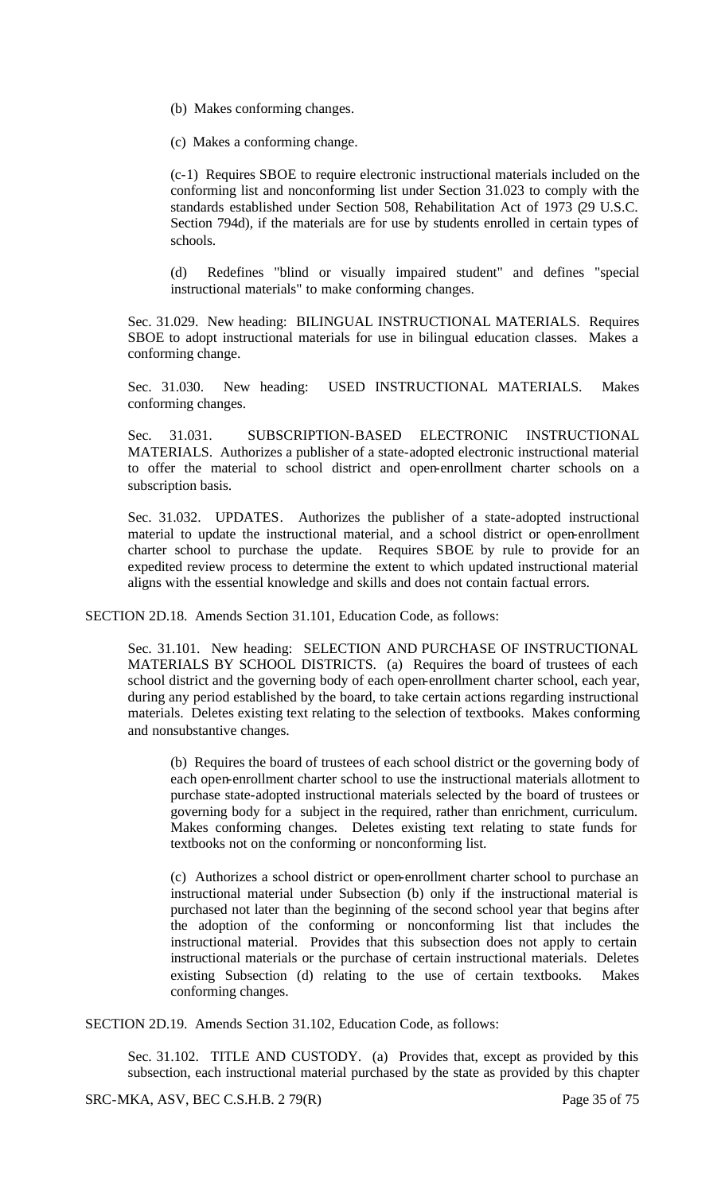(b) Makes conforming changes.

(c) Makes a conforming change.

(c-1) Requires SBOE to require electronic instructional materials included on the conforming list and nonconforming list under Section 31.023 to comply with the standards established under Section 508, Rehabilitation Act of 1973 (29 U.S.C. Section 794d), if the materials are for use by students enrolled in certain types of schools.

(d) Redefines "blind or visually impaired student" and defines "special instructional materials" to make conforming changes.

Sec. 31.029. New heading: BILINGUAL INSTRUCTIONAL MATERIALS. Requires SBOE to adopt instructional materials for use in bilingual education classes. Makes a conforming change.

Sec. 31.030. New heading: USED INSTRUCTIONAL MATERIALS. Makes conforming changes.

Sec. 31.031. SUBSCRIPTION-BASED ELECTRONIC INSTRUCTIONAL MATERIALS. Authorizes a publisher of a state-adopted electronic instructional material to offer the material to school district and open-enrollment charter schools on a subscription basis.

Sec. 31.032. UPDATES. Authorizes the publisher of a state-adopted instructional material to update the instructional material, and a school district or open-enrollment charter school to purchase the update. Requires SBOE by rule to provide for an expedited review process to determine the extent to which updated instructional material aligns with the essential knowledge and skills and does not contain factual errors.

SECTION 2D.18. Amends Section 31.101, Education Code, as follows:

Sec. 31.101. New heading: SELECTION AND PURCHASE OF INSTRUCTIONAL MATERIALS BY SCHOOL DISTRICTS. (a) Requires the board of trustees of each school district and the governing body of each open-enrollment charter school, each year, during any period established by the board, to take certain actions regarding instructional materials. Deletes existing text relating to the selection of textbooks. Makes conforming and nonsubstantive changes.

(b) Requires the board of trustees of each school district or the governing body of each open-enrollment charter school to use the instructional materials allotment to purchase state-adopted instructional materials selected by the board of trustees or governing body for a subject in the required, rather than enrichment, curriculum. Makes conforming changes. Deletes existing text relating to state funds for textbooks not on the conforming or nonconforming list.

(c) Authorizes a school district or open-enrollment charter school to purchase an instructional material under Subsection (b) only if the instructional material is purchased not later than the beginning of the second school year that begins after the adoption of the conforming or nonconforming list that includes the instructional material. Provides that this subsection does not apply to certain instructional materials or the purchase of certain instructional materials. Deletes existing Subsection (d) relating to the use of certain textbooks. Makes conforming changes.

SECTION 2D.19. Amends Section 31.102, Education Code, as follows:

Sec. 31.102. TITLE AND CUSTODY. (a) Provides that, except as provided by this subsection, each instructional material purchased by the state as provided by this chapter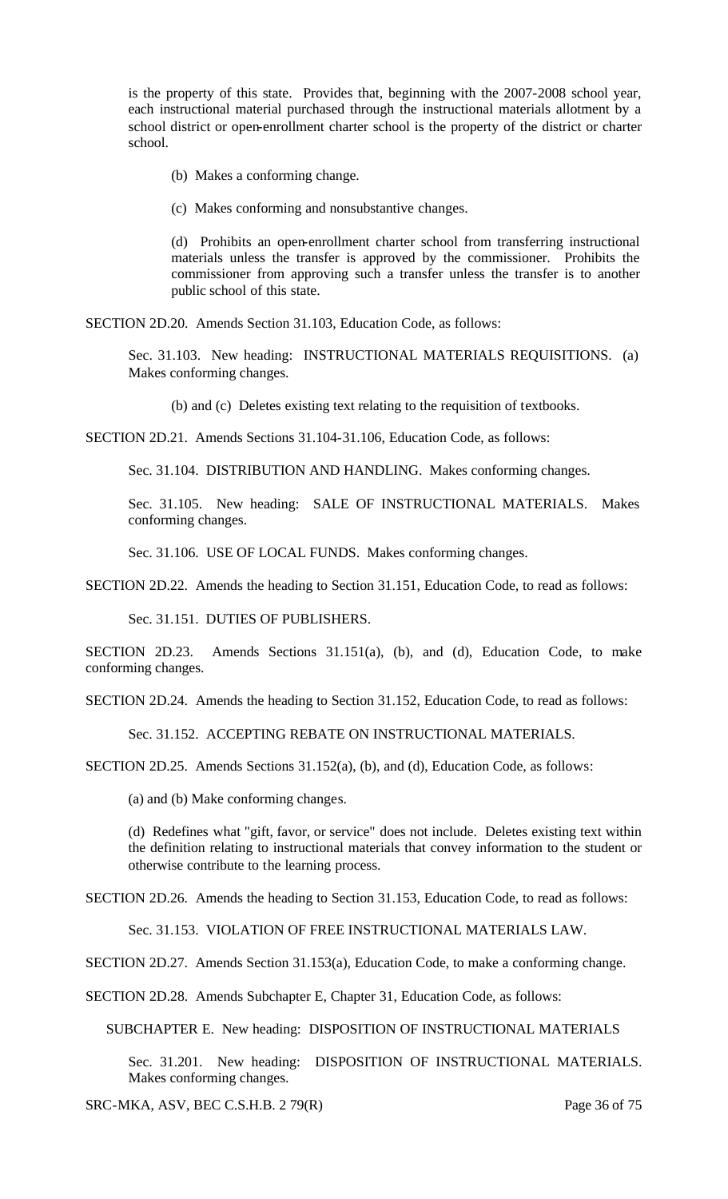is the property of this state. Provides that, beginning with the 2007-2008 school year, each instructional material purchased through the instructional materials allotment by a school district or open-enrollment charter school is the property of the district or charter school.

(b) Makes a conforming change.

(c) Makes conforming and nonsubstantive changes.

(d) Prohibits an open-enrollment charter school from transferring instructional materials unless the transfer is approved by the commissioner. Prohibits the commissioner from approving such a transfer unless the transfer is to another public school of this state.

SECTION 2D.20. Amends Section 31.103, Education Code, as follows:

Sec. 31.103. New heading: INSTRUCTIONAL MATERIALS REQUISITIONS. (a) Makes conforming changes.

(b) and (c) Deletes existing text relating to the requisition of textbooks.

SECTION 2D.21. Amends Sections 31.104-31.106, Education Code, as follows:

Sec. 31.104. DISTRIBUTION AND HANDLING. Makes conforming changes.

Sec. 31.105. New heading: SALE OF INSTRUCTIONAL MATERIALS. Makes conforming changes.

Sec. 31.106. USE OF LOCAL FUNDS. Makes conforming changes.

SECTION 2D.22. Amends the heading to Section 31.151, Education Code, to read as follows:

Sec. 31.151. DUTIES OF PUBLISHERS.

SECTION 2D.23. Amends Sections 31.151(a), (b), and (d), Education Code, to make conforming changes.

SECTION 2D.24. Amends the heading to Section 31.152, Education Code, to read as follows:

Sec. 31.152. ACCEPTING REBATE ON INSTRUCTIONAL MATERIALS.

SECTION 2D.25. Amends Sections 31.152(a), (b), and (d), Education Code, as follows:

(a) and (b) Make conforming changes.

(d) Redefines what "gift, favor, or service" does not include. Deletes existing text within the definition relating to instructional materials that convey information to the student or otherwise contribute to the learning process.

SECTION 2D.26. Amends the heading to Section 31.153, Education Code, to read as follows:

Sec. 31.153. VIOLATION OF FREE INSTRUCTIONAL MATERIALS LAW.

SECTION 2D.27. Amends Section 31.153(a), Education Code, to make a conforming change.

SECTION 2D.28. Amends Subchapter E, Chapter 31, Education Code, as follows:

SUBCHAPTER E. New heading: DISPOSITION OF INSTRUCTIONAL MATERIALS

Sec. 31.201. New heading: DISPOSITION OF INSTRUCTIONAL MATERIALS. Makes conforming changes.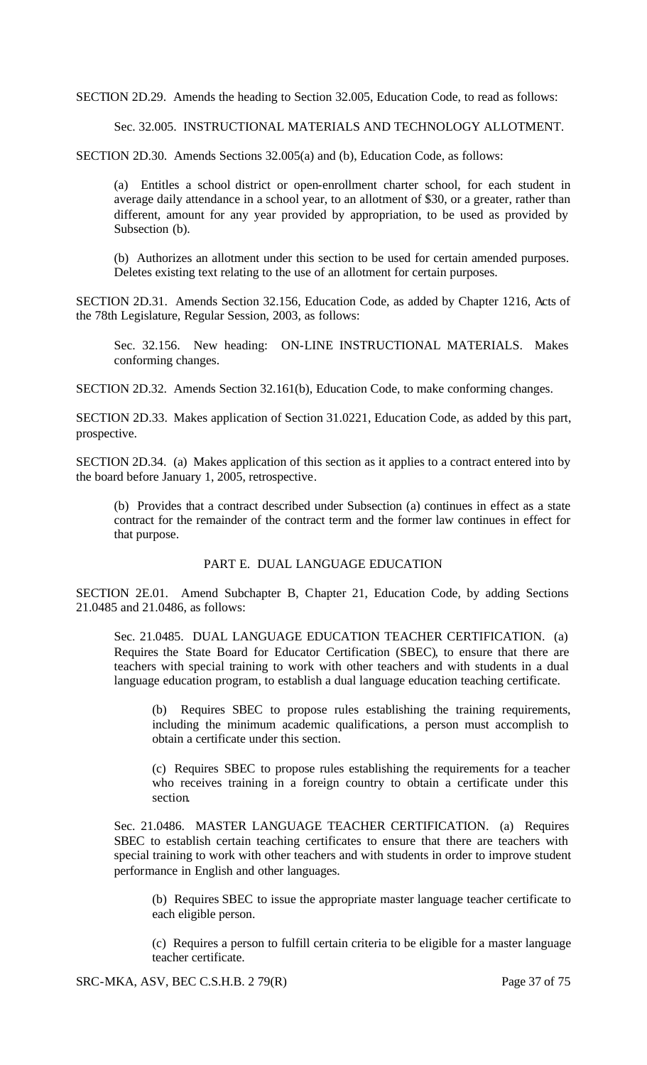SECTION 2D.29. Amends the heading to Section 32.005, Education Code, to read as follows:

Sec. 32.005. INSTRUCTIONAL MATERIALS AND TECHNOLOGY ALLOTMENT.

SECTION 2D.30. Amends Sections 32.005(a) and (b), Education Code, as follows:

(a) Entitles a school district or open-enrollment charter school, for each student in average daily attendance in a school year, to an allotment of \$30, or a greater, rather than different, amount for any year provided by appropriation, to be used as provided by Subsection (b).

(b) Authorizes an allotment under this section to be used for certain amended purposes. Deletes existing text relating to the use of an allotment for certain purposes.

SECTION 2D.31. Amends Section 32.156, Education Code, as added by Chapter 1216, Acts of the 78th Legislature, Regular Session, 2003, as follows:

Sec. 32.156. New heading: ON-LINE INSTRUCTIONAL MATERIALS. Makes conforming changes.

SECTION 2D.32. Amends Section 32.161(b), Education Code, to make conforming changes.

SECTION 2D.33. Makes application of Section 31.0221, Education Code, as added by this part, prospective.

SECTION 2D.34. (a) Makes application of this section as it applies to a contract entered into by the board before January 1, 2005, retrospective.

(b) Provides that a contract described under Subsection (a) continues in effect as a state contract for the remainder of the contract term and the former law continues in effect for that purpose.

## PART E. DUAL LANGUAGE EDUCATION

SECTION 2E.01. Amend Subchapter B, Chapter 21, Education Code, by adding Sections 21.0485 and 21.0486, as follows:

Sec. 21.0485. DUAL LANGUAGE EDUCATION TEACHER CERTIFICATION. (a) Requires the State Board for Educator Certification (SBEC), to ensure that there are teachers with special training to work with other teachers and with students in a dual language education program, to establish a dual language education teaching certificate.

(b) Requires SBEC to propose rules establishing the training requirements, including the minimum academic qualifications, a person must accomplish to obtain a certificate under this section.

(c) Requires SBEC to propose rules establishing the requirements for a teacher who receives training in a foreign country to obtain a certificate under this section.

Sec. 21.0486. MASTER LANGUAGE TEACHER CERTIFICATION. (a) Requires SBEC to establish certain teaching certificates to ensure that there are teachers with special training to work with other teachers and with students in order to improve student performance in English and other languages.

(b) Requires SBEC to issue the appropriate master language teacher certificate to each eligible person.

(c) Requires a person to fulfill certain criteria to be eligible for a master language teacher certificate.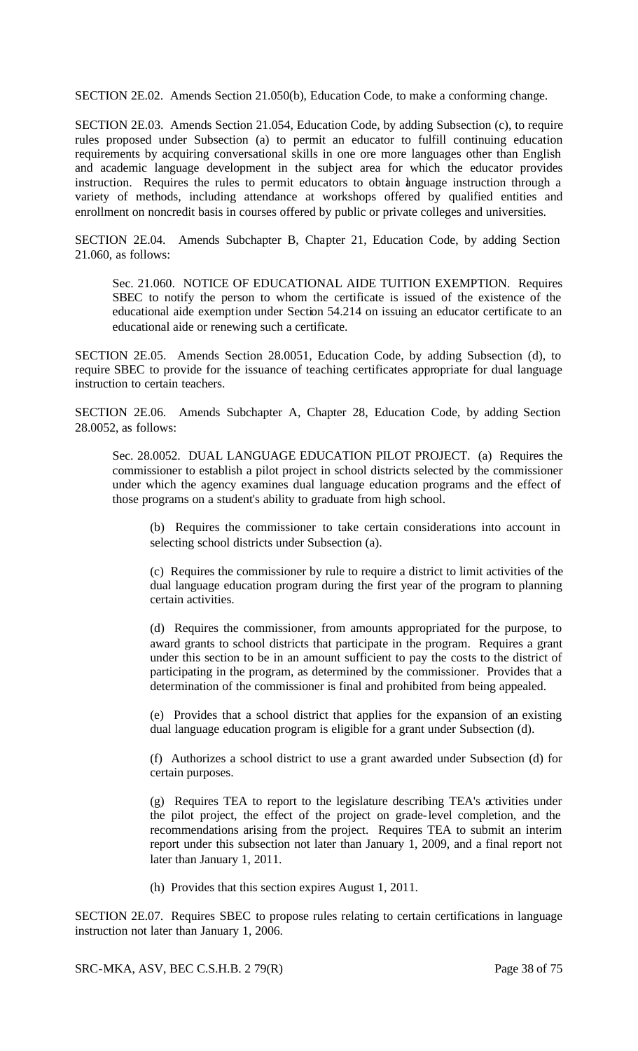SECTION 2E.02. Amends Section 21.050(b), Education Code, to make a conforming change.

SECTION 2E.03. Amends Section 21.054, Education Code, by adding Subsection (c), to require rules proposed under Subsection (a) to permit an educator to fulfill continuing education requirements by acquiring conversational skills in one ore more languages other than English and academic language development in the subject area for which the educator provides instruction. Requires the rules to permit educators to obtain language instruction through a variety of methods, including attendance at workshops offered by qualified entities and enrollment on noncredit basis in courses offered by public or private colleges and universities.

SECTION 2E.04. Amends Subchapter B, Chapter 21, Education Code, by adding Section 21.060, as follows:

> Sec. 21.060. NOTICE OF EDUCATIONAL AIDE TUITION EXEMPTION. Requires SBEC to notify the person to whom the certificate is issued of the existence of the educational aide exemption under Section 54.214 on issuing an educator certificate to an educational aide or renewing such a certificate.

SECTION 2E.05. Amends Section 28.0051, Education Code, by adding Subsection (d), to require SBEC to provide for the issuance of teaching certificates appropriate for dual language instruction to certain teachers.

SECTION 2E.06. Amends Subchapter A, Chapter 28, Education Code, by adding Section 28.0052, as follows:

> Sec. 28.0052. DUAL LANGUAGE EDUCATION PILOT PROJECT. (a) Requires the commissioner to establish a pilot project in school districts selected by the commissioner under which the agency examines dual language education programs and the effect of those programs on a student's ability to graduate from high school.
>
> > (b) Requires the commissioner to take certain considerations into account in selecting school districts under Subsection (a).
> >
> > (c) Requires the commissioner by rule to require a district to limit activities of the dual language education program during the first year of the program to planning certain activities.
> >
> > (d) Requires the commissioner, from amounts appropriated for the purpose, to award grants to school districts that participate in the program. Requires a grant under this section to be in an amount sufficient to pay the costs to the district of participating in the program, as determined by the commissioner. Provides that a determination of the commissioner is final and prohibited from being appealed.
> >
> > (e) Provides that a school district that applies for the expansion of an existing dual language education program is eligible for a grant under Subsection (d).
> >
> > (f) Authorizes a school district to use a grant awarded under Subsection (d) for certain purposes.
> >
> > (g) Requires TEA to report to the legislature describing TEA's activities under the pilot project, the effect of the project on grade-level completion, and the recommendations arising from the project. Requires TEA to submit an interim report under this subsection not later than January 1, 2009, and a final report not later than January 1, 2011.
> >
> > (h) Provides that this section expires August 1, 2011.

SECTION 2E.07. Requires SBEC to propose rules relating to certain certifications in language instruction not later than January 1, 2006.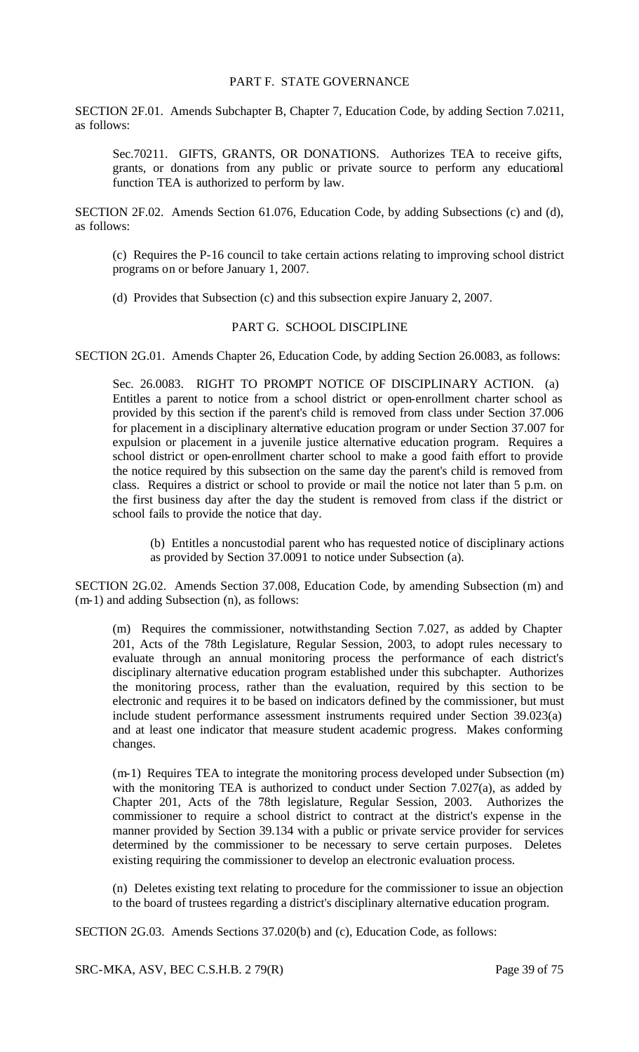## PART F. STATE GOVERNANCE

SECTION 2F.01. Amends Subchapter B, Chapter 7, Education Code, by adding Section 7.0211, as follows:

Sec.70211. GIFTS, GRANTS, OR DONATIONS. Authorizes TEA to receive gifts, grants, or donations from any public or private source to perform any educational function TEA is authorized to perform by law.

SECTION 2F.02. Amends Section 61.076, Education Code, by adding Subsections (c) and (d), as follows:

(c) Requires the P-16 council to take certain actions relating to improving school district programs on or before January 1, 2007.

(d) Provides that Subsection (c) and this subsection expire January 2, 2007.

## PART G. SCHOOL DISCIPLINE

SECTION 2G.01. Amends Chapter 26, Education Code, by adding Section 26.0083, as follows:

Sec. 26.0083. RIGHT TO PROMPT NOTICE OF DISCIPLINARY ACTION. (a) Entitles a parent to notice from a school district or open-enrollment charter school as provided by this section if the parent's child is removed from class under Section 37.006 for placement in a disciplinary alternative education program or under Section 37.007 for expulsion or placement in a juvenile justice alternative education program. Requires a school district or open-enrollment charter school to make a good faith effort to provide the notice required by this subsection on the same day the parent's child is removed from class. Requires a district or school to provide or mail the notice not later than 5 p.m. on the first business day after the day the student is removed from class if the district or school fails to provide the notice that day.

(b) Entitles a noncustodial parent who has requested notice of disciplinary actions as provided by Section 37.0091 to notice under Subsection (a).

SECTION 2G.02. Amends Section 37.008, Education Code, by amending Subsection (m) and (m-1) and adding Subsection (n), as follows:

(m) Requires the commissioner, notwithstanding Section 7.027, as added by Chapter 201, Acts of the 78th Legislature, Regular Session, 2003, to adopt rules necessary to evaluate through an annual monitoring process the performance of each district's disciplinary alternative education program established under this subchapter. Authorizes the monitoring process, rather than the evaluation, required by this section to be electronic and requires it to be based on indicators defined by the commissioner, but must include student performance assessment instruments required under Section 39.023(a) and at least one indicator that measure student academic progress. Makes conforming changes.

(m-1) Requires TEA to integrate the monitoring process developed under Subsection (m) with the monitoring TEA is authorized to conduct under Section 7.027(a), as added by Chapter 201, Acts of the 78th legislature, Regular Session, 2003. Authorizes the commissioner to require a school district to contract at the district's expense in the manner provided by Section 39.134 with a public or private service provider for services determined by the commissioner to be necessary to serve certain purposes. Deletes existing requiring the commissioner to develop an electronic evaluation process.

(n) Deletes existing text relating to procedure for the commissioner to issue an objection to the board of trustees regarding a district's disciplinary alternative education program.

SECTION 2G.03. Amends Sections 37.020(b) and (c), Education Code, as follows: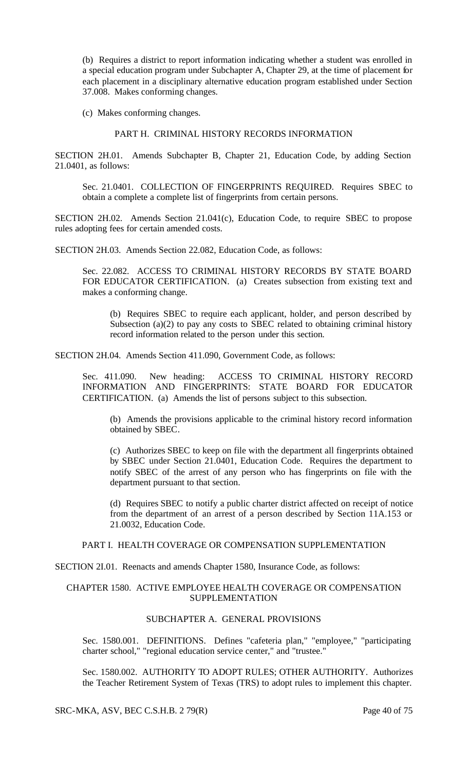(b) Requires a district to report information indicating whether a student was enrolled in a special education program under Subchapter A, Chapter 29, at the time of placement for each placement in a disciplinary alternative education program established under Section 37.008. Makes conforming changes.

(c) Makes conforming changes.

## PART H. CRIMINAL HISTORY RECORDS INFORMATION

SECTION 2H.01. Amends Subchapter B, Chapter 21, Education Code, by adding Section 21.0401, as follows:

Sec. 21.0401. COLLECTION OF FINGERPRINTS REQUIRED. Requires SBEC to obtain a complete a complete list of fingerprints from certain persons.

SECTION 2H.02. Amends Section 21.041(c), Education Code, to require SBEC to propose rules adopting fees for certain amended costs.

SECTION 2H.03. Amends Section 22.082, Education Code, as follows:

Sec. 22.082. ACCESS TO CRIMINAL HISTORY RECORDS BY STATE BOARD FOR EDUCATOR CERTIFICATION. (a) Creates subsection from existing text and makes a conforming change.

(b) Requires SBEC to require each applicant, holder, and person described by Subsection (a)(2) to pay any costs to SBEC related to obtaining criminal history record information related to the person under this section.

SECTION 2H.04. Amends Section 411.090, Government Code, as follows:

Sec. 411.090. New heading: ACCESS TO CRIMINAL HISTORY RECORD INFORMATION AND FINGERPRINTS: STATE BOARD FOR EDUCATOR CERTIFICATION. (a) Amends the list of persons subject to this subsection.

(b) Amends the provisions applicable to the criminal history record information obtained by SBEC.

(c) Authorizes SBEC to keep on file with the department all fingerprints obtained by SBEC under Section 21.0401, Education Code. Requires the department to notify SBEC of the arrest of any person who has fingerprints on file with the department pursuant to that section.

(d) Requires SBEC to notify a public charter district affected on receipt of notice from the department of an arrest of a person described by Section 11A.153 or 21.0032, Education Code.

## PART I. HEALTH COVERAGE OR COMPENSATION SUPPLEMENTATION

SECTION 2I.01. Reenacts and amends Chapter 1580, Insurance Code, as follows:

### CHAPTER 1580. ACTIVE EMPLOYEE HEALTH COVERAGE OR COMPENSATION SUPPLEMENTATION

### SUBCHAPTER A. GENERAL PROVISIONS

Sec. 1580.001. DEFINITIONS. Defines "cafeteria plan," "employee," "participating charter school," "regional education service center," and "trustee."

Sec. 1580.002. AUTHORITY TO ADOPT RULES; OTHER AUTHORITY. Authorizes the Teacher Retirement System of Texas (TRS) to adopt rules to implement this chapter.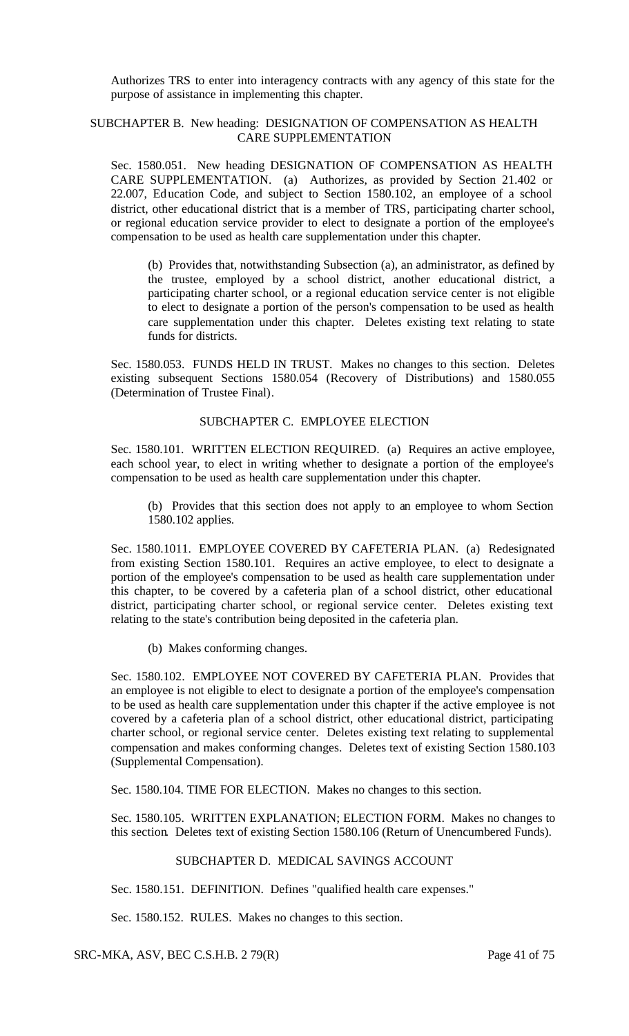Authorizes TRS to enter into interagency contracts with any agency of this state for the purpose of assistance in implementing this chapter.

SUBCHAPTER B. New heading: DESIGNATION OF COMPENSATION AS HEALTH CARE SUPPLEMENTATION

Sec. 1580.051. New heading DESIGNATION OF COMPENSATION AS HEALTH CARE SUPPLEMENTATION. (a) Authorizes, as provided by Section 21.402 or 22.007, Education Code, and subject to Section 1580.102, an employee of a school district, other educational district that is a member of TRS, participating charter school, or regional education service provider to elect to designate a portion of the employee's compensation to be used as health care supplementation under this chapter.

(b) Provides that, notwithstanding Subsection (a), an administrator, as defined by the trustee, employed by a school district, another educational district, a participating charter school, or a regional education service center is not eligible to elect to designate a portion of the person's compensation to be used as health care supplementation under this chapter. Deletes existing text relating to state funds for districts.

Sec. 1580.053. FUNDS HELD IN TRUST. Makes no changes to this section. Deletes existing subsequent Sections 1580.054 (Recovery of Distributions) and 1580.055 (Determination of Trustee Final).

SUBCHAPTER C. EMPLOYEE ELECTION

Sec. 1580.101. WRITTEN ELECTION REQUIRED. (a) Requires an active employee, each school year, to elect in writing whether to designate a portion of the employee's compensation to be used as health care supplementation under this chapter.

(b) Provides that this section does not apply to an employee to whom Section 1580.102 applies.

Sec. 1580.1011. EMPLOYEE COVERED BY CAFETERIA PLAN. (a) Redesignated from existing Section 1580.101. Requires an active employee, to elect to designate a portion of the employee's compensation to be used as health care supplementation under this chapter, to be covered by a cafeteria plan of a school district, other educational district, participating charter school, or regional service center. Deletes existing text relating to the state's contribution being deposited in the cafeteria plan.

(b) Makes conforming changes.

Sec. 1580.102. EMPLOYEE NOT COVERED BY CAFETERIA PLAN. Provides that an employee is not eligible to elect to designate a portion of the employee's compensation to be used as health care supplementation under this chapter if the active employee is not covered by a cafeteria plan of a school district, other educational district, participating charter school, or regional service center. Deletes existing text relating to supplemental compensation and makes conforming changes. Deletes text of existing Section 1580.103 (Supplemental Compensation).

Sec. 1580.104. TIME FOR ELECTION. Makes no changes to this section.

Sec. 1580.105. WRITTEN EXPLANATION; ELECTION FORM. Makes no changes to this section. Deletes text of existing Section 1580.106 (Return of Unencumbered Funds).

SUBCHAPTER D. MEDICAL SAVINGS ACCOUNT

Sec. 1580.151. DEFINITION. Defines "qualified health care expenses."

Sec. 1580.152. RULES. Makes no changes to this section.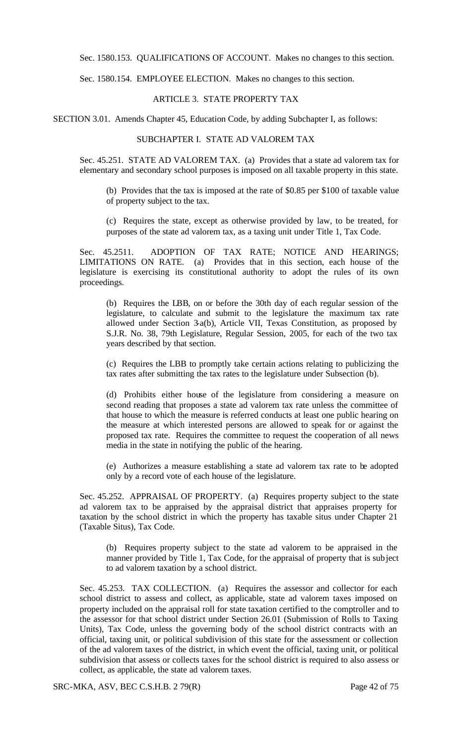Sec. 1580.153. QUALIFICATIONS OF ACCOUNT. Makes no changes to this section.

Sec. 1580.154. EMPLOYEE ELECTION. Makes no changes to this section.

## ARTICLE 3. STATE PROPERTY TAX

SECTION 3.01. Amends Chapter 45, Education Code, by adding Subchapter I, as follows:

### SUBCHAPTER I. STATE AD VALOREM TAX

Sec. 45.251. STATE AD VALOREM TAX. (a) Provides that a state ad valorem tax for elementary and secondary school purposes is imposed on all taxable property in this state.

(b) Provides that the tax is imposed at the rate of $0.85 per $100 of taxable value of property subject to the tax.

(c) Requires the state, except as otherwise provided by law, to be treated, for purposes of the state ad valorem tax, as a taxing unit under Title 1, Tax Code.

Sec. 45.2511. ADOPTION OF TAX RATE; NOTICE AND HEARINGS; LIMITATIONS ON RATE. (a) Provides that in this section, each house of the legislature is exercising its constitutional authority to adopt the rules of its own proceedings.

(b) Requires the LBB, on or before the 30th day of each regular session of the legislature, to calculate and submit to the legislature the maximum tax rate allowed under Section 3-a(b), Article VII, Texas Constitution, as proposed by S.J.R. No. 38, 79th Legislature, Regular Session, 2005, for each of the two tax years described by that section.

(c) Requires the LBB to promptly take certain actions relating to publicizing the tax rates after submitting the tax rates to the legislature under Subsection (b).

(d) Prohibits either house of the legislature from considering a measure on second reading that proposes a state ad valorem tax rate unless the committee of that house to which the measure is referred conducts at least one public hearing on the measure at which interested persons are allowed to speak for or against the proposed tax rate. Requires the committee to request the cooperation of all news media in the state in notifying the public of the hearing.

(e) Authorizes a measure establishing a state ad valorem tax rate to be adopted only by a record vote of each house of the legislature.

Sec. 45.252. APPRAISAL OF PROPERTY. (a) Requires property subject to the state ad valorem tax to be appraised by the appraisal district that appraises property for taxation by the school district in which the property has taxable situs under Chapter 21 (Taxable Situs), Tax Code.

(b) Requires property subject to the state ad valorem to be appraised in the manner provided by Title 1, Tax Code, for the appraisal of property that is subject to ad valorem taxation by a school district.

Sec. 45.253. TAX COLLECTION. (a) Requires the assessor and collector for each school district to assess and collect, as applicable, state ad valorem taxes imposed on property included on the appraisal roll for state taxation certified to the comptroller and to the assessor for that school district under Section 26.01 (Submission of Rolls to Taxing Units), Tax Code, unless the governing body of the school district contracts with an official, taxing unit, or political subdivision of this state for the assessment or collection of the ad valorem taxes of the district, in which event the official, taxing unit, or political subdivision that assess or collects taxes for the school district is required to also assess or collect, as applicable, the state ad valorem taxes.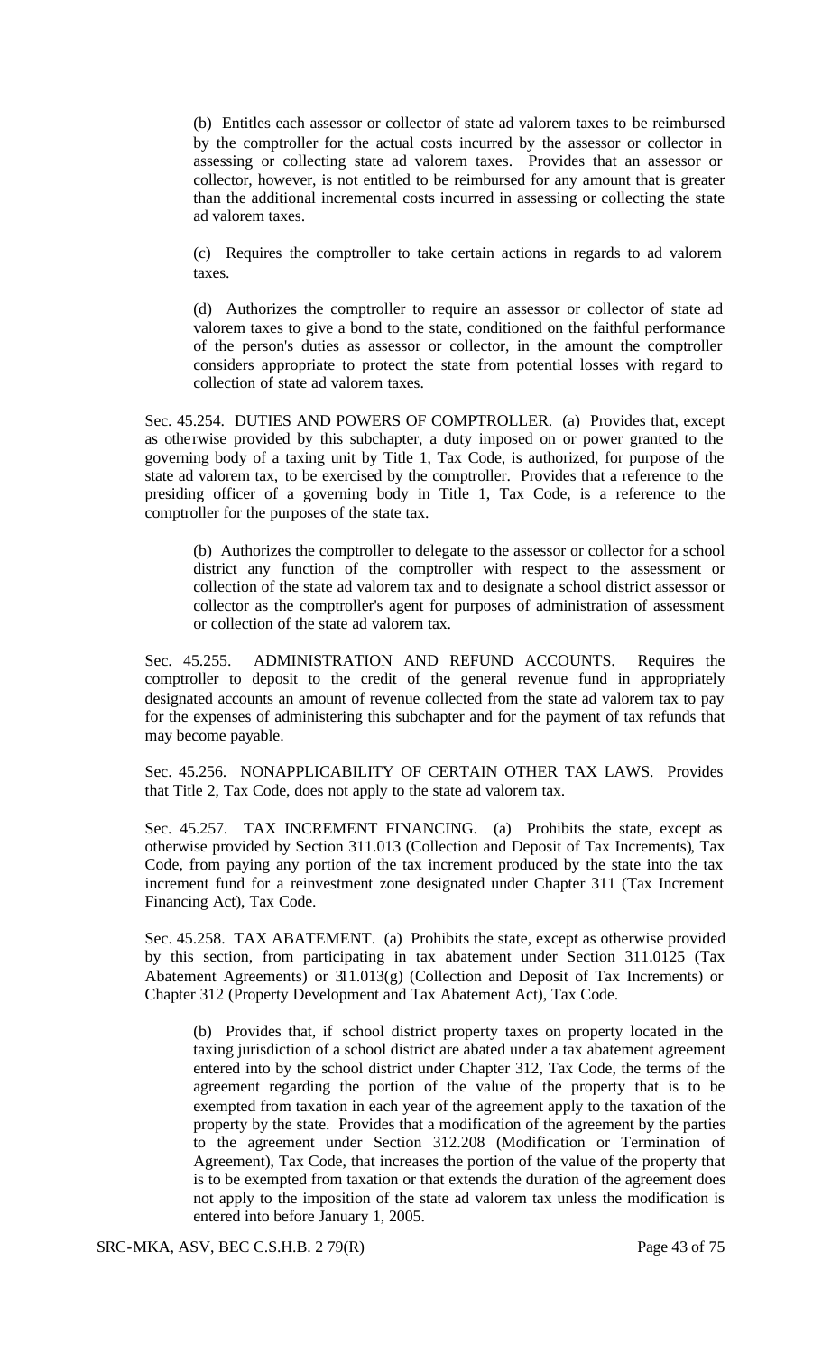(b) Entitles each assessor or collector of state ad valorem taxes to be reimbursed by the comptroller for the actual costs incurred by the assessor or collector in assessing or collecting state ad valorem taxes. Provides that an assessor or collector, however, is not entitled to be reimbursed for any amount that is greater than the additional incremental costs incurred in assessing or collecting the state ad valorem taxes.

(c) Requires the comptroller to take certain actions in regards to ad valorem taxes.

(d) Authorizes the comptroller to require an assessor or collector of state ad valorem taxes to give a bond to the state, conditioned on the faithful performance of the person's duties as assessor or collector, in the amount the comptroller considers appropriate to protect the state from potential losses with regard to collection of state ad valorem taxes.

Sec. 45.254. DUTIES AND POWERS OF COMPTROLLER. (a) Provides that, except as otherwise provided by this subchapter, a duty imposed on or power granted to the governing body of a taxing unit by Title 1, Tax Code, is authorized, for purpose of the state ad valorem tax, to be exercised by the comptroller. Provides that a reference to the presiding officer of a governing body in Title 1, Tax Code, is a reference to the comptroller for the purposes of the state tax.

(b) Authorizes the comptroller to delegate to the assessor or collector for a school district any function of the comptroller with respect to the assessment or collection of the state ad valorem tax and to designate a school district assessor or collector as the comptroller's agent for purposes of administration of assessment or collection of the state ad valorem tax.

Sec. 45.255. ADMINISTRATION AND REFUND ACCOUNTS. Requires the comptroller to deposit to the credit of the general revenue fund in appropriately designated accounts an amount of revenue collected from the state ad valorem tax to pay for the expenses of administering this subchapter and for the payment of tax refunds that may become payable.

Sec. 45.256. NONAPPLICABILITY OF CERTAIN OTHER TAX LAWS. Provides that Title 2, Tax Code, does not apply to the state ad valorem tax.

Sec. 45.257. TAX INCREMENT FINANCING. (a) Prohibits the state, except as otherwise provided by Section 311.013 (Collection and Deposit of Tax Increments), Tax Code, from paying any portion of the tax increment produced by the state into the tax increment fund for a reinvestment zone designated under Chapter 311 (Tax Increment Financing Act), Tax Code.

Sec. 45.258. TAX ABATEMENT. (a) Prohibits the state, except as otherwise provided by this section, from participating in tax abatement under Section 311.0125 (Tax Abatement Agreements) or 311.013(g) (Collection and Deposit of Tax Increments) or Chapter 312 (Property Development and Tax Abatement Act), Tax Code.

(b) Provides that, if school district property taxes on property located in the taxing jurisdiction of a school district are abated under a tax abatement agreement entered into by the school district under Chapter 312, Tax Code, the terms of the agreement regarding the portion of the value of the property that is to be exempted from taxation in each year of the agreement apply to the taxation of the property by the state. Provides that a modification of the agreement by the parties to the agreement under Section 312.208 (Modification or Termination of Agreement), Tax Code, that increases the portion of the value of the property that is to be exempted from taxation or that extends the duration of the agreement does not apply to the imposition of the state ad valorem tax unless the modification is entered into before January 1, 2005.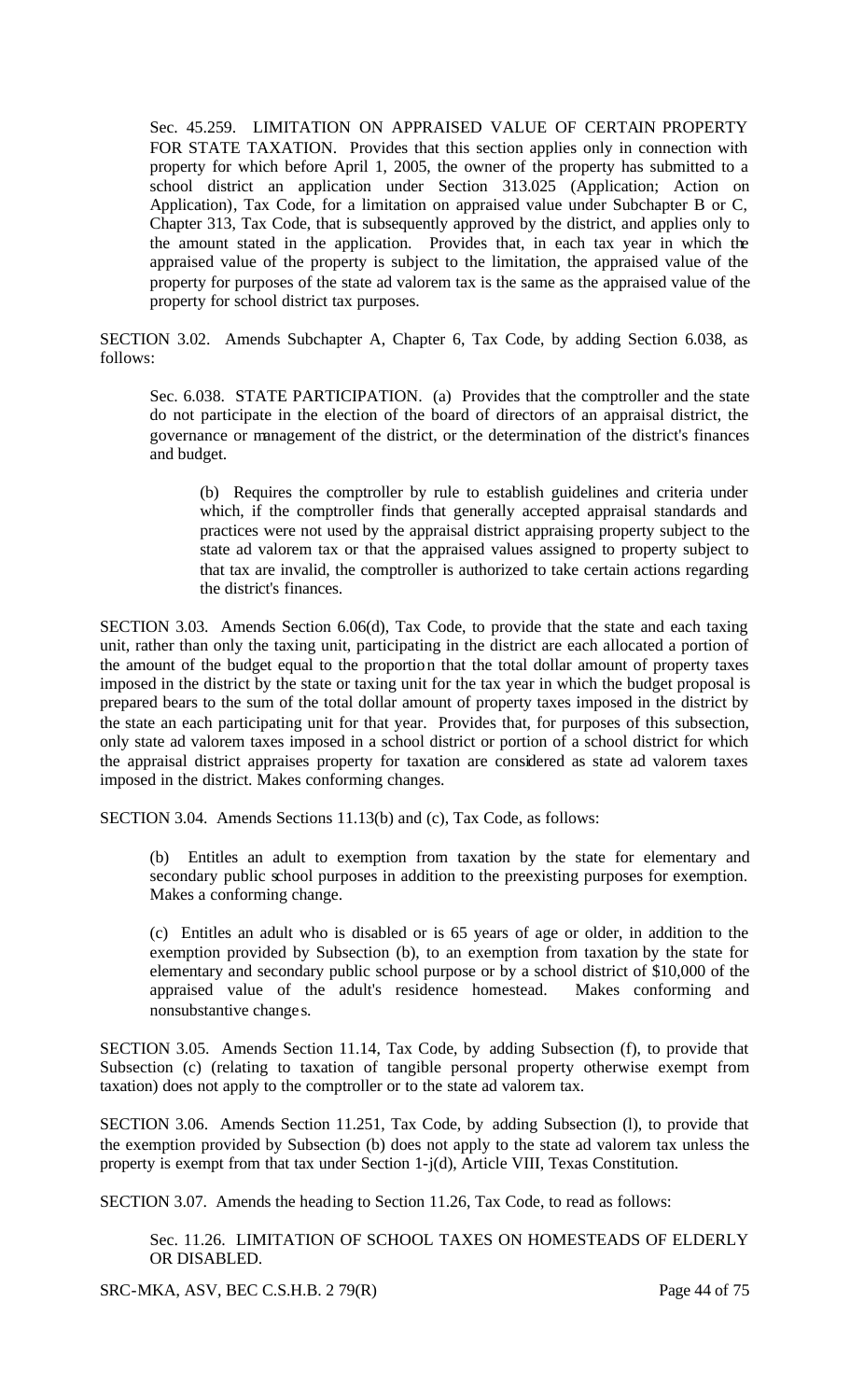Sec. 45.259. LIMITATION ON APPRAISED VALUE OF CERTAIN PROPERTY FOR STATE TAXATION. Provides that this section applies only in connection with property for which before April 1, 2005, the owner of the property has submitted to a school district an application under Section 313.025 (Application; Action on Application), Tax Code, for a limitation on appraised value under Subchapter B or C, Chapter 313, Tax Code, that is subsequently approved by the district, and applies only to the amount stated in the application. Provides that, in each tax year in which the appraised value of the property is subject to the limitation, the appraised value of the property for purposes of the state ad valorem tax is the same as the appraised value of the property for school district tax purposes.

SECTION 3.02. Amends Subchapter A, Chapter 6, Tax Code, by adding Section 6.038, as follows:

Sec. 6.038. STATE PARTICIPATION. (a) Provides that the comptroller and the state do not participate in the election of the board of directors of an appraisal district, the governance or management of the district, or the determination of the district's finances and budget.

(b) Requires the comptroller by rule to establish guidelines and criteria under which, if the comptroller finds that generally accepted appraisal standards and practices were not used by the appraisal district appraising property subject to the state ad valorem tax or that the appraised values assigned to property subject to that tax are invalid, the comptroller is authorized to take certain actions regarding the district's finances.

SECTION 3.03. Amends Section 6.06(d), Tax Code, to provide that the state and each taxing unit, rather than only the taxing unit, participating in the district are each allocated a portion of the amount of the budget equal to the proportion that the total dollar amount of property taxes imposed in the district by the state or taxing unit for the tax year in which the budget proposal is prepared bears to the sum of the total dollar amount of property taxes imposed in the district by the state an each participating unit for that year. Provides that, for purposes of this subsection, only state ad valorem taxes imposed in a school district or portion of a school district for which the appraisal district appraises property for taxation are considered as state ad valorem taxes imposed in the district. Makes conforming changes.

SECTION 3.04. Amends Sections 11.13(b) and (c), Tax Code, as follows:

(b) Entitles an adult to exemption from taxation by the state for elementary and secondary public school purposes in addition to the preexisting purposes for exemption. Makes a conforming change.

(c) Entitles an adult who is disabled or is 65 years of age or older, in addition to the exemption provided by Subsection (b), to an exemption from taxation by the state for elementary and secondary public school purpose or by a school district of $10,000 of the appraised value of the adult's residence homestead. Makes conforming and nonsubstantive changes.

SECTION 3.05. Amends Section 11.14, Tax Code, by adding Subsection (f), to provide that Subsection (c) (relating to taxation of tangible personal property otherwise exempt from taxation) does not apply to the comptroller or to the state ad valorem tax.

SECTION 3.06. Amends Section 11.251, Tax Code, by adding Subsection (l), to provide that the exemption provided by Subsection (b) does not apply to the state ad valorem tax unless the property is exempt from that tax under Section 1-j(d), Article VIII, Texas Constitution.

SECTION 3.07. Amends the heading to Section 11.26, Tax Code, to read as follows:

Sec. 11.26. LIMITATION OF SCHOOL TAXES ON HOMESTEADS OF ELDERLY OR DISABLED.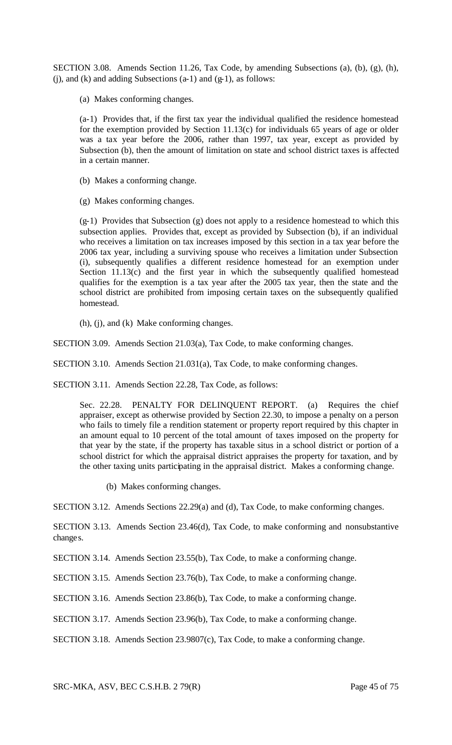SECTION 3.08. Amends Section 11.26, Tax Code, by amending Subsections (a), (b), (g), (h), (j), and (k) and adding Subsections (a-1) and (g-1), as follows:

(a) Makes conforming changes.

(a-1) Provides that, if the first tax year the individual qualified the residence homestead for the exemption provided by Section 11.13(c) for individuals 65 years of age or older was a tax year before the 2006, rather than 1997, tax year, except as provided by Subsection (b), then the amount of limitation on state and school district taxes is affected in a certain manner.

(b) Makes a conforming change.

(g) Makes conforming changes.

(g-1) Provides that Subsection (g) does not apply to a residence homestead to which this subsection applies. Provides that, except as provided by Subsection (b), if an individual who receives a limitation on tax increases imposed by this section in a tax year before the 2006 tax year, including a surviving spouse who receives a limitation under Subsection (i), subsequently qualifies a different residence homestead for an exemption under Section 11.13(c) and the first year in which the subsequently qualified homestead qualifies for the exemption is a tax year after the 2005 tax year, then the state and the school district are prohibited from imposing certain taxes on the subsequently qualified homestead.

(h), (j), and (k) Make conforming changes.

SECTION 3.09. Amends Section 21.03(a), Tax Code, to make conforming changes.

SECTION 3.10. Amends Section 21.031(a), Tax Code, to make conforming changes.

SECTION 3.11. Amends Section 22.28, Tax Code, as follows:

Sec. 22.28. PENALTY FOR DELINQUENT REPORT. (a) Requires the chief appraiser, except as otherwise provided by Section 22.30, to impose a penalty on a person who fails to timely file a rendition statement or property report required by this chapter in an amount equal to 10 percent of the total amount of taxes imposed on the property for that year by the state, if the property has taxable situs in a school district or portion of a school district for which the appraisal district appraises the property for taxation, and by the other taxing units participating in the appraisal district. Makes a conforming change.

(b) Makes conforming changes.

SECTION 3.12. Amends Sections 22.29(a) and (d), Tax Code, to make conforming changes.

SECTION 3.13. Amends Section 23.46(d), Tax Code, to make conforming and nonsubstantive changes.

SECTION 3.14. Amends Section 23.55(b), Tax Code, to make a conforming change.

SECTION 3.15. Amends Section 23.76(b), Tax Code, to make a conforming change.

SECTION 3.16. Amends Section 23.86(b), Tax Code, to make a conforming change.

SECTION 3.17. Amends Section 23.96(b), Tax Code, to make a conforming change.

SECTION 3.18. Amends Section 23.9807(c), Tax Code, to make a conforming change.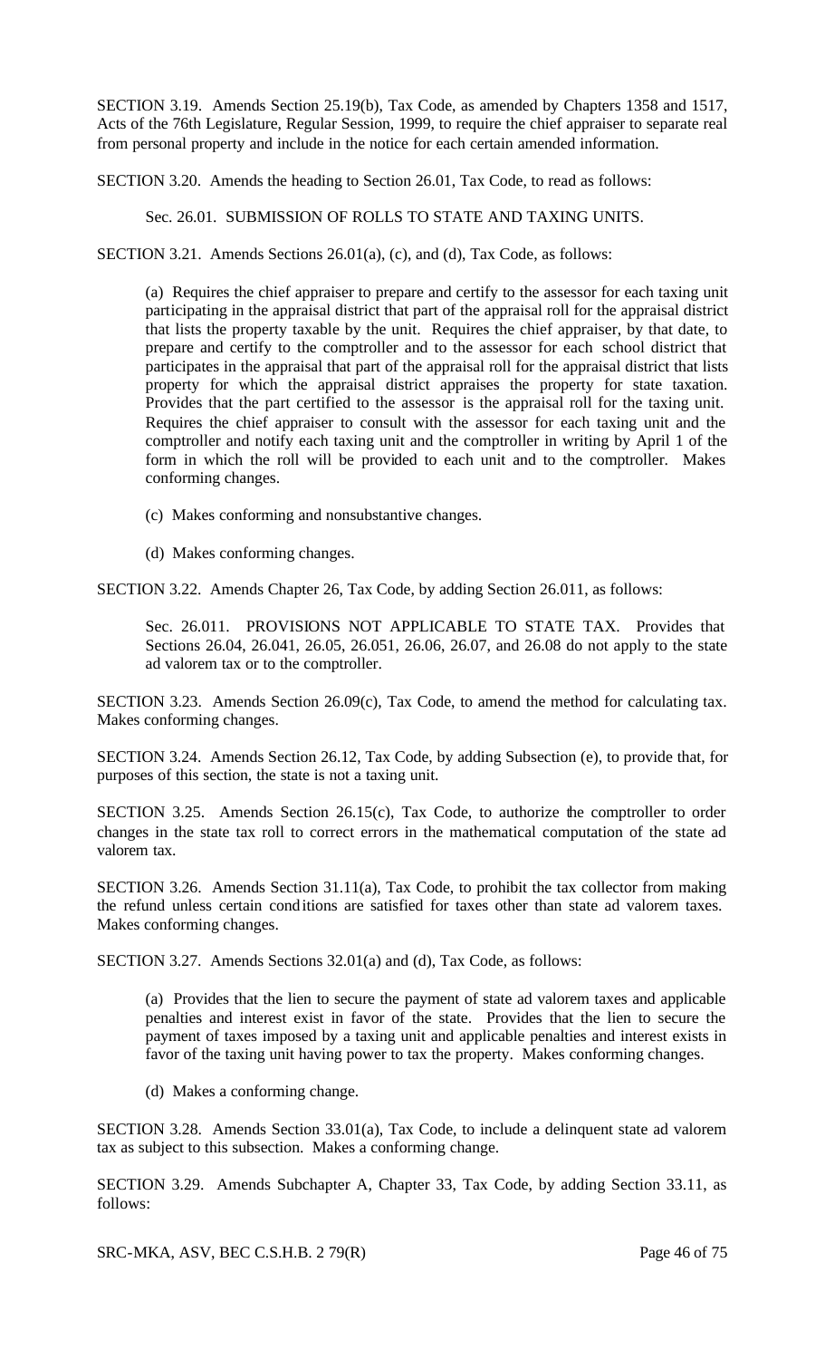SECTION 3.19. Amends Section 25.19(b), Tax Code, as amended by Chapters 1358 and 1517, Acts of the 76th Legislature, Regular Session, 1999, to require the chief appraiser to separate real from personal property and include in the notice for each certain amended information.

SECTION 3.20. Amends the heading to Section 26.01, Tax Code, to read as follows:

Sec. 26.01. SUBMISSION OF ROLLS TO STATE AND TAXING UNITS.

SECTION 3.21. Amends Sections 26.01(a), (c), and (d), Tax Code, as follows:

(a) Requires the chief appraiser to prepare and certify to the assessor for each taxing unit participating in the appraisal district that part of the appraisal roll for the appraisal district that lists the property taxable by the unit. Requires the chief appraiser, by that date, to prepare and certify to the comptroller and to the assessor for each school district that participates in the appraisal that part of the appraisal roll for the appraisal district that lists property for which the appraisal district appraises the property for state taxation. Provides that the part certified to the assessor is the appraisal roll for the taxing unit. Requires the chief appraiser to consult with the assessor for each taxing unit and the comptroller and notify each taxing unit and the comptroller in writing by April 1 of the form in which the roll will be provided to each unit and to the comptroller. Makes conforming changes.

(c) Makes conforming and nonsubstantive changes.

(d) Makes conforming changes.

SECTION 3.22. Amends Chapter 26, Tax Code, by adding Section 26.011, as follows:

Sec. 26.011. PROVISIONS NOT APPLICABLE TO STATE TAX. Provides that Sections 26.04, 26.041, 26.05, 26.051, 26.06, 26.07, and 26.08 do not apply to the state ad valorem tax or to the comptroller.

SECTION 3.23. Amends Section 26.09(c), Tax Code, to amend the method for calculating tax. Makes conforming changes.

SECTION 3.24. Amends Section 26.12, Tax Code, by adding Subsection (e), to provide that, for purposes of this section, the state is not a taxing unit.

SECTION 3.25. Amends Section 26.15(c), Tax Code, to authorize the comptroller to order changes in the state tax roll to correct errors in the mathematical computation of the state ad valorem tax.

SECTION 3.26. Amends Section 31.11(a), Tax Code, to prohibit the tax collector from making the refund unless certain conditions are satisfied for taxes other than state ad valorem taxes. Makes conforming changes.

SECTION 3.27. Amends Sections 32.01(a) and (d), Tax Code, as follows:

(a) Provides that the lien to secure the payment of state ad valorem taxes and applicable penalties and interest exist in favor of the state. Provides that the lien to secure the payment of taxes imposed by a taxing unit and applicable penalties and interest exists in favor of the taxing unit having power to tax the property. Makes conforming changes.

(d) Makes a conforming change.

SECTION 3.28. Amends Section 33.01(a), Tax Code, to include a delinquent state ad valorem tax as subject to this subsection. Makes a conforming change.

SECTION 3.29. Amends Subchapter A, Chapter 33, Tax Code, by adding Section 33.11, as follows: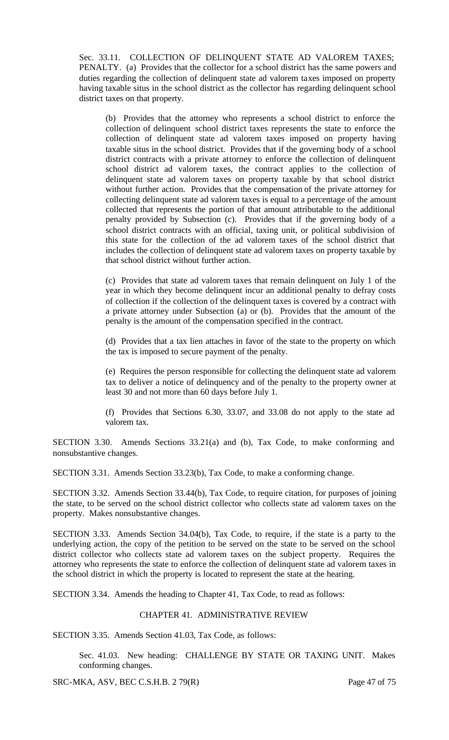Sec. 33.11. COLLECTION OF DELINQUENT STATE AD VALOREM TAXES; PENALTY. (a) Provides that the collector for a school district has the same powers and duties regarding the collection of delinquent state ad valorem taxes imposed on property having taxable situs in the school district as the collector has regarding delinquent school district taxes on that property.

(b) Provides that the attorney who represents a school district to enforce the collection of delinquent school district taxes represents the state to enforce the collection of delinquent state ad valorem taxes imposed on property having taxable situs in the school district. Provides that if the governing body of a school district contracts with a private attorney to enforce the collection of delinquent school district ad valorem taxes, the contract applies to the collection of delinquent state ad valorem taxes on property taxable by that school district without further action. Provides that the compensation of the private attorney for collecting delinquent state ad valorem taxes is equal to a percentage of the amount collected that represents the portion of that amount attributable to the additional penalty provided by Subsection (c). Provides that if the governing body of a school district contracts with an official, taxing unit, or political subdivision of this state for the collection of the ad valorem taxes of the school district that includes the collection of delinquent state ad valorem taxes on property taxable by that school district without further action.

(c) Provides that state ad valorem taxes that remain delinquent on July 1 of the year in which they become delinquent incur an additional penalty to defray costs of collection if the collection of the delinquent taxes is covered by a contract with a private attorney under Subsection (a) or (b). Provides that the amount of the penalty is the amount of the compensation specified in the contract.

(d) Provides that a tax lien attaches in favor of the state to the property on which the tax is imposed to secure payment of the penalty.

(e) Requires the person responsible for collecting the delinquent state ad valorem tax to deliver a notice of delinquency and of the penalty to the property owner at least 30 and not more than 60 days before July 1.

(f) Provides that Sections 6.30, 33.07, and 33.08 do not apply to the state ad valorem tax.

SECTION 3.30. Amends Sections 33.21(a) and (b), Tax Code, to make conforming and nonsubstantive changes.

SECTION 3.31. Amends Section 33.23(b), Tax Code, to make a conforming change.

SECTION 3.32. Amends Section 33.44(b), Tax Code, to require citation, for purposes of joining the state, to be served on the school district collector who collects state ad valorem taxes on the property. Makes nonsubstantive changes.

SECTION 3.33. Amends Section 34.04(b), Tax Code, to require, if the state is a party to the underlying action, the copy of the petition to be served on the state to be served on the school district collector who collects state ad valorem taxes on the subject property. Requires the attorney who represents the state to enforce the collection of delinquent state ad valorem taxes in the school district in which the property is located to represent the state at the hearing.

SECTION 3.34. Amends the heading to Chapter 41, Tax Code, to read as follows:

CHAPTER 41. ADMINISTRATIVE REVIEW

SECTION 3.35. Amends Section 41.03, Tax Code, as follows:

Sec. 41.03. New heading: CHALLENGE BY STATE OR TAXING UNIT. Makes conforming changes.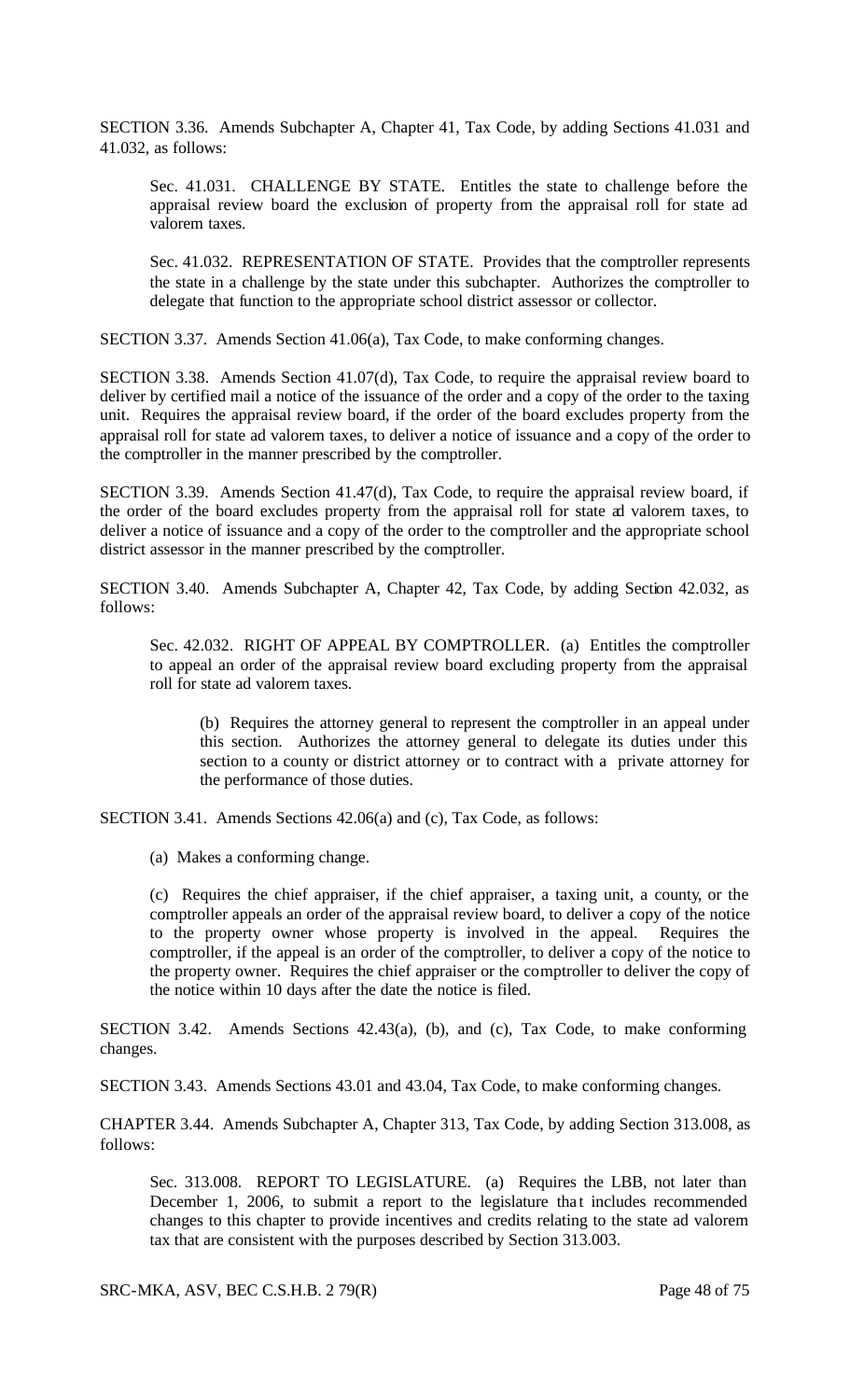SECTION 3.36. Amends Subchapter A, Chapter 41, Tax Code, by adding Sections 41.031 and 41.032, as follows:

> Sec. 41.031. CHALLENGE BY STATE. Entitles the state to challenge before the appraisal review board the exclusion of property from the appraisal roll for state ad valorem taxes.
>
> Sec. 41.032. REPRESENTATION OF STATE. Provides that the comptroller represents the state in a challenge by the state under this subchapter. Authorizes the comptroller to delegate that function to the appropriate school district assessor or collector.

SECTION 3.37. Amends Section 41.06(a), Tax Code, to make conforming changes.

SECTION 3.38. Amends Section 41.07(d), Tax Code, to require the appraisal review board to deliver by certified mail a notice of the issuance of the order and a copy of the order to the taxing unit. Requires the appraisal review board, if the order of the board excludes property from the appraisal roll for state ad valorem taxes, to deliver a notice of issuance and a copy of the order to the comptroller in the manner prescribed by the comptroller.

SECTION 3.39. Amends Section 41.47(d), Tax Code, to require the appraisal review board, if the order of the board excludes property from the appraisal roll for state ad valorem taxes, to deliver a notice of issuance and a copy of the order to the comptroller and the appropriate school district assessor in the manner prescribed by the comptroller.

SECTION 3.40. Amends Subchapter A, Chapter 42, Tax Code, by adding Section 42.032, as follows:

> Sec. 42.032. RIGHT OF APPEAL BY COMPTROLLER. (a) Entitles the comptroller to appeal an order of the appraisal review board excluding property from the appraisal roll for state ad valorem taxes.
>
> > (b) Requires the attorney general to represent the comptroller in an appeal under this section. Authorizes the attorney general to delegate its duties under this section to a county or district attorney or to contract with a private attorney for the performance of those duties.

SECTION 3.41. Amends Sections 42.06(a) and (c), Tax Code, as follows:

> (a) Makes a conforming change.
>
> (c) Requires the chief appraiser, if the chief appraiser, a taxing unit, a county, or the comptroller appeals an order of the appraisal review board, to deliver a copy of the notice to the property owner whose property is involved in the appeal. Requires the comptroller, if the appeal is an order of the comptroller, to deliver a copy of the notice to the property owner. Requires the chief appraiser or the comptroller to deliver the copy of the notice within 10 days after the date the notice is filed.

SECTION 3.42. Amends Sections 42.43(a), (b), and (c), Tax Code, to make conforming changes.

SECTION 3.43. Amends Sections 43.01 and 43.04, Tax Code, to make conforming changes.

CHAPTER 3.44. Amends Subchapter A, Chapter 313, Tax Code, by adding Section 313.008, as follows:

> Sec. 313.008. REPORT TO LEGISLATURE. (a) Requires the LBB, not later than December 1, 2006, to submit a report to the legislature that includes recommended changes to this chapter to provide incentives and credits relating to the state ad valorem tax that are consistent with the purposes described by Section 313.003.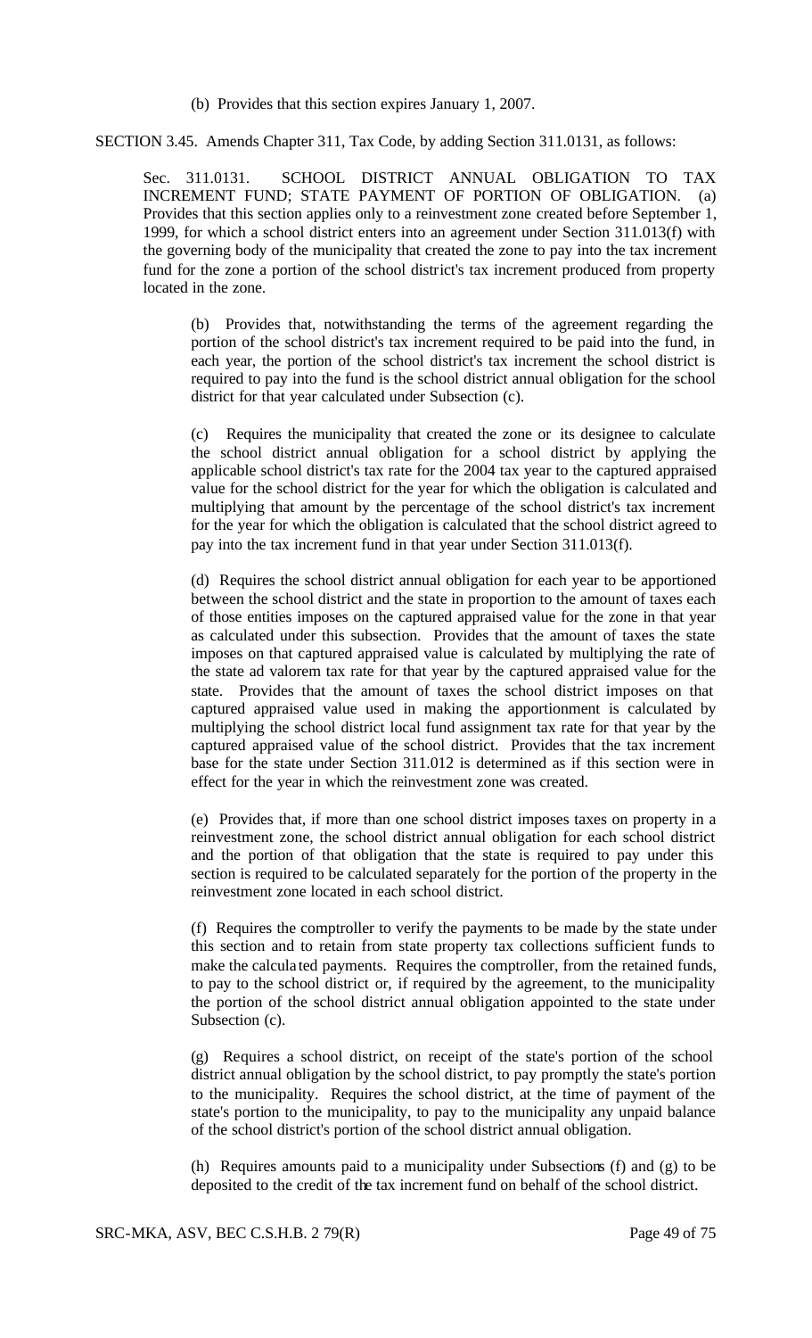(b) Provides that this section expires January 1, 2007.

SECTION 3.45. Amends Chapter 311, Tax Code, by adding Section 311.0131, as follows:

Sec. 311.0131. SCHOOL DISTRICT ANNUAL OBLIGATION TO TAX INCREMENT FUND; STATE PAYMENT OF PORTION OF OBLIGATION. (a) Provides that this section applies only to a reinvestment zone created before September 1, 1999, for which a school district enters into an agreement under Section 311.013(f) with the governing body of the municipality that created the zone to pay into the tax increment fund for the zone a portion of the school district's tax increment produced from property located in the zone.

(b) Provides that, notwithstanding the terms of the agreement regarding the portion of the school district's tax increment required to be paid into the fund, in each year, the portion of the school district's tax increment the school district is required to pay into the fund is the school district annual obligation for the school district for that year calculated under Subsection (c).

(c) Requires the municipality that created the zone or its designee to calculate the school district annual obligation for a school district by applying the applicable school district's tax rate for the 2004 tax year to the captured appraised value for the school district for the year for which the obligation is calculated and multiplying that amount by the percentage of the school district's tax increment for the year for which the obligation is calculated that the school district agreed to pay into the tax increment fund in that year under Section 311.013(f).

(d) Requires the school district annual obligation for each year to be apportioned between the school district and the state in proportion to the amount of taxes each of those entities imposes on the captured appraised value for the zone in that year as calculated under this subsection. Provides that the amount of taxes the state imposes on that captured appraised value is calculated by multiplying the rate of the state ad valorem tax rate for that year by the captured appraised value for the state. Provides that the amount of taxes the school district imposes on that captured appraised value used in making the apportionment is calculated by multiplying the school district local fund assignment tax rate for that year by the captured appraised value of the school district. Provides that the tax increment base for the state under Section 311.012 is determined as if this section were in effect for the year in which the reinvestment zone was created.

(e) Provides that, if more than one school district imposes taxes on property in a reinvestment zone, the school district annual obligation for each school district and the portion of that obligation that the state is required to pay under this section is required to be calculated separately for the portion of the property in the reinvestment zone located in each school district.

(f) Requires the comptroller to verify the payments to be made by the state under this section and to retain from state property tax collections sufficient funds to make the calculated payments. Requires the comptroller, from the retained funds, to pay to the school district or, if required by the agreement, to the municipality the portion of the school district annual obligation appointed to the state under Subsection (c).

(g) Requires a school district, on receipt of the state's portion of the school district annual obligation by the school district, to pay promptly the state's portion to the municipality. Requires the school district, at the time of payment of the state's portion to the municipality, to pay to the municipality any unpaid balance of the school district's portion of the school district annual obligation.

(h) Requires amounts paid to a municipality under Subsections (f) and (g) to be deposited to the credit of the tax increment fund on behalf of the school district.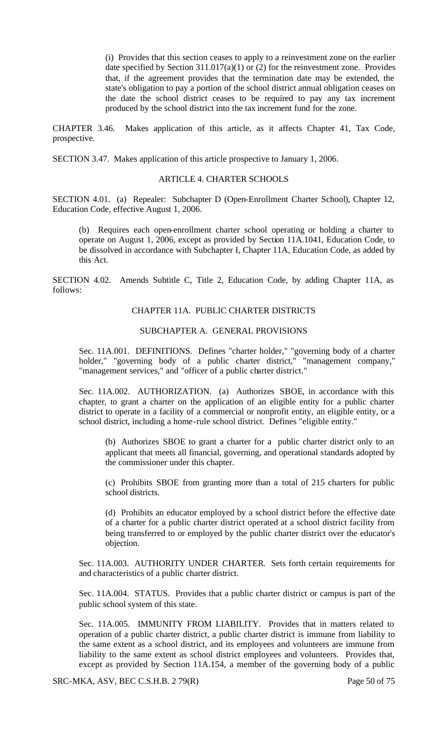(i) Provides that this section ceases to apply to a reinvestment zone on the earlier date specified by Section 311.017(a)(1) or (2) for the reinvestment zone. Provides that, if the agreement provides that the termination date may be extended, the state's obligation to pay a portion of the school district annual obligation ceases on the date the school district ceases to be required to pay any tax increment produced by the school district into the tax increment fund for the zone.

CHAPTER 3.46. Makes application of this article, as it affects Chapter 41, Tax Code, prospective.

SECTION 3.47. Makes application of this article prospective to January 1, 2006.

ARTICLE 4. CHARTER SCHOOLS

SECTION 4.01. (a) Repealer: Subchapter D (Open-Enrollment Charter School), Chapter 12, Education Code, effective August 1, 2006.

(b) Requires each open-enrollment charter school operating or holding a charter to operate on August 1, 2006, except as provided by Section 11A.1041, Education Code, to be dissolved in accordance with Subchapter I, Chapter 11A, Education Code, as added by this Act.

SECTION 4.02. Amends Subtitle C, Title 2, Education Code, by adding Chapter 11A, as follows:

CHAPTER 11A. PUBLIC CHARTER DISTRICTS

SUBCHAPTER A. GENERAL PROVISIONS

Sec. 11A.001. DEFINITIONS. Defines "charter holder," "governing body of a charter holder," "governing body of a public charter district," "management company," "management services," and "officer of a public charter district."

Sec. 11A.002. AUTHORIZATION. (a) Authorizes SBOE, in accordance with this chapter, to grant a charter on the application of an eligible entity for a public charter district to operate in a facility of a commercial or nonprofit entity, an eligible entity, or a school district, including a home-rule school district. Defines "eligible entity."

(b) Authorizes SBOE to grant a charter for a public charter district only to an applicant that meets all financial, governing, and operational standards adopted by the commissioner under this chapter.

(c) Prohibits SBOE from granting more than a total of 215 charters for public school districts.

(d) Prohibits an educator employed by a school district before the effective date of a charter for a public charter district operated at a school district facility from being transferred to or employed by the public charter district over the educator's objection.

Sec. 11A.003. AUTHORITY UNDER CHARTER. Sets forth certain requirements for and characteristics of a public charter district.

Sec. 11A.004. STATUS. Provides that a public charter district or campus is part of the public school system of this state.

Sec. 11A.005. IMMUNITY FROM LIABILITY. Provides that in matters related to operation of a public charter district, a public charter district is immune from liability to the same extent as a school district, and its employees and volunteers are immune from liability to the same extent as school district employees and volunteers. Provides that, except as provided by Section 11A.154, a member of the governing body of a public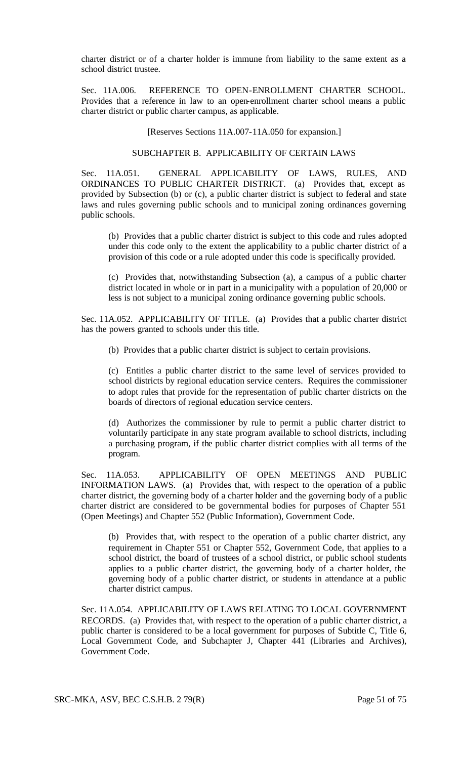charter district or of a charter holder is immune from liability to the same extent as a school district trustee.

Sec. 11A.006. REFERENCE TO OPEN-ENROLLMENT CHARTER SCHOOL. Provides that a reference in law to an open-enrollment charter school means a public charter district or public charter campus, as applicable.

[Reserves Sections 11A.007-11A.050 for expansion.]

SUBCHAPTER B. APPLICABILITY OF CERTAIN LAWS

Sec. 11A.051. GENERAL APPLICABILITY OF LAWS, RULES, AND ORDINANCES TO PUBLIC CHARTER DISTRICT. (a) Provides that, except as provided by Subsection (b) or (c), a public charter district is subject to federal and state laws and rules governing public schools and to municipal zoning ordinances governing public schools.

(b) Provides that a public charter district is subject to this code and rules adopted under this code only to the extent the applicability to a public charter district of a provision of this code or a rule adopted under this code is specifically provided.

(c) Provides that, notwithstanding Subsection (a), a campus of a public charter district located in whole or in part in a municipality with a population of 20,000 or less is not subject to a municipal zoning ordinance governing public schools.

Sec. 11A.052. APPLICABILITY OF TITLE. (a) Provides that a public charter district has the powers granted to schools under this title.

(b) Provides that a public charter district is subject to certain provisions.

(c) Entitles a public charter district to the same level of services provided to school districts by regional education service centers. Requires the commissioner to adopt rules that provide for the representation of public charter districts on the boards of directors of regional education service centers.

(d) Authorizes the commissioner by rule to permit a public charter district to voluntarily participate in any state program available to school districts, including a purchasing program, if the public charter district complies with all terms of the program.

Sec. 11A.053. APPLICABILITY OF OPEN MEETINGS AND PUBLIC INFORMATION LAWS. (a) Provides that, with respect to the operation of a public charter district, the governing body of a charter holder and the governing body of a public charter district are considered to be governmental bodies for purposes of Chapter 551 (Open Meetings) and Chapter 552 (Public Information), Government Code.

(b) Provides that, with respect to the operation of a public charter district, any requirement in Chapter 551 or Chapter 552, Government Code, that applies to a school district, the board of trustees of a school district, or public school students applies to a public charter district, the governing body of a charter holder, the governing body of a public charter district, or students in attendance at a public charter district campus.

Sec. 11A.054. APPLICABILITY OF LAWS RELATING TO LOCAL GOVERNMENT RECORDS. (a) Provides that, with respect to the operation of a public charter district, a public charter is considered to be a local government for purposes of Subtitle C, Title 6, Local Government Code, and Subchapter J, Chapter 441 (Libraries and Archives), Government Code.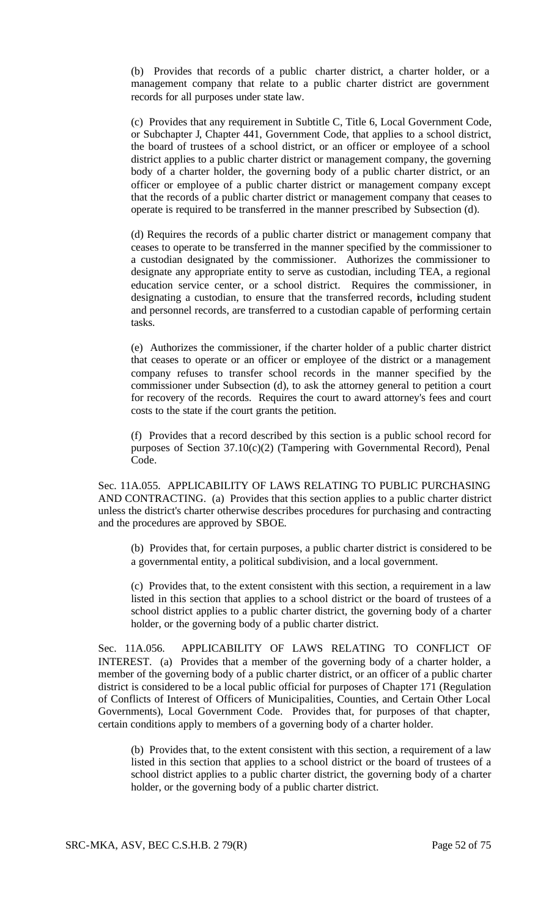(b) Provides that records of a public charter district, a charter holder, or a management company that relate to a public charter district are government records for all purposes under state law.

(c) Provides that any requirement in Subtitle C, Title 6, Local Government Code, or Subchapter J, Chapter 441, Government Code, that applies to a school district, the board of trustees of a school district, or an officer or employee of a school district applies to a public charter district or management company, the governing body of a charter holder, the governing body of a public charter district, or an officer or employee of a public charter district or management company except that the records of a public charter district or management company that ceases to operate is required to be transferred in the manner prescribed by Subsection (d).

(d) Requires the records of a public charter district or management company that ceases to operate to be transferred in the manner specified by the commissioner to a custodian designated by the commissioner. Authorizes the commissioner to designate any appropriate entity to serve as custodian, including TEA, a regional education service center, or a school district. Requires the commissioner, in designating a custodian, to ensure that the transferred records, including student and personnel records, are transferred to a custodian capable of performing certain tasks.

(e) Authorizes the commissioner, if the charter holder of a public charter district that ceases to operate or an officer or employee of the district or a management company refuses to transfer school records in the manner specified by the commissioner under Subsection (d), to ask the attorney general to petition a court for recovery of the records. Requires the court to award attorney's fees and court costs to the state if the court grants the petition.

(f) Provides that a record described by this section is a public school record for purposes of Section 37.10(c)(2) (Tampering with Governmental Record), Penal Code.

Sec. 11A.055. APPLICABILITY OF LAWS RELATING TO PUBLIC PURCHASING AND CONTRACTING. (a) Provides that this section applies to a public charter district unless the district's charter otherwise describes procedures for purchasing and contracting and the procedures are approved by SBOE.

(b) Provides that, for certain purposes, a public charter district is considered to be a governmental entity, a political subdivision, and a local government.

(c) Provides that, to the extent consistent with this section, a requirement in a law listed in this section that applies to a school district or the board of trustees of a school district applies to a public charter district, the governing body of a charter holder, or the governing body of a public charter district.

Sec. 11A.056. APPLICABILITY OF LAWS RELATING TO CONFLICT OF INTEREST. (a) Provides that a member of the governing body of a charter holder, a member of the governing body of a public charter district, or an officer of a public charter district is considered to be a local public official for purposes of Chapter 171 (Regulation of Conflicts of Interest of Officers of Municipalities, Counties, and Certain Other Local Governments), Local Government Code. Provides that, for purposes of that chapter, certain conditions apply to members of a governing body of a charter holder.

(b) Provides that, to the extent consistent with this section, a requirement of a law listed in this section that applies to a school district or the board of trustees of a school district applies to a public charter district, the governing body of a charter holder, or the governing body of a public charter district.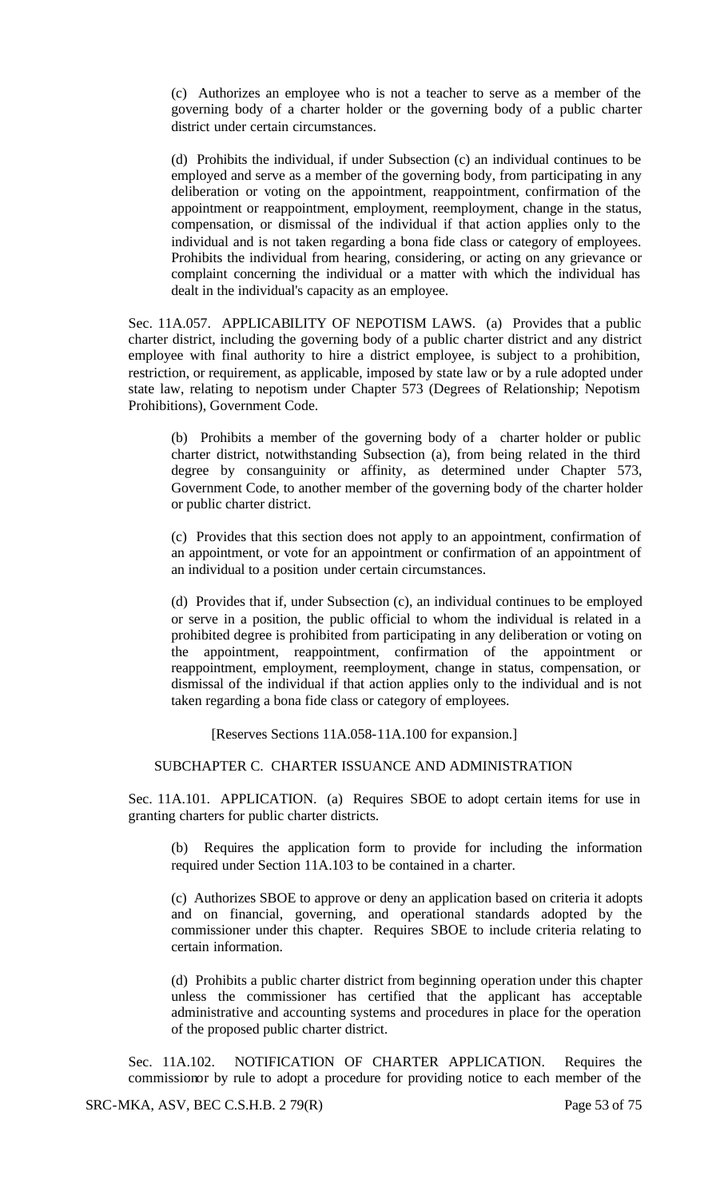(c) Authorizes an employee who is not a teacher to serve as a member of the governing body of a charter holder or the governing body of a public charter district under certain circumstances.

(d) Prohibits the individual, if under Subsection (c) an individual continues to be employed and serve as a member of the governing body, from participating in any deliberation or voting on the appointment, reappointment, confirmation of the appointment or reappointment, employment, reemployment, change in the status, compensation, or dismissal of the individual if that action applies only to the individual and is not taken regarding a bona fide class or category of employees. Prohibits the individual from hearing, considering, or acting on any grievance or complaint concerning the individual or a matter with which the individual has dealt in the individual's capacity as an employee.

Sec. 11A.057. APPLICABILITY OF NEPOTISM LAWS. (a) Provides that a public charter district, including the governing body of a public charter district and any district employee with final authority to hire a district employee, is subject to a prohibition, restriction, or requirement, as applicable, imposed by state law or by a rule adopted under state law, relating to nepotism under Chapter 573 (Degrees of Relationship; Nepotism Prohibitions), Government Code.

(b) Prohibits a member of the governing body of a charter holder or public charter district, notwithstanding Subsection (a), from being related in the third degree by consanguinity or affinity, as determined under Chapter 573, Government Code, to another member of the governing body of the charter holder or public charter district.

(c) Provides that this section does not apply to an appointment, confirmation of an appointment, or vote for an appointment or confirmation of an appointment of an individual to a position under certain circumstances.

(d) Provides that if, under Subsection (c), an individual continues to be employed or serve in a position, the public official to whom the individual is related in a prohibited degree is prohibited from participating in any deliberation or voting on the appointment, reappointment, confirmation of the appointment or reappointment, employment, reemployment, change in status, compensation, or dismissal of the individual if that action applies only to the individual and is not taken regarding a bona fide class or category of employees.

[Reserves Sections 11A.058-11A.100 for expansion.]

SUBCHAPTER C. CHARTER ISSUANCE AND ADMINISTRATION

Sec. 11A.101. APPLICATION. (a) Requires SBOE to adopt certain items for use in granting charters for public charter districts.

(b) Requires the application form to provide for including the information required under Section 11A.103 to be contained in a charter.

(c) Authorizes SBOE to approve or deny an application based on criteria it adopts and on financial, governing, and operational standards adopted by the commissioner under this chapter. Requires SBOE to include criteria relating to certain information.

(d) Prohibits a public charter district from beginning operation under this chapter unless the commissioner has certified that the applicant has acceptable administrative and accounting systems and procedures in place for the operation of the proposed public charter district.

Sec. 11A.102. NOTIFICATION OF CHARTER APPLICATION. Requires the commissionor by rule to adopt a procedure for providing notice to each member of the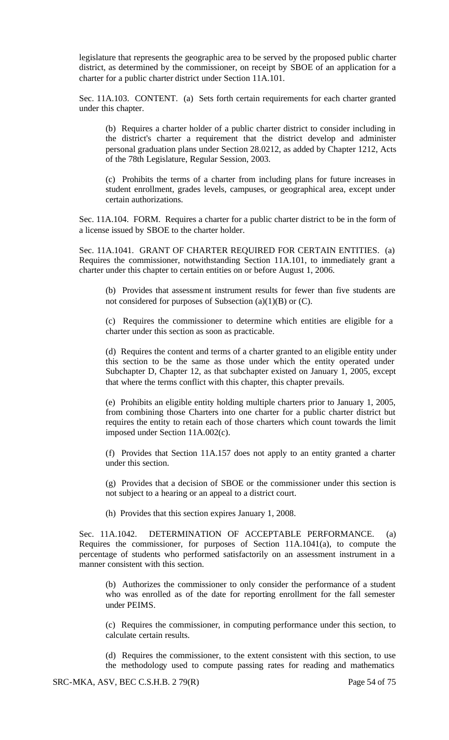legislature that represents the geographic area to be served by the proposed public charter district, as determined by the commissioner, on receipt by SBOE of an application for a charter for a public charter district under Section 11A.101.

Sec. 11A.103. CONTENT. (a) Sets forth certain requirements for each charter granted under this chapter.

(b) Requires a charter holder of a public charter district to consider including in the district's charter a requirement that the district develop and administer personal graduation plans under Section 28.0212, as added by Chapter 1212, Acts of the 78th Legislature, Regular Session, 2003.

(c) Prohibits the terms of a charter from including plans for future increases in student enrollment, grades levels, campuses, or geographical area, except under certain authorizations.

Sec. 11A.104. FORM. Requires a charter for a public charter district to be in the form of a license issued by SBOE to the charter holder.

Sec. 11A.1041. GRANT OF CHARTER REQUIRED FOR CERTAIN ENTITIES. (a) Requires the commissioner, notwithstanding Section 11A.101, to immediately grant a charter under this chapter to certain entities on or before August 1, 2006.

(b) Provides that assessment instrument results for fewer than five students are not considered for purposes of Subsection (a)(1)(B) or (C).

(c) Requires the commissioner to determine which entities are eligible for a charter under this section as soon as practicable.

(d) Requires the content and terms of a charter granted to an eligible entity under this section to be the same as those under which the entity operated under Subchapter D, Chapter 12, as that subchapter existed on January 1, 2005, except that where the terms conflict with this chapter, this chapter prevails.

(e) Prohibits an eligible entity holding multiple charters prior to January 1, 2005, from combining those Charters into one charter for a public charter district but requires the entity to retain each of those charters which count towards the limit imposed under Section 11A.002(c).

(f) Provides that Section 11A.157 does not apply to an entity granted a charter under this section.

(g) Provides that a decision of SBOE or the commissioner under this section is not subject to a hearing or an appeal to a district court.

(h) Provides that this section expires January 1, 2008.

Sec. 11A.1042. DETERMINATION OF ACCEPTABLE PERFORMANCE. (a) Requires the commissioner, for purposes of Section 11A.1041(a), to compute the percentage of students who performed satisfactorily on an assessment instrument in a manner consistent with this section.

(b) Authorizes the commissioner to only consider the performance of a student who was enrolled as of the date for reporting enrollment for the fall semester under PEIMS.

(c) Requires the commissioner, in computing performance under this section, to calculate certain results.

(d) Requires the commissioner, to the extent consistent with this section, to use the methodology used to compute passing rates for reading and mathematics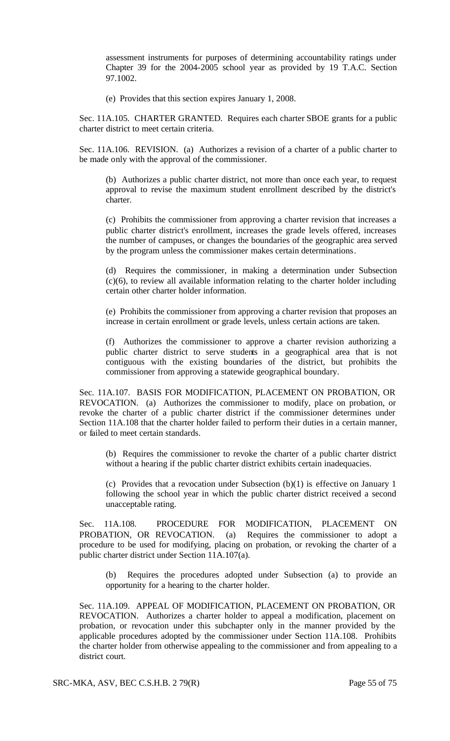assessment instruments for purposes of determining accountability ratings under Chapter 39 for the 2004-2005 school year as provided by 19 T.A.C. Section 97.1002.

(e) Provides that this section expires January 1, 2008.

Sec. 11A.105. CHARTER GRANTED. Requires each charter SBOE grants for a public charter district to meet certain criteria.

Sec. 11A.106. REVISION. (a) Authorizes a revision of a charter of a public charter to be made only with the approval of the commissioner.

(b) Authorizes a public charter district, not more than once each year, to request approval to revise the maximum student enrollment described by the district's charter.

(c) Prohibits the commissioner from approving a charter revision that increases a public charter district's enrollment, increases the grade levels offered, increases the number of campuses, or changes the boundaries of the geographic area served by the program unless the commissioner makes certain determinations.

(d) Requires the commissioner, in making a determination under Subsection (c)(6), to review all available information relating to the charter holder including certain other charter holder information.

(e) Prohibits the commissioner from approving a charter revision that proposes an increase in certain enrollment or grade levels, unless certain actions are taken.

(f) Authorizes the commissioner to approve a charter revision authorizing a public charter district to serve students in a geographical area that is not contiguous with the existing boundaries of the district, but prohibits the commissioner from approving a statewide geographical boundary.

Sec. 11A.107. BASIS FOR MODIFICATION, PLACEMENT ON PROBATION, OR REVOCATION. (a) Authorizes the commissioner to modify, place on probation, or revoke the charter of a public charter district if the commissioner determines under Section 11A.108 that the charter holder failed to perform their duties in a certain manner, or failed to meet certain standards.

(b) Requires the commissioner to revoke the charter of a public charter district without a hearing if the public charter district exhibits certain inadequacies.

(c) Provides that a revocation under Subsection (b)(1) is effective on January 1 following the school year in which the public charter district received a second unacceptable rating.

Sec. 11A.108. PROCEDURE FOR MODIFICATION, PLACEMENT ON PROBATION, OR REVOCATION. (a) Requires the commissioner to adopt a procedure to be used for modifying, placing on probation, or revoking the charter of a public charter district under Section 11A.107(a).

(b) Requires the procedures adopted under Subsection (a) to provide an opportunity for a hearing to the charter holder.

Sec. 11A.109. APPEAL OF MODIFICATION, PLACEMENT ON PROBATION, OR REVOCATION. Authorizes a charter holder to appeal a modification, placement on probation, or revocation under this subchapter only in the manner provided by the applicable procedures adopted by the commissioner under Section 11A.108. Prohibits the charter holder from otherwise appealing to the commissioner and from appealing to a district court.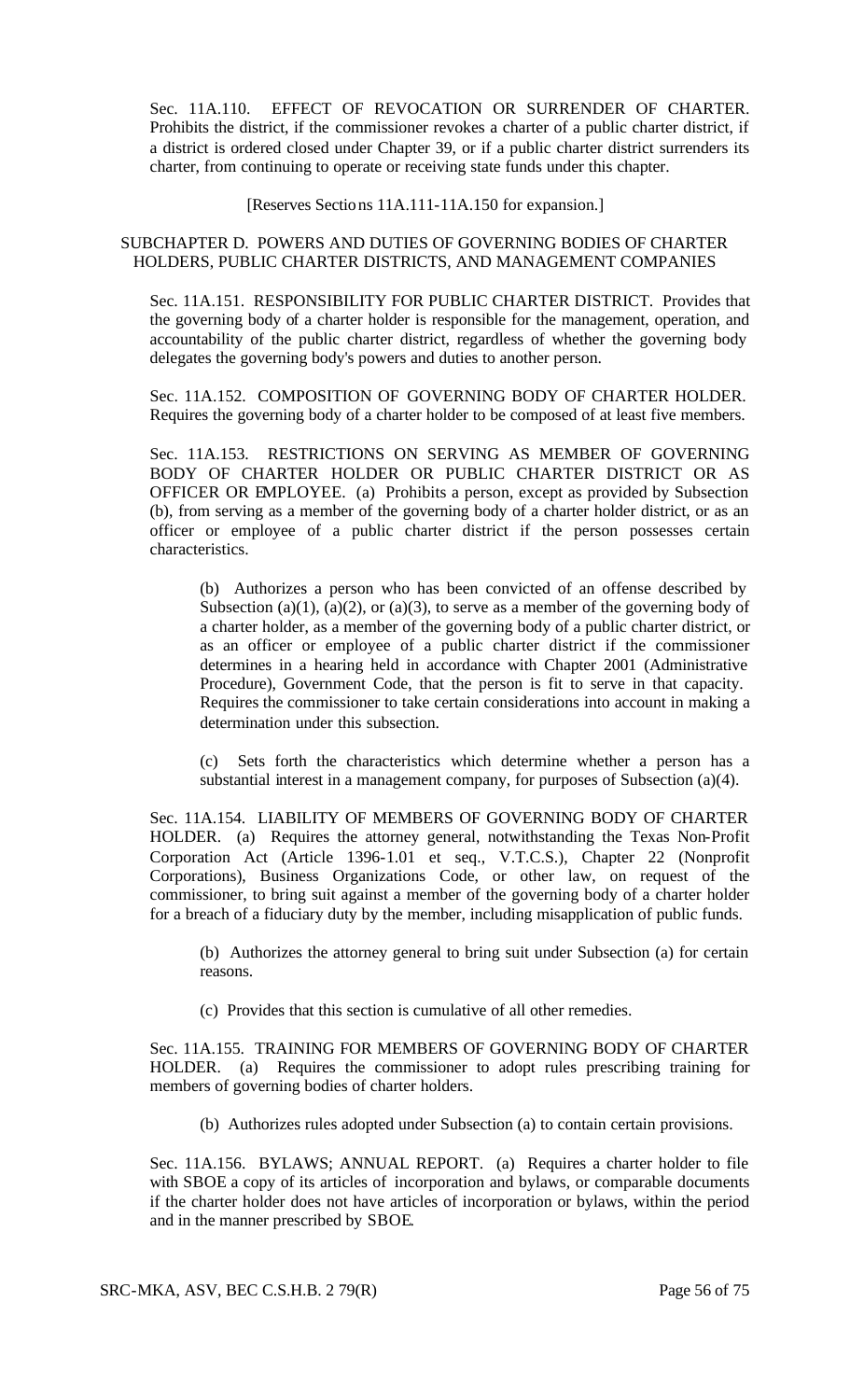Sec. 11A.110. EFFECT OF REVOCATION OR SURRENDER OF CHARTER. Prohibits the district, if the commissioner revokes a charter of a public charter district, if a district is ordered closed under Chapter 39, or if a public charter district surrenders its charter, from continuing to operate or receiving state funds under this chapter.

[Reserves Sections 11A.111-11A.150 for expansion.]

SUBCHAPTER D. POWERS AND DUTIES OF GOVERNING BODIES OF CHARTER HOLDERS, PUBLIC CHARTER DISTRICTS, AND MANAGEMENT COMPANIES

Sec. 11A.151. RESPONSIBILITY FOR PUBLIC CHARTER DISTRICT. Provides that the governing body of a charter holder is responsible for the management, operation, and accountability of the public charter district, regardless of whether the governing body delegates the governing body's powers and duties to another person.

Sec. 11A.152. COMPOSITION OF GOVERNING BODY OF CHARTER HOLDER. Requires the governing body of a charter holder to be composed of at least five members.

Sec. 11A.153. RESTRICTIONS ON SERVING AS MEMBER OF GOVERNING BODY OF CHARTER HOLDER OR PUBLIC CHARTER DISTRICT OR AS OFFICER OR EMPLOYEE. (a) Prohibits a person, except as provided by Subsection (b), from serving as a member of the governing body of a charter holder district, or as an officer or employee of a public charter district if the person possesses certain characteristics.

(b) Authorizes a person who has been convicted of an offense described by Subsection (a)(1), (a)(2), or (a)(3), to serve as a member of the governing body of a charter holder, as a member of the governing body of a public charter district, or as an officer or employee of a public charter district if the commissioner determines in a hearing held in accordance with Chapter 2001 (Administrative Procedure), Government Code, that the person is fit to serve in that capacity. Requires the commissioner to take certain considerations into account in making a determination under this subsection.

(c) Sets forth the characteristics which determine whether a person has a substantial interest in a management company, for purposes of Subsection (a)(4).

Sec. 11A.154. LIABILITY OF MEMBERS OF GOVERNING BODY OF CHARTER HOLDER. (a) Requires the attorney general, notwithstanding the Texas Non-Profit Corporation Act (Article 1396-1.01 et seq., V.T.C.S.), Chapter 22 (Nonprofit Corporations), Business Organizations Code, or other law, on request of the commissioner, to bring suit against a member of the governing body of a charter holder for a breach of a fiduciary duty by the member, including misapplication of public funds.

(b) Authorizes the attorney general to bring suit under Subsection (a) for certain reasons.

(c) Provides that this section is cumulative of all other remedies.

Sec. 11A.155. TRAINING FOR MEMBERS OF GOVERNING BODY OF CHARTER HOLDER. (a) Requires the commissioner to adopt rules prescribing training for members of governing bodies of charter holders.

(b) Authorizes rules adopted under Subsection (a) to contain certain provisions.

Sec. 11A.156. BYLAWS; ANNUAL REPORT. (a) Requires a charter holder to file with SBOE a copy of its articles of incorporation and bylaws, or comparable documents if the charter holder does not have articles of incorporation or bylaws, within the period and in the manner prescribed by SBOE.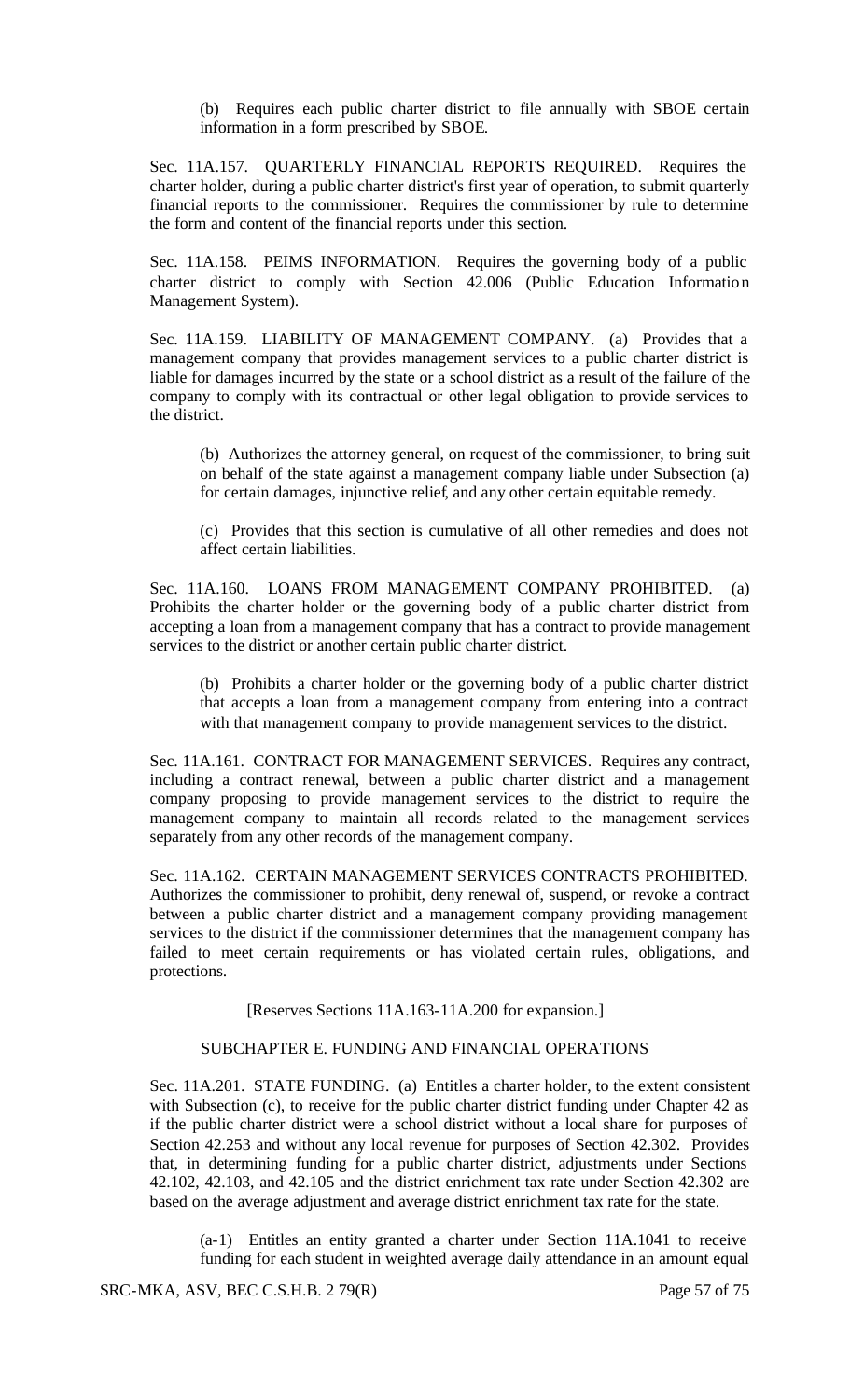(b) Requires each public charter district to file annually with SBOE certain information in a form prescribed by SBOE.

Sec. 11A.157. QUARTERLY FINANCIAL REPORTS REQUIRED. Requires the charter holder, during a public charter district's first year of operation, to submit quarterly financial reports to the commissioner. Requires the commissioner by rule to determine the form and content of the financial reports under this section.

Sec. 11A.158. PEIMS INFORMATION. Requires the governing body of a public charter district to comply with Section 42.006 (Public Education Information Management System).

Sec. 11A.159. LIABILITY OF MANAGEMENT COMPANY. (a) Provides that a management company that provides management services to a public charter district is liable for damages incurred by the state or a school district as a result of the failure of the company to comply with its contractual or other legal obligation to provide services to the district.

(b) Authorizes the attorney general, on request of the commissioner, to bring suit on behalf of the state against a management company liable under Subsection (a) for certain damages, injunctive relief, and any other certain equitable remedy.

(c) Provides that this section is cumulative of all other remedies and does not affect certain liabilities.

Sec. 11A.160. LOANS FROM MANAGEMENT COMPANY PROHIBITED. (a) Prohibits the charter holder or the governing body of a public charter district from accepting a loan from a management company that has a contract to provide management services to the district or another certain public charter district.

(b) Prohibits a charter holder or the governing body of a public charter district that accepts a loan from a management company from entering into a contract with that management company to provide management services to the district.

Sec. 11A.161. CONTRACT FOR MANAGEMENT SERVICES. Requires any contract, including a contract renewal, between a public charter district and a management company proposing to provide management services to the district to require the management company to maintain all records related to the management services separately from any other records of the management company.

Sec. 11A.162. CERTAIN MANAGEMENT SERVICES CONTRACTS PROHIBITED. Authorizes the commissioner to prohibit, deny renewal of, suspend, or revoke a contract between a public charter district and a management company providing management services to the district if the commissioner determines that the management company has failed to meet certain requirements or has violated certain rules, obligations, and protections.

[Reserves Sections 11A.163-11A.200 for expansion.]

SUBCHAPTER E. FUNDING AND FINANCIAL OPERATIONS

Sec. 11A.201. STATE FUNDING. (a) Entitles a charter holder, to the extent consistent with Subsection (c), to receive for the public charter district funding under Chapter 42 as if the public charter district were a school district without a local share for purposes of Section 42.253 and without any local revenue for purposes of Section 42.302. Provides that, in determining funding for a public charter district, adjustments under Sections 42.102, 42.103, and 42.105 and the district enrichment tax rate under Section 42.302 are based on the average adjustment and average district enrichment tax rate for the state.

(a-1) Entitles an entity granted a charter under Section 11A.1041 to receive funding for each student in weighted average daily attendance in an amount equal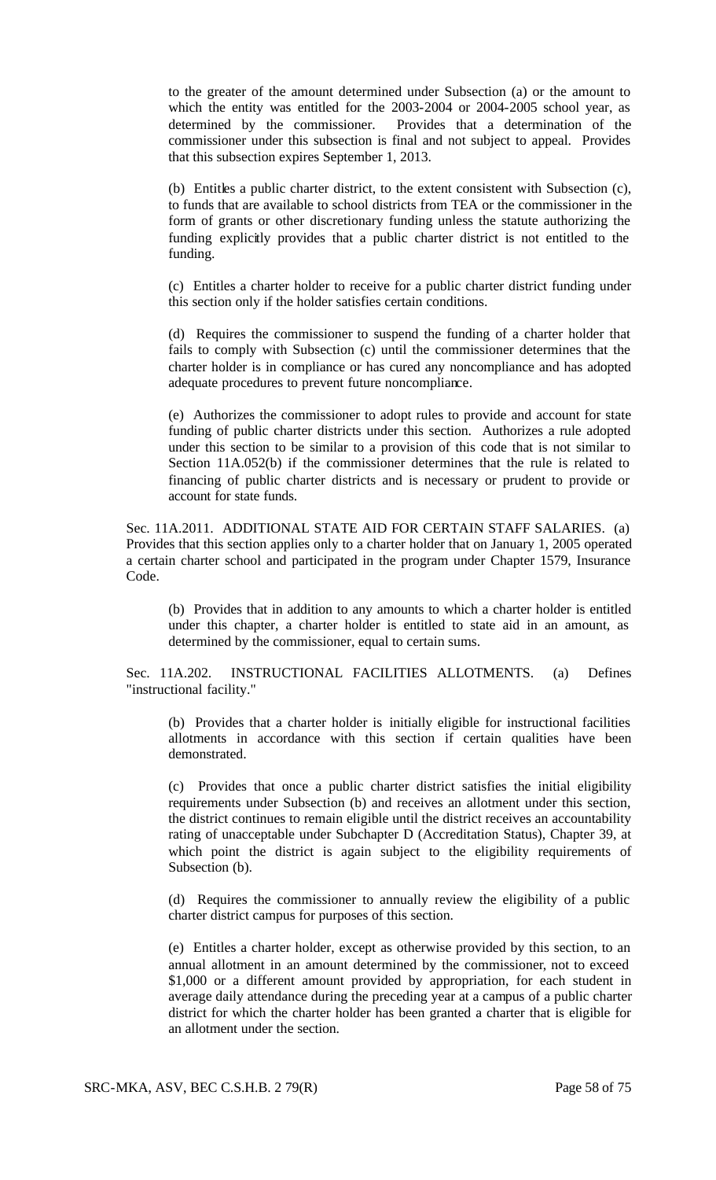to the greater of the amount determined under Subsection (a) or the amount to which the entity was entitled for the 2003-2004 or 2004-2005 school year, as determined by the commissioner. Provides that a determination of the commissioner under this subsection is final and not subject to appeal. Provides that this subsection expires September 1, 2013.

(b) Entitles a public charter district, to the extent consistent with Subsection (c), to funds that are available to school districts from TEA or the commissioner in the form of grants or other discretionary funding unless the statute authorizing the funding explicitly provides that a public charter district is not entitled to the funding.

(c) Entitles a charter holder to receive for a public charter district funding under this section only if the holder satisfies certain conditions.

(d) Requires the commissioner to suspend the funding of a charter holder that fails to comply with Subsection (c) until the commissioner determines that the charter holder is in compliance or has cured any noncompliance and has adopted adequate procedures to prevent future noncompliance.

(e) Authorizes the commissioner to adopt rules to provide and account for state funding of public charter districts under this section. Authorizes a rule adopted under this section to be similar to a provision of this code that is not similar to Section 11A.052(b) if the commissioner determines that the rule is related to financing of public charter districts and is necessary or prudent to provide or account for state funds.

Sec. 11A.2011. ADDITIONAL STATE AID FOR CERTAIN STAFF SALARIES. (a) Provides that this section applies only to a charter holder that on January 1, 2005 operated a certain charter school and participated in the program under Chapter 1579, Insurance Code.

(b) Provides that in addition to any amounts to which a charter holder is entitled under this chapter, a charter holder is entitled to state aid in an amount, as determined by the commissioner, equal to certain sums.

Sec. 11A.202. INSTRUCTIONAL FACILITIES ALLOTMENTS. (a) Defines "instructional facility."

(b) Provides that a charter holder is initially eligible for instructional facilities allotments in accordance with this section if certain qualities have been demonstrated.

(c) Provides that once a public charter district satisfies the initial eligibility requirements under Subsection (b) and receives an allotment under this section, the district continues to remain eligible until the district receives an accountability rating of unacceptable under Subchapter D (Accreditation Status), Chapter 39, at which point the district is again subject to the eligibility requirements of Subsection (b).

(d) Requires the commissioner to annually review the eligibility of a public charter district campus for purposes of this section.

(e) Entitles a charter holder, except as otherwise provided by this section, to an annual allotment in an amount determined by the commissioner, not to exceed $1,000 or a different amount provided by appropriation, for each student in average daily attendance during the preceding year at a campus of a public charter district for which the charter holder has been granted a charter that is eligible for an allotment under the section.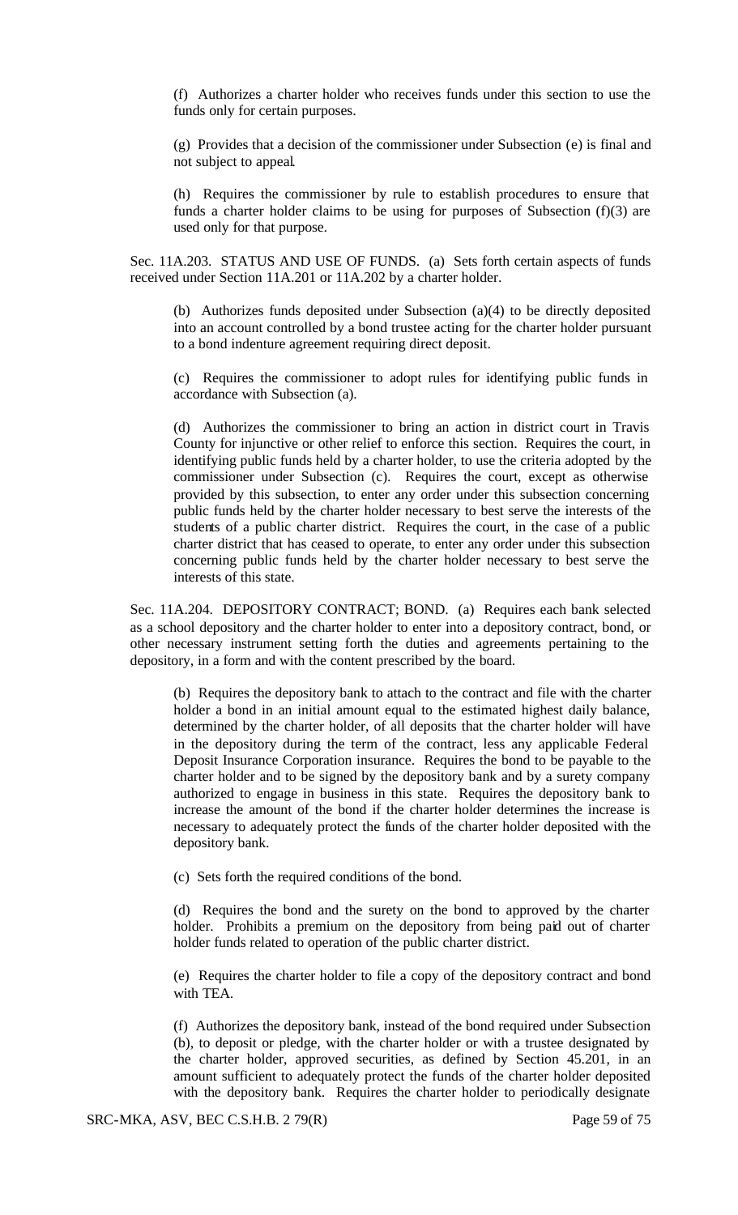(f) Authorizes a charter holder who receives funds under this section to use the funds only for certain purposes.

(g) Provides that a decision of the commissioner under Subsection (e) is final and not subject to appeal.

(h) Requires the commissioner by rule to establish procedures to ensure that funds a charter holder claims to be using for purposes of Subsection (f)(3) are used only for that purpose.

Sec. 11A.203. STATUS AND USE OF FUNDS. (a) Sets forth certain aspects of funds received under Section 11A.201 or 11A.202 by a charter holder.

(b) Authorizes funds deposited under Subsection (a)(4) to be directly deposited into an account controlled by a bond trustee acting for the charter holder pursuant to a bond indenture agreement requiring direct deposit.

(c) Requires the commissioner to adopt rules for identifying public funds in accordance with Subsection (a).

(d) Authorizes the commissioner to bring an action in district court in Travis County for injunctive or other relief to enforce this section. Requires the court, in identifying public funds held by a charter holder, to use the criteria adopted by the commissioner under Subsection (c). Requires the court, except as otherwise provided by this subsection, to enter any order under this subsection concerning public funds held by the charter holder necessary to best serve the interests of the students of a public charter district. Requires the court, in the case of a public charter district that has ceased to operate, to enter any order under this subsection concerning public funds held by the charter holder necessary to best serve the interests of this state.

Sec. 11A.204. DEPOSITORY CONTRACT; BOND. (a) Requires each bank selected as a school depository and the charter holder to enter into a depository contract, bond, or other necessary instrument setting forth the duties and agreements pertaining to the depository, in a form and with the content prescribed by the board.

(b) Requires the depository bank to attach to the contract and file with the charter holder a bond in an initial amount equal to the estimated highest daily balance, determined by the charter holder, of all deposits that the charter holder will have in the depository during the term of the contract, less any applicable Federal Deposit Insurance Corporation insurance. Requires the bond to be payable to the charter holder and to be signed by the depository bank and by a surety company authorized to engage in business in this state. Requires the depository bank to increase the amount of the bond if the charter holder determines the increase is necessary to adequately protect the funds of the charter holder deposited with the depository bank.

(c) Sets forth the required conditions of the bond.

(d) Requires the bond and the surety on the bond to approved by the charter holder. Prohibits a premium on the depository from being paid out of charter holder funds related to operation of the public charter district.

(e) Requires the charter holder to file a copy of the depository contract and bond with TEA.

(f) Authorizes the depository bank, instead of the bond required under Subsection (b), to deposit or pledge, with the charter holder or with a trustee designated by the charter holder, approved securities, as defined by Section 45.201, in an amount sufficient to adequately protect the funds of the charter holder deposited with the depository bank. Requires the charter holder to periodically designate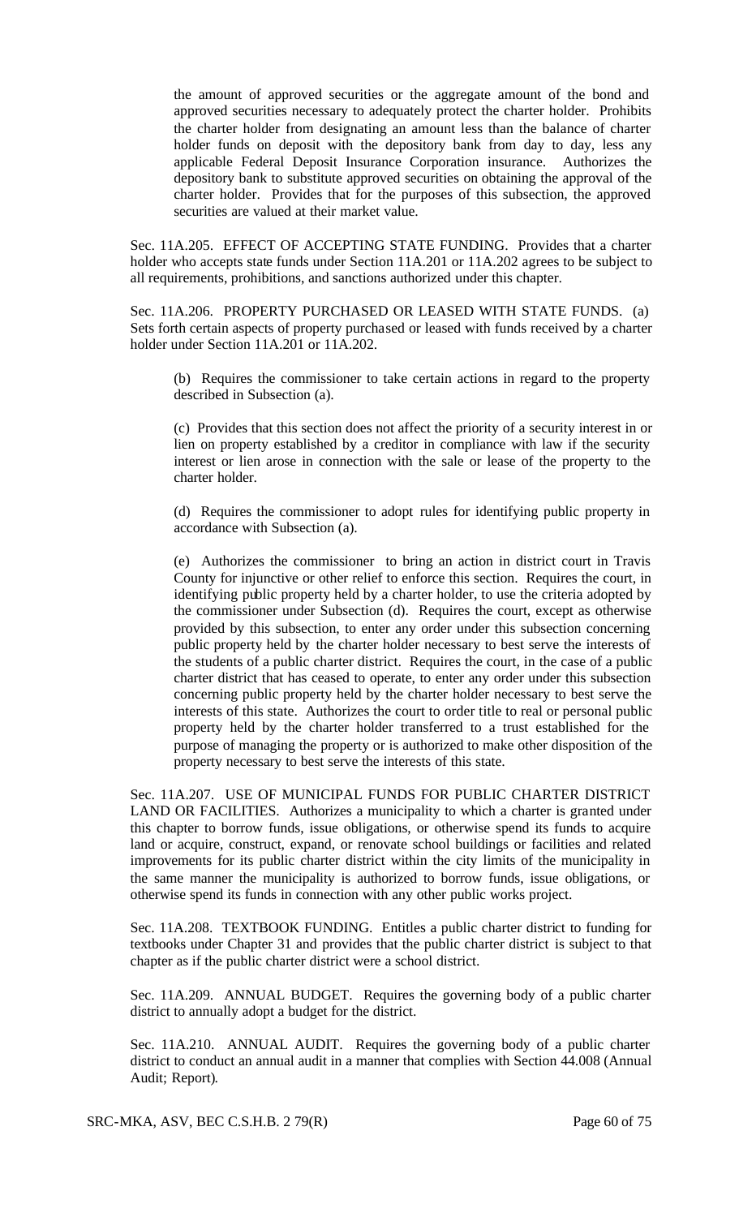the amount of approved securities or the aggregate amount of the bond and approved securities necessary to adequately protect the charter holder. Prohibits the charter holder from designating an amount less than the balance of charter holder funds on deposit with the depository bank from day to day, less any applicable Federal Deposit Insurance Corporation insurance. Authorizes the depository bank to substitute approved securities on obtaining the approval of the charter holder. Provides that for the purposes of this subsection, the approved securities are valued at their market value.

Sec. 11A.205. EFFECT OF ACCEPTING STATE FUNDING. Provides that a charter holder who accepts state funds under Section 11A.201 or 11A.202 agrees to be subject to all requirements, prohibitions, and sanctions authorized under this chapter.

Sec. 11A.206. PROPERTY PURCHASED OR LEASED WITH STATE FUNDS. (a) Sets forth certain aspects of property purchased or leased with funds received by a charter holder under Section 11A.201 or 11A.202.

(b) Requires the commissioner to take certain actions in regard to the property described in Subsection (a).

(c) Provides that this section does not affect the priority of a security interest in or lien on property established by a creditor in compliance with law if the security interest or lien arose in connection with the sale or lease of the property to the charter holder.

(d) Requires the commissioner to adopt rules for identifying public property in accordance with Subsection (a).

(e) Authorizes the commissioner to bring an action in district court in Travis County for injunctive or other relief to enforce this section. Requires the court, in identifying public property held by a charter holder, to use the criteria adopted by the commissioner under Subsection (d). Requires the court, except as otherwise provided by this subsection, to enter any order under this subsection concerning public property held by the charter holder necessary to best serve the interests of the students of a public charter district. Requires the court, in the case of a public charter district that has ceased to operate, to enter any order under this subsection concerning public property held by the charter holder necessary to best serve the interests of this state. Authorizes the court to order title to real or personal public property held by the charter holder transferred to a trust established for the purpose of managing the property or is authorized to make other disposition of the property necessary to best serve the interests of this state.

Sec. 11A.207. USE OF MUNICIPAL FUNDS FOR PUBLIC CHARTER DISTRICT LAND OR FACILITIES. Authorizes a municipality to which a charter is granted under this chapter to borrow funds, issue obligations, or otherwise spend its funds to acquire land or acquire, construct, expand, or renovate school buildings or facilities and related improvements for its public charter district within the city limits of the municipality in the same manner the municipality is authorized to borrow funds, issue obligations, or otherwise spend its funds in connection with any other public works project.

Sec. 11A.208. TEXTBOOK FUNDING. Entitles a public charter district to funding for textbooks under Chapter 31 and provides that the public charter district is subject to that chapter as if the public charter district were a school district.

Sec. 11A.209. ANNUAL BUDGET. Requires the governing body of a public charter district to annually adopt a budget for the district.

Sec. 11A.210. ANNUAL AUDIT. Requires the governing body of a public charter district to conduct an annual audit in a manner that complies with Section 44.008 (Annual Audit; Report).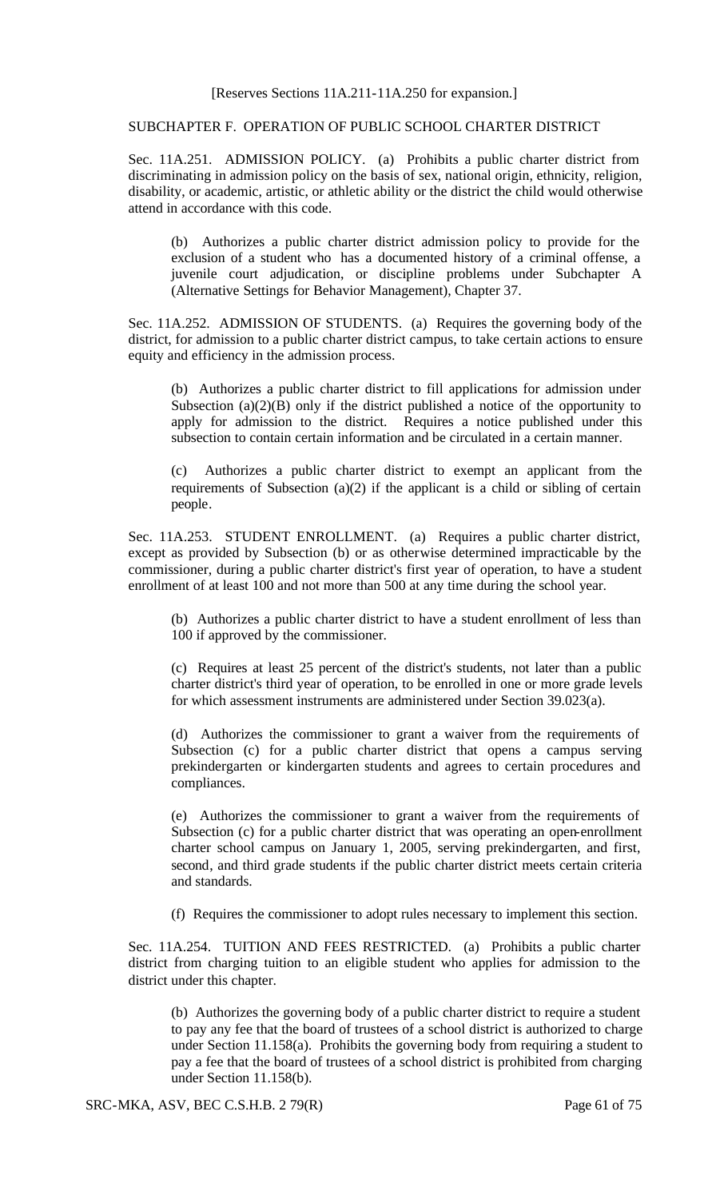[Reserves Sections 11A.211-11A.250 for expansion.]

SUBCHAPTER F. OPERATION OF PUBLIC SCHOOL CHARTER DISTRICT

Sec. 11A.251. ADMISSION POLICY. (a) Prohibits a public charter district from discriminating in admission policy on the basis of sex, national origin, ethnicity, religion, disability, or academic, artistic, or athletic ability or the district the child would otherwise attend in accordance with this code.

(b) Authorizes a public charter district admission policy to provide for the exclusion of a student who has a documented history of a criminal offense, a juvenile court adjudication, or discipline problems under Subchapter A (Alternative Settings for Behavior Management), Chapter 37.

Sec. 11A.252. ADMISSION OF STUDENTS. (a) Requires the governing body of the district, for admission to a public charter district campus, to take certain actions to ensure equity and efficiency in the admission process.

(b) Authorizes a public charter district to fill applications for admission under Subsection (a)(2)(B) only if the district published a notice of the opportunity to apply for admission to the district. Requires a notice published under this subsection to contain certain information and be circulated in a certain manner.

(c) Authorizes a public charter district to exempt an applicant from the requirements of Subsection (a)(2) if the applicant is a child or sibling of certain people.

Sec. 11A.253. STUDENT ENROLLMENT. (a) Requires a public charter district, except as provided by Subsection (b) or as otherwise determined impracticable by the commissioner, during a public charter district's first year of operation, to have a student enrollment of at least 100 and not more than 500 at any time during the school year.

(b) Authorizes a public charter district to have a student enrollment of less than 100 if approved by the commissioner.

(c) Requires at least 25 percent of the district's students, not later than a public charter district's third year of operation, to be enrolled in one or more grade levels for which assessment instruments are administered under Section 39.023(a).

(d) Authorizes the commissioner to grant a waiver from the requirements of Subsection (c) for a public charter district that opens a campus serving prekindergarten or kindergarten students and agrees to certain procedures and compliances.

(e) Authorizes the commissioner to grant a waiver from the requirements of Subsection (c) for a public charter district that was operating an open-enrollment charter school campus on January 1, 2005, serving prekindergarten, and first, second, and third grade students if the public charter district meets certain criteria and standards.

(f) Requires the commissioner to adopt rules necessary to implement this section.

Sec. 11A.254. TUITION AND FEES RESTRICTED. (a) Prohibits a public charter district from charging tuition to an eligible student who applies for admission to the district under this chapter.

(b) Authorizes the governing body of a public charter district to require a student to pay any fee that the board of trustees of a school district is authorized to charge under Section 11.158(a). Prohibits the governing body from requiring a student to pay a fee that the board of trustees of a school district is prohibited from charging under Section 11.158(b).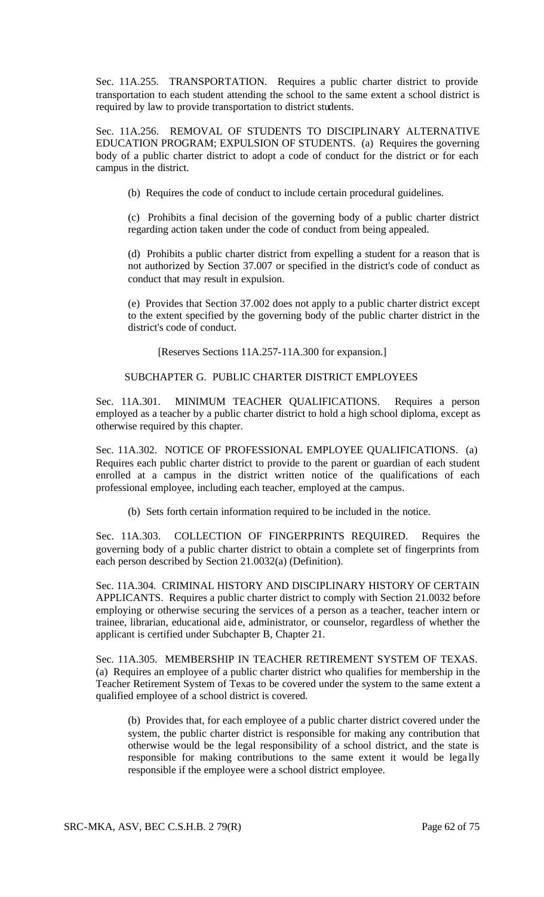Sec. 11A.255. TRANSPORTATION. Requires a public charter district to provide transportation to each student attending the school to the same extent a school district is required by law to provide transportation to district students.

Sec. 11A.256. REMOVAL OF STUDENTS TO DISCIPLINARY ALTERNATIVE EDUCATION PROGRAM; EXPULSION OF STUDENTS. (a) Requires the governing body of a public charter district to adopt a code of conduct for the district or for each campus in the district.

(b) Requires the code of conduct to include certain procedural guidelines.

(c) Prohibits a final decision of the governing body of a public charter district regarding action taken under the code of conduct from being appealed.

(d) Prohibits a public charter district from expelling a student for a reason that is not authorized by Section 37.007 or specified in the district's code of conduct as conduct that may result in expulsion.

(e) Provides that Section 37.002 does not apply to a public charter district except to the extent specified by the governing body of the public charter district in the district's code of conduct.

[Reserves Sections 11A.257-11A.300 for expansion.]

SUBCHAPTER G. PUBLIC CHARTER DISTRICT EMPLOYEES

Sec. 11A.301. MINIMUM TEACHER QUALIFICATIONS. Requires a person employed as a teacher by a public charter district to hold a high school diploma, except as otherwise required by this chapter.

Sec. 11A.302. NOTICE OF PROFESSIONAL EMPLOYEE QUALIFICATIONS. (a) Requires each public charter district to provide to the parent or guardian of each student enrolled at a campus in the district written notice of the qualifications of each professional employee, including each teacher, employed at the campus.

(b) Sets forth certain information required to be included in the notice.

Sec. 11A.303. COLLECTION OF FINGERPRINTS REQUIRED. Requires the governing body of a public charter district to obtain a complete set of fingerprints from each person described by Section 21.0032(a) (Definition).

Sec. 11A.304. CRIMINAL HISTORY AND DISCIPLINARY HISTORY OF CERTAIN APPLICANTS. Requires a public charter district to comply with Section 21.0032 before employing or otherwise securing the services of a person as a teacher, teacher intern or trainee, librarian, educational aide, administrator, or counselor, regardless of whether the applicant is certified under Subchapter B, Chapter 21.

Sec. 11A.305. MEMBERSHIP IN TEACHER RETIREMENT SYSTEM OF TEXAS. (a) Requires an employee of a public charter district who qualifies for membership in the Teacher Retirement System of Texas to be covered under the system to the same extent a qualified employee of a school district is covered.

(b) Provides that, for each employee of a public charter district covered under the system, the public charter district is responsible for making any contribution that otherwise would be the legal responsibility of a school district, and the state is responsible for making contributions to the same extent it would be legally responsible if the employee were a school district employee.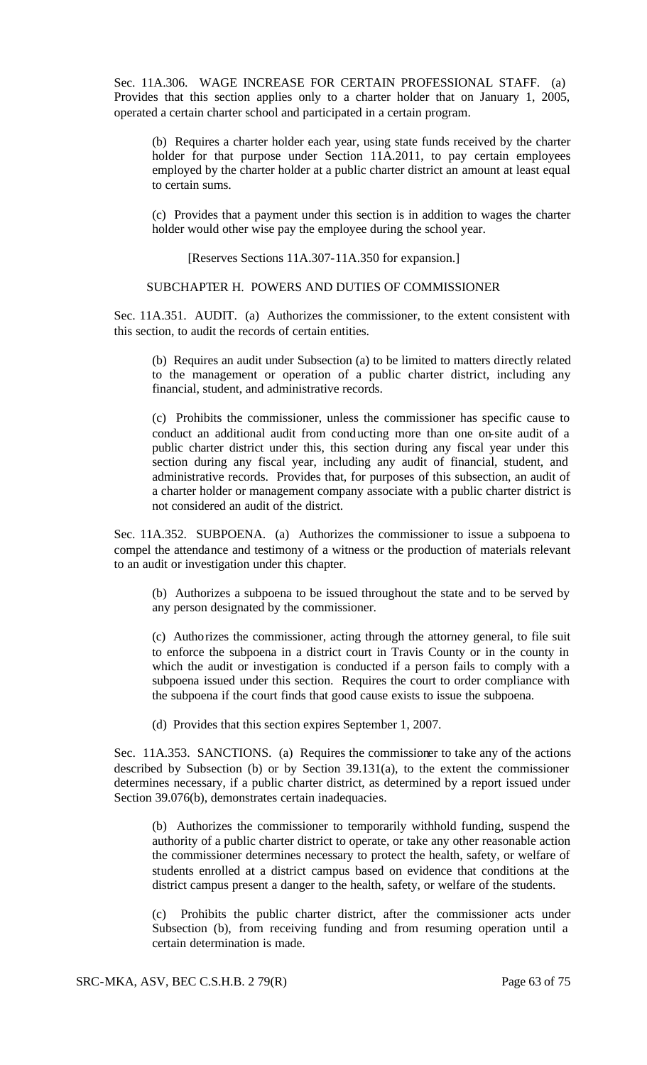Sec. 11A.306. WAGE INCREASE FOR CERTAIN PROFESSIONAL STAFF. (a) Provides that this section applies only to a charter holder that on January 1, 2005, operated a certain charter school and participated in a certain program.

(b) Requires a charter holder each year, using state funds received by the charter holder for that purpose under Section 11A.2011, to pay certain employees employed by the charter holder at a public charter district an amount at least equal to certain sums.

(c) Provides that a payment under this section is in addition to wages the charter holder would other wise pay the employee during the school year.

[Reserves Sections 11A.307-11A.350 for expansion.]

SUBCHAPTER H. POWERS AND DUTIES OF COMMISSIONER

Sec. 11A.351. AUDIT. (a) Authorizes the commissioner, to the extent consistent with this section, to audit the records of certain entities.

(b) Requires an audit under Subsection (a) to be limited to matters directly related to the management or operation of a public charter district, including any financial, student, and administrative records.

(c) Prohibits the commissioner, unless the commissioner has specific cause to conduct an additional audit from conducting more than one on-site audit of a public charter district under this, this section during any fiscal year under this section during any fiscal year, including any audit of financial, student, and administrative records. Provides that, for purposes of this subsection, an audit of a charter holder or management company associate with a public charter district is not considered an audit of the district.

Sec. 11A.352. SUBPOENA. (a) Authorizes the commissioner to issue a subpoena to compel the attendance and testimony of a witness or the production of materials relevant to an audit or investigation under this chapter.

(b) Authorizes a subpoena to be issued throughout the state and to be served by any person designated by the commissioner.

(c) Authorizes the commissioner, acting through the attorney general, to file suit to enforce the subpoena in a district court in Travis County or in the county in which the audit or investigation is conducted if a person fails to comply with a subpoena issued under this section. Requires the court to order compliance with the subpoena if the court finds that good cause exists to issue the subpoena.

(d) Provides that this section expires September 1, 2007.

Sec. 11A.353. SANCTIONS. (a) Requires the commissioner to take any of the actions described by Subsection (b) or by Section 39.131(a), to the extent the commissioner determines necessary, if a public charter district, as determined by a report issued under Section 39.076(b), demonstrates certain inadequacies.

(b) Authorizes the commissioner to temporarily withhold funding, suspend the authority of a public charter district to operate, or take any other reasonable action the commissioner determines necessary to protect the health, safety, or welfare of students enrolled at a district campus based on evidence that conditions at the district campus present a danger to the health, safety, or welfare of the students.

(c) Prohibits the public charter district, after the commissioner acts under Subsection (b), from receiving funding and from resuming operation until a certain determination is made.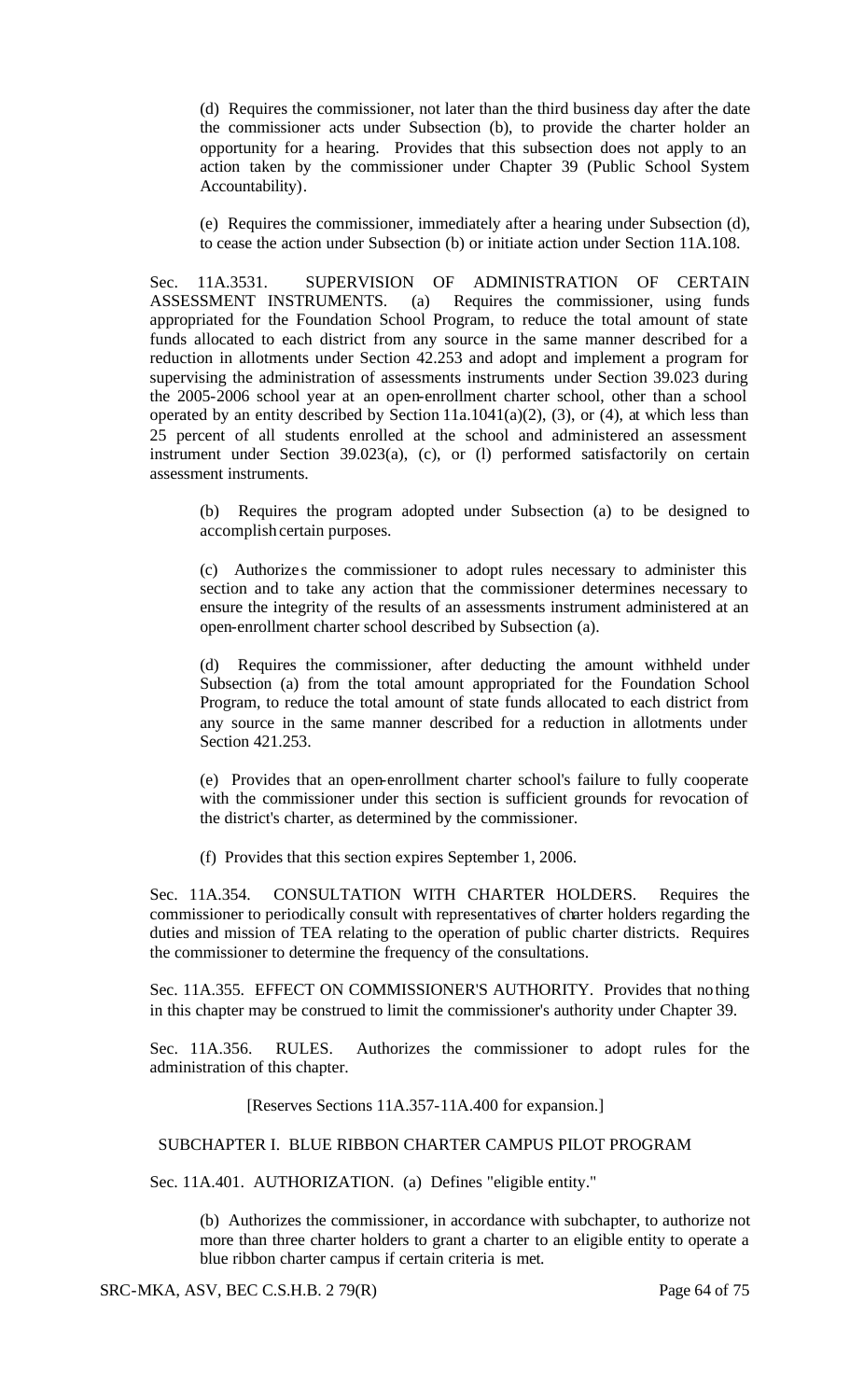(d) Requires the commissioner, not later than the third business day after the date the commissioner acts under Subsection (b), to provide the charter holder an opportunity for a hearing. Provides that this subsection does not apply to an action taken by the commissioner under Chapter 39 (Public School System Accountability).

(e) Requires the commissioner, immediately after a hearing under Subsection (d), to cease the action under Subsection (b) or initiate action under Section 11A.108.

Sec. 11A.3531. SUPERVISION OF ADMINISTRATION OF CERTAIN ASSESSMENT INSTRUMENTS. (a) Requires the commissioner, using funds appropriated for the Foundation School Program, to reduce the total amount of state funds allocated to each district from any source in the same manner described for a reduction in allotments under Section 42.253 and adopt and implement a program for supervising the administration of assessments instruments under Section 39.023 during the 2005-2006 school year at an open-enrollment charter school, other than a school operated by an entity described by Section 11a.1041(a)(2), (3), or (4), at which less than 25 percent of all students enrolled at the school and administered an assessment instrument under Section 39.023(a), (c), or (l) performed satisfactorily on certain assessment instruments.

(b) Requires the program adopted under Subsection (a) to be designed to accomplish certain purposes.

(c) Authorizes the commissioner to adopt rules necessary to administer this section and to take any action that the commissioner determines necessary to ensure the integrity of the results of an assessments instrument administered at an open-enrollment charter school described by Subsection (a).

(d) Requires the commissioner, after deducting the amount withheld under Subsection (a) from the total amount appropriated for the Foundation School Program, to reduce the total amount of state funds allocated to each district from any source in the same manner described for a reduction in allotments under Section 421.253.

(e) Provides that an open-enrollment charter school's failure to fully cooperate with the commissioner under this section is sufficient grounds for revocation of the district's charter, as determined by the commissioner.

(f) Provides that this section expires September 1, 2006.

Sec. 11A.354. CONSULTATION WITH CHARTER HOLDERS. Requires the commissioner to periodically consult with representatives of charter holders regarding the duties and mission of TEA relating to the operation of public charter districts. Requires the commissioner to determine the frequency of the consultations.

Sec. 11A.355. EFFECT ON COMMISSIONER'S AUTHORITY. Provides that nothing in this chapter may be construed to limit the commissioner's authority under Chapter 39.

Sec. 11A.356. RULES. Authorizes the commissioner to adopt rules for the administration of this chapter.

[Reserves Sections 11A.357-11A.400 for expansion.]

SUBCHAPTER I. BLUE RIBBON CHARTER CAMPUS PILOT PROGRAM

Sec. 11A.401. AUTHORIZATION. (a) Defines "eligible entity."

(b) Authorizes the commissioner, in accordance with subchapter, to authorize not more than three charter holders to grant a charter to an eligible entity to operate a blue ribbon charter campus if certain criteria is met.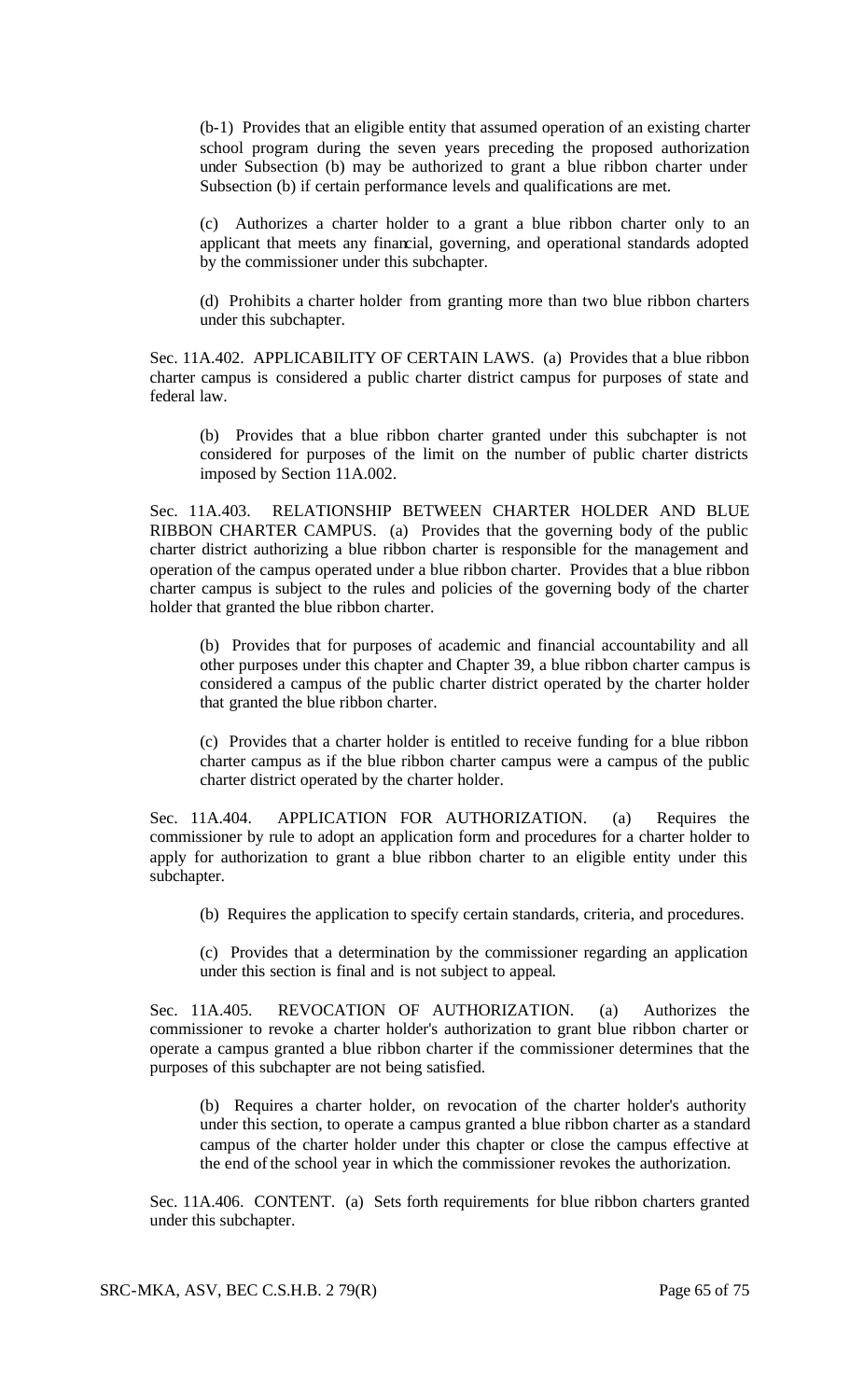(b-1) Provides that an eligible entity that assumed operation of an existing charter school program during the seven years preceding the proposed authorization under Subsection (b) may be authorized to grant a blue ribbon charter under Subsection (b) if certain performance levels and qualifications are met.

(c) Authorizes a charter holder to a grant a blue ribbon charter only to an applicant that meets any financial, governing, and operational standards adopted by the commissioner under this subchapter.

(d) Prohibits a charter holder from granting more than two blue ribbon charters under this subchapter.

Sec. 11A.402. APPLICABILITY OF CERTAIN LAWS. (a) Provides that a blue ribbon charter campus is considered a public charter district campus for purposes of state and federal law.

(b) Provides that a blue ribbon charter granted under this subchapter is not considered for purposes of the limit on the number of public charter districts imposed by Section 11A.002.

Sec. 11A.403. RELATIONSHIP BETWEEN CHARTER HOLDER AND BLUE RIBBON CHARTER CAMPUS. (a) Provides that the governing body of the public charter district authorizing a blue ribbon charter is responsible for the management and operation of the campus operated under a blue ribbon charter. Provides that a blue ribbon charter campus is subject to the rules and policies of the governing body of the charter holder that granted the blue ribbon charter.

(b) Provides that for purposes of academic and financial accountability and all other purposes under this chapter and Chapter 39, a blue ribbon charter campus is considered a campus of the public charter district operated by the charter holder that granted the blue ribbon charter.

(c) Provides that a charter holder is entitled to receive funding for a blue ribbon charter campus as if the blue ribbon charter campus were a campus of the public charter district operated by the charter holder.

Sec. 11A.404. APPLICATION FOR AUTHORIZATION. (a) Requires the commissioner by rule to adopt an application form and procedures for a charter holder to apply for authorization to grant a blue ribbon charter to an eligible entity under this subchapter.

(b) Requires the application to specify certain standards, criteria, and procedures.

(c) Provides that a determination by the commissioner regarding an application under this section is final and is not subject to appeal.

Sec. 11A.405. REVOCATION OF AUTHORIZATION. (a) Authorizes the commissioner to revoke a charter holder's authorization to grant blue ribbon charter or operate a campus granted a blue ribbon charter if the commissioner determines that the purposes of this subchapter are not being satisfied.

(b) Requires a charter holder, on revocation of the charter holder's authority under this section, to operate a campus granted a blue ribbon charter as a standard campus of the charter holder under this chapter or close the campus effective at the end of the school year in which the commissioner revokes the authorization.

Sec. 11A.406. CONTENT. (a) Sets forth requirements for blue ribbon charters granted under this subchapter.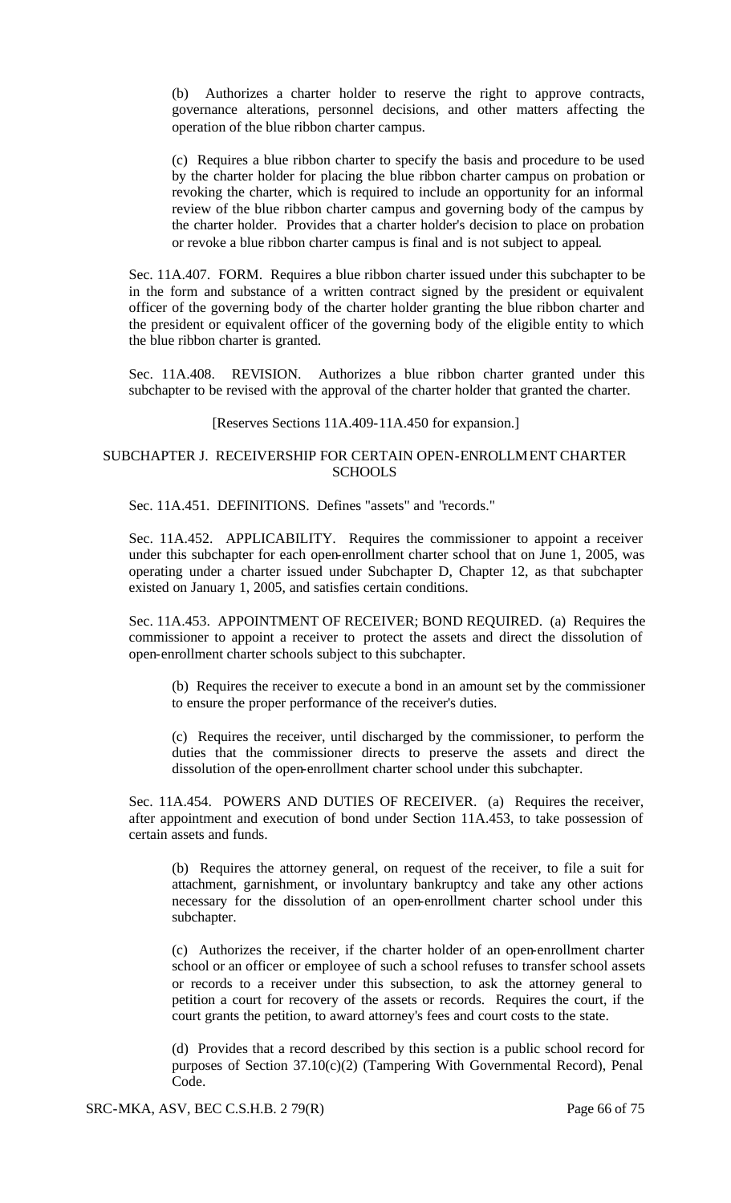(b) Authorizes a charter holder to reserve the right to approve contracts, governance alterations, personnel decisions, and other matters affecting the operation of the blue ribbon charter campus.

(c) Requires a blue ribbon charter to specify the basis and procedure to be used by the charter holder for placing the blue ribbon charter campus on probation or revoking the charter, which is required to include an opportunity for an informal review of the blue ribbon charter campus and governing body of the campus by the charter holder. Provides that a charter holder's decision to place on probation or revoke a blue ribbon charter campus is final and is not subject to appeal.

Sec. 11A.407. FORM. Requires a blue ribbon charter issued under this subchapter to be in the form and substance of a written contract signed by the president or equivalent officer of the governing body of the charter holder granting the blue ribbon charter and the president or equivalent officer of the governing body of the eligible entity to which the blue ribbon charter is granted.

Sec. 11A.408. REVISION. Authorizes a blue ribbon charter granted under this subchapter to be revised with the approval of the charter holder that granted the charter.

[Reserves Sections 11A.409-11A.450 for expansion.]

## SUBCHAPTER J. RECEIVERSHIP FOR CERTAIN OPEN-ENROLLMENT CHARTER SCHOOLS

Sec. 11A.451. DEFINITIONS. Defines "assets" and "records."

Sec. 11A.452. APPLICABILITY. Requires the commissioner to appoint a receiver under this subchapter for each open-enrollment charter school that on June 1, 2005, was operating under a charter issued under Subchapter D, Chapter 12, as that subchapter existed on January 1, 2005, and satisfies certain conditions.

Sec. 11A.453. APPOINTMENT OF RECEIVER; BOND REQUIRED. (a) Requires the commissioner to appoint a receiver to protect the assets and direct the dissolution of open-enrollment charter schools subject to this subchapter.

(b) Requires the receiver to execute a bond in an amount set by the commissioner to ensure the proper performance of the receiver's duties.

(c) Requires the receiver, until discharged by the commissioner, to perform the duties that the commissioner directs to preserve the assets and direct the dissolution of the open-enrollment charter school under this subchapter.

Sec. 11A.454. POWERS AND DUTIES OF RECEIVER. (a) Requires the receiver, after appointment and execution of bond under Section 11A.453, to take possession of certain assets and funds.

(b) Requires the attorney general, on request of the receiver, to file a suit for attachment, garnishment, or involuntary bankruptcy and take any other actions necessary for the dissolution of an open-enrollment charter school under this subchapter.

(c) Authorizes the receiver, if the charter holder of an open-enrollment charter school or an officer or employee of such a school refuses to transfer school assets or records to a receiver under this subsection, to ask the attorney general to petition a court for recovery of the assets or records. Requires the court, if the court grants the petition, to award attorney's fees and court costs to the state.

(d) Provides that a record described by this section is a public school record for purposes of Section 37.10(c)(2) (Tampering With Governmental Record), Penal Code.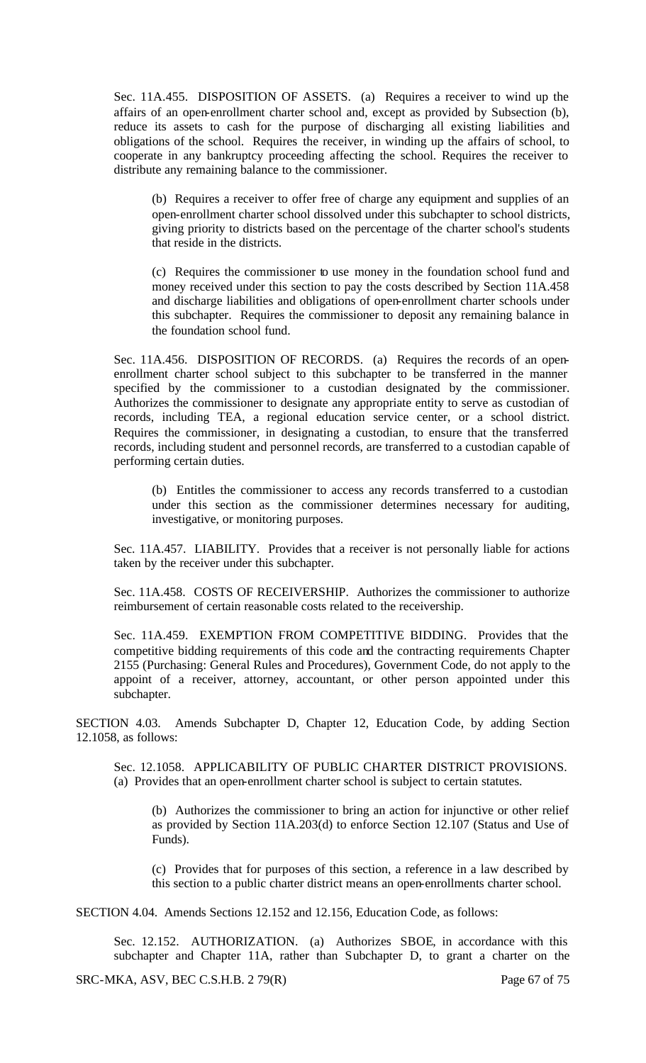Sec. 11A.455. DISPOSITION OF ASSETS. (a) Requires a receiver to wind up the affairs of an open-enrollment charter school and, except as provided by Subsection (b), reduce its assets to cash for the purpose of discharging all existing liabilities and obligations of the school. Requires the receiver, in winding up the affairs of school, to cooperate in any bankruptcy proceeding affecting the school. Requires the receiver to distribute any remaining balance to the commissioner.

> (b) Requires a receiver to offer free of charge any equipment and supplies of an open-enrollment charter school dissolved under this subchapter to school districts, giving priority to districts based on the percentage of the charter school's students that reside in the districts.
>
> (c) Requires the commissioner to use money in the foundation school fund and money received under this section to pay the costs described by Section 11A.458 and discharge liabilities and obligations of open-enrollment charter schools under this subchapter. Requires the commissioner to deposit any remaining balance in the foundation school fund.

Sec. 11A.456. DISPOSITION OF RECORDS. (a) Requires the records of an open-enrollment charter school subject to this subchapter to be transferred in the manner specified by the commissioner to a custodian designated by the commissioner. Authorizes the commissioner to designate any appropriate entity to serve as custodian of records, including TEA, a regional education service center, or a school district. Requires the commissioner, in designating a custodian, to ensure that the transferred records, including student and personnel records, are transferred to a custodian capable of performing certain duties.

> (b) Entitles the commissioner to access any records transferred to a custodian under this section as the commissioner determines necessary for auditing, investigative, or monitoring purposes.

Sec. 11A.457. LIABILITY. Provides that a receiver is not personally liable for actions taken by the receiver under this subchapter.

Sec. 11A.458. COSTS OF RECEIVERSHIP. Authorizes the commissioner to authorize reimbursement of certain reasonable costs related to the receivership.

Sec. 11A.459. EXEMPTION FROM COMPETITIVE BIDDING. Provides that the competitive bidding requirements of this code and the contracting requirements Chapter 2155 (Purchasing: General Rules and Procedures), Government Code, do not apply to the appoint of a receiver, attorney, accountant, or other person appointed under this subchapter.

SECTION 4.03. Amends Subchapter D, Chapter 12, Education Code, by adding Section 12.1058, as follows:

> Sec. 12.1058. APPLICABILITY OF PUBLIC CHARTER DISTRICT PROVISIONS. (a) Provides that an open-enrollment charter school is subject to certain statutes.
>
> > (b) Authorizes the commissioner to bring an action for injunctive or other relief as provided by Section 11A.203(d) to enforce Section 12.107 (Status and Use of Funds).
> >
> > (c) Provides that for purposes of this section, a reference in a law described by this section to a public charter district means an open-enrollments charter school.

SECTION 4.04. Amends Sections 12.152 and 12.156, Education Code, as follows:

> Sec. 12.152. AUTHORIZATION. (a) Authorizes SBOE, in accordance with this subchapter and Chapter 11A, rather than Subchapter D, to grant a charter on the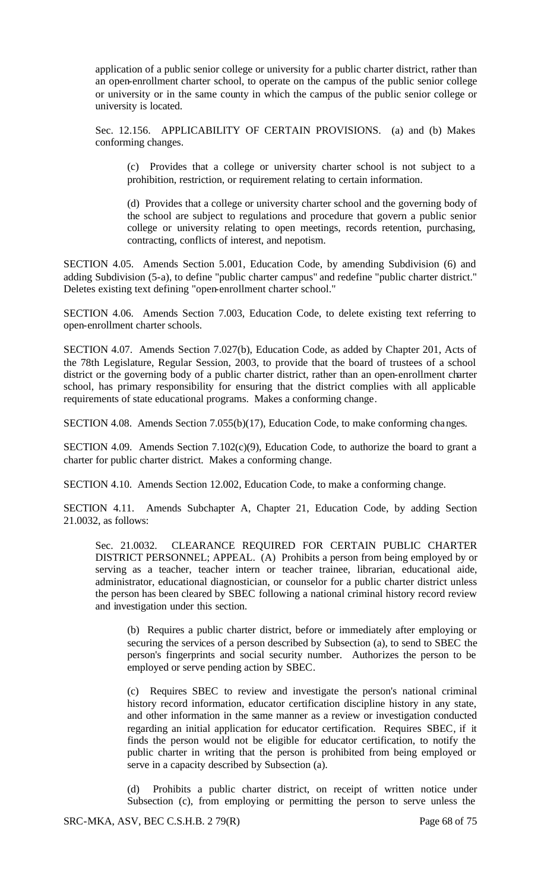application of a public senior college or university for a public charter district, rather than an open-enrollment charter school, to operate on the campus of the public senior college or university or in the same county in which the campus of the public senior college or university is located.

Sec. 12.156. APPLICABILITY OF CERTAIN PROVISIONS. (a) and (b) Makes conforming changes.

(c) Provides that a college or university charter school is not subject to a prohibition, restriction, or requirement relating to certain information.

(d) Provides that a college or university charter school and the governing body of the school are subject to regulations and procedure that govern a public senior college or university relating to open meetings, records retention, purchasing, contracting, conflicts of interest, and nepotism.

SECTION 4.05. Amends Section 5.001, Education Code, by amending Subdivision (6) and adding Subdivision (5-a), to define "public charter campus" and redefine "public charter district." Deletes existing text defining "open-enrollment charter school."

SECTION 4.06. Amends Section 7.003, Education Code, to delete existing text referring to open-enrollment charter schools.

SECTION 4.07. Amends Section 7.027(b), Education Code, as added by Chapter 201, Acts of the 78th Legislature, Regular Session, 2003, to provide that the board of trustees of a school district or the governing body of a public charter district, rather than an open-enrollment charter school, has primary responsibility for ensuring that the district complies with all applicable requirements of state educational programs. Makes a conforming change.

SECTION 4.08. Amends Section 7.055(b)(17), Education Code, to make conforming changes.

SECTION 4.09. Amends Section 7.102(c)(9), Education Code, to authorize the board to grant a charter for public charter district. Makes a conforming change.

SECTION 4.10. Amends Section 12.002, Education Code, to make a conforming change.

SECTION 4.11. Amends Subchapter A, Chapter 21, Education Code, by adding Section 21.0032, as follows:

Sec. 21.0032. CLEARANCE REQUIRED FOR CERTAIN PUBLIC CHARTER DISTRICT PERSONNEL; APPEAL. (A) Prohibits a person from being employed by or serving as a teacher, teacher intern or teacher trainee, librarian, educational aide, administrator, educational diagnostician, or counselor for a public charter district unless the person has been cleared by SBEC following a national criminal history record review and investigation under this section.

(b) Requires a public charter district, before or immediately after employing or securing the services of a person described by Subsection (a), to send to SBEC the person's fingerprints and social security number. Authorizes the person to be employed or serve pending action by SBEC.

(c) Requires SBEC to review and investigate the person's national criminal history record information, educator certification discipline history in any state, and other information in the same manner as a review or investigation conducted regarding an initial application for educator certification. Requires SBEC, if it finds the person would not be eligible for educator certification, to notify the public charter in writing that the person is prohibited from being employed or serve in a capacity described by Subsection (a).

(d) Prohibits a public charter district, on receipt of written notice under Subsection (c), from employing or permitting the person to serve unless the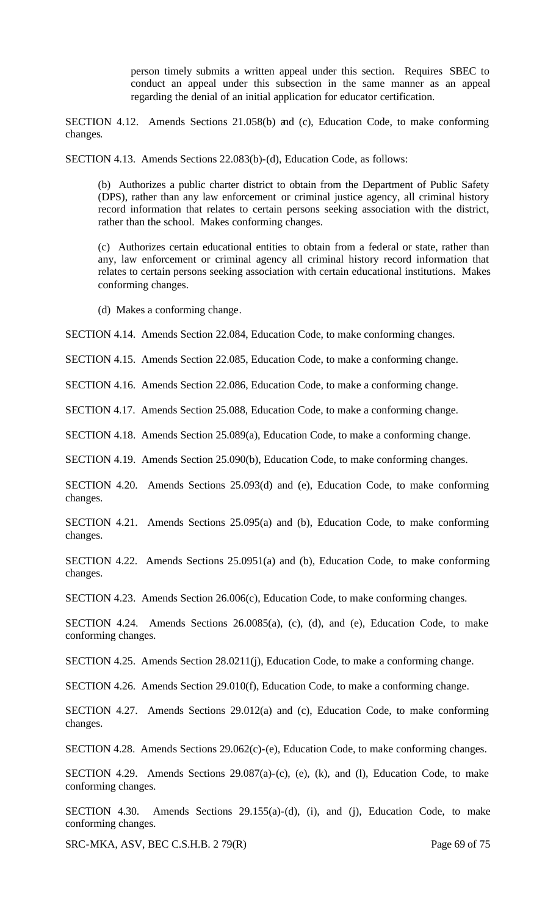person timely submits a written appeal under this section. Requires SBEC to conduct an appeal under this subsection in the same manner as an appeal regarding the denial of an initial application for educator certification.

SECTION 4.12. Amends Sections 21.058(b) and (c), Education Code, to make conforming changes.

SECTION 4.13. Amends Sections 22.083(b)-(d), Education Code, as follows:

(b) Authorizes a public charter district to obtain from the Department of Public Safety (DPS), rather than any law enforcement or criminal justice agency, all criminal history record information that relates to certain persons seeking association with the district, rather than the school. Makes conforming changes.

(c) Authorizes certain educational entities to obtain from a federal or state, rather than any, law enforcement or criminal agency all criminal history record information that relates to certain persons seeking association with certain educational institutions. Makes conforming changes.

(d) Makes a conforming change.

SECTION 4.14. Amends Section 22.084, Education Code, to make conforming changes.

SECTION 4.15. Amends Section 22.085, Education Code, to make a conforming change.

SECTION 4.16. Amends Section 22.086, Education Code, to make a conforming change.

SECTION 4.17. Amends Section 25.088, Education Code, to make a conforming change.

SECTION 4.18. Amends Section 25.089(a), Education Code, to make a conforming change.

SECTION 4.19. Amends Section 25.090(b), Education Code, to make conforming changes.

SECTION 4.20. Amends Sections 25.093(d) and (e), Education Code, to make conforming changes.

SECTION 4.21. Amends Sections 25.095(a) and (b), Education Code, to make conforming changes.

SECTION 4.22. Amends Sections 25.0951(a) and (b), Education Code, to make conforming changes.

SECTION 4.23. Amends Section 26.006(c), Education Code, to make conforming changes.

SECTION 4.24. Amends Sections 26.0085(a), (c), (d), and (e), Education Code, to make conforming changes.

SECTION 4.25. Amends Section 28.0211(j), Education Code, to make a conforming change.

SECTION 4.26. Amends Section 29.010(f), Education Code, to make a conforming change.

SECTION 4.27. Amends Sections 29.012(a) and (c), Education Code, to make conforming changes.

SECTION 4.28. Amends Sections 29.062(c)-(e), Education Code, to make conforming changes.

SECTION 4.29. Amends Sections 29.087(a)-(c), (e), (k), and (l), Education Code, to make conforming changes.

SECTION 4.30. Amends Sections 29.155(a)-(d), (i), and (j), Education Code, to make conforming changes.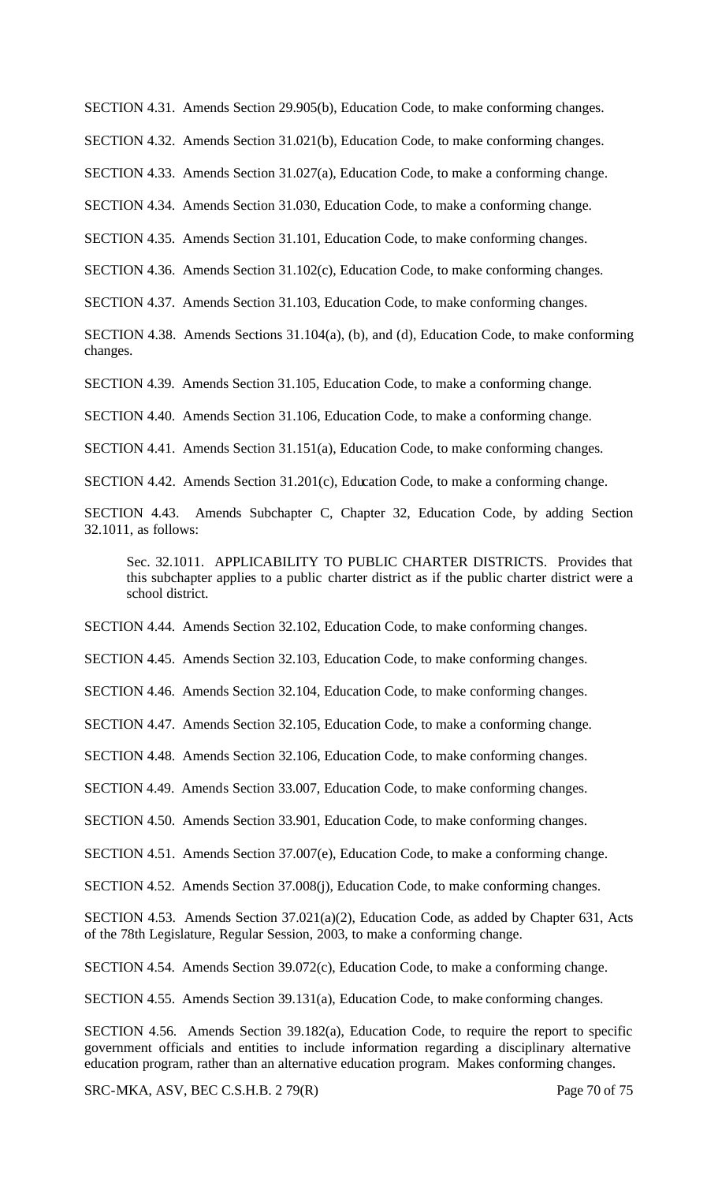SECTION 4.31. Amends Section 29.905(b), Education Code, to make conforming changes.

SECTION 4.32. Amends Section 31.021(b), Education Code, to make conforming changes.

SECTION 4.33. Amends Section 31.027(a), Education Code, to make a conforming change.

SECTION 4.34. Amends Section 31.030, Education Code, to make a conforming change.

SECTION 4.35. Amends Section 31.101, Education Code, to make conforming changes.

SECTION 4.36. Amends Section 31.102(c), Education Code, to make conforming changes.

SECTION 4.37. Amends Section 31.103, Education Code, to make conforming changes.

SECTION 4.38. Amends Sections 31.104(a), (b), and (d), Education Code, to make conforming changes.

SECTION 4.39. Amends Section 31.105, Education Code, to make a conforming change.

SECTION 4.40. Amends Section 31.106, Education Code, to make a conforming change.

SECTION 4.41. Amends Section 31.151(a), Education Code, to make conforming changes.

SECTION 4.42. Amends Section 31.201(c), Education Code, to make a conforming change.

SECTION 4.43. Amends Subchapter C, Chapter 32, Education Code, by adding Section 32.1011, as follows:

> Sec. 32.1011. APPLICABILITY TO PUBLIC CHARTER DISTRICTS. Provides that this subchapter applies to a public charter district as if the public charter district were a school district.

SECTION 4.44. Amends Section 32.102, Education Code, to make conforming changes.

SECTION 4.45. Amends Section 32.103, Education Code, to make conforming changes.

SECTION 4.46. Amends Section 32.104, Education Code, to make conforming changes.

SECTION 4.47. Amends Section 32.105, Education Code, to make a conforming change.

SECTION 4.48. Amends Section 32.106, Education Code, to make conforming changes.

SECTION 4.49. Amends Section 33.007, Education Code, to make conforming changes.

SECTION 4.50. Amends Section 33.901, Education Code, to make conforming changes.

SECTION 4.51. Amends Section 37.007(e), Education Code, to make a conforming change.

SECTION 4.52. Amends Section 37.008(j), Education Code, to make conforming changes.

SECTION 4.53. Amends Section 37.021(a)(2), Education Code, as added by Chapter 631, Acts of the 78th Legislature, Regular Session, 2003, to make a conforming change.

SECTION 4.54. Amends Section 39.072(c), Education Code, to make a conforming change.

SECTION 4.55. Amends Section 39.131(a), Education Code, to make conforming changes.

SECTION 4.56. Amends Section 39.182(a), Education Code, to require the report to specific government officials and entities to include information regarding a disciplinary alternative education program, rather than an alternative education program. Makes conforming changes.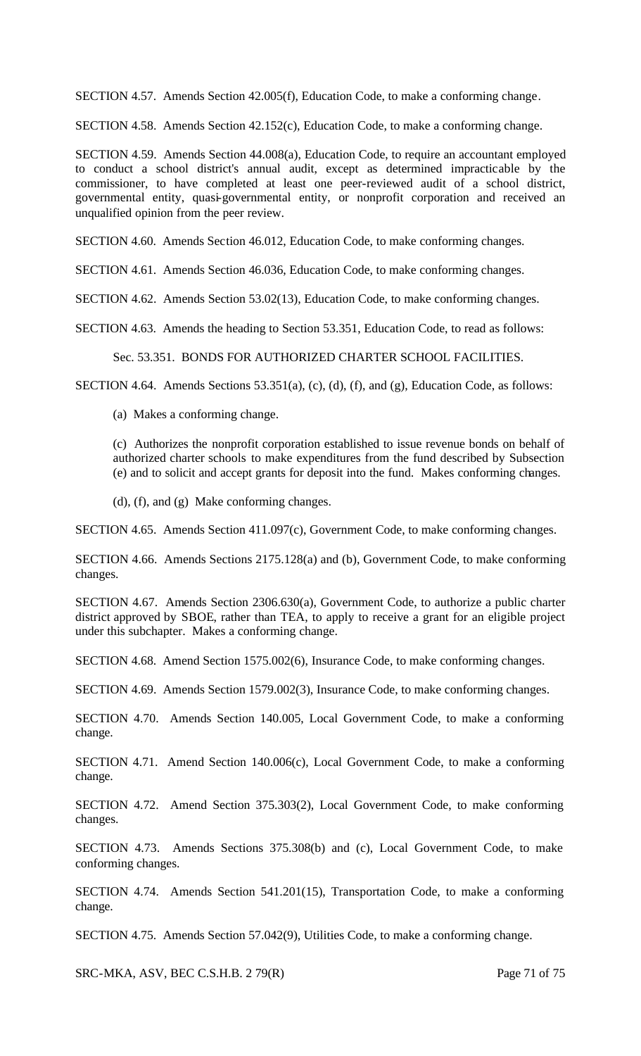SECTION 4.57. Amends Section 42.005(f), Education Code, to make a conforming change.

SECTION 4.58. Amends Section 42.152(c), Education Code, to make a conforming change.

SECTION 4.59. Amends Section 44.008(a), Education Code, to require an accountant employed to conduct a school district's annual audit, except as determined impracticable by the commissioner, to have completed at least one peer-reviewed audit of a school district, governmental entity, quasi-governmental entity, or nonprofit corporation and received an unqualified opinion from the peer review.

SECTION 4.60. Amends Section 46.012, Education Code, to make conforming changes.

SECTION 4.61. Amends Section 46.036, Education Code, to make conforming changes.

SECTION 4.62. Amends Section 53.02(13), Education Code, to make conforming changes.

SECTION 4.63. Amends the heading to Section 53.351, Education Code, to read as follows:

Sec. 53.351. BONDS FOR AUTHORIZED CHARTER SCHOOL FACILITIES.

SECTION 4.64. Amends Sections 53.351(a), (c), (d), (f), and (g), Education Code, as follows:

(a) Makes a conforming change.

(c) Authorizes the nonprofit corporation established to issue revenue bonds on behalf of authorized charter schools to make expenditures from the fund described by Subsection (e) and to solicit and accept grants for deposit into the fund. Makes conforming changes.

(d), (f), and (g) Make conforming changes.

SECTION 4.65. Amends Section 411.097(c), Government Code, to make conforming changes.

SECTION 4.66. Amends Sections 2175.128(a) and (b), Government Code, to make conforming changes.

SECTION 4.67. Amends Section 2306.630(a), Government Code, to authorize a public charter district approved by SBOE, rather than TEA, to apply to receive a grant for an eligible project under this subchapter. Makes a conforming change.

SECTION 4.68. Amend Section 1575.002(6), Insurance Code, to make conforming changes.

SECTION 4.69. Amends Section 1579.002(3), Insurance Code, to make conforming changes.

SECTION 4.70. Amends Section 140.005, Local Government Code, to make a conforming change.

SECTION 4.71. Amend Section 140.006(c), Local Government Code, to make a conforming change.

SECTION 4.72. Amend Section 375.303(2), Local Government Code, to make conforming changes.

SECTION 4.73. Amends Sections 375.308(b) and (c), Local Government Code, to make conforming changes.

SECTION 4.74. Amends Section 541.201(15), Transportation Code, to make a conforming change.

SECTION 4.75. Amends Section 57.042(9), Utilities Code, to make a conforming change.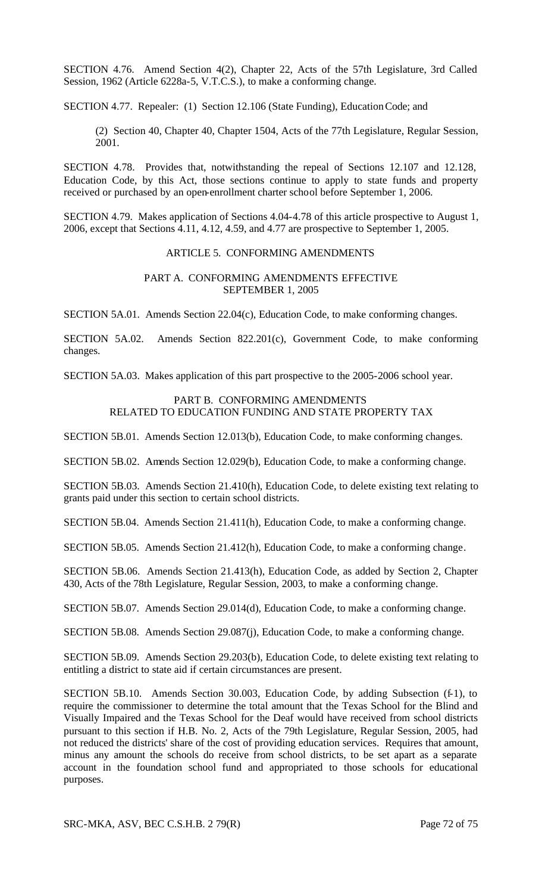SECTION 4.76. Amend Section 4(2), Chapter 22, Acts of the 57th Legislature, 3rd Called Session, 1962 (Article 6228a-5, V.T.C.S.), to make a conforming change.

SECTION 4.77. Repealer: (1) Section 12.106 (State Funding), Education Code; and

(2) Section 40, Chapter 40, Chapter 1504, Acts of the 77th Legislature, Regular Session, 2001.

SECTION 4.78. Provides that, notwithstanding the repeal of Sections 12.107 and 12.128, Education Code, by this Act, those sections continue to apply to state funds and property received or purchased by an open-enrollment charter school before September 1, 2006.

SECTION 4.79. Makes application of Sections 4.04-4.78 of this article prospective to August 1, 2006, except that Sections 4.11, 4.12, 4.59, and 4.77 are prospective to September 1, 2005.

## ARTICLE 5. CONFORMING AMENDMENTS

### PART A. CONFORMING AMENDMENTS EFFECTIVE SEPTEMBER 1, 2005

SECTION 5A.01. Amends Section 22.04(c), Education Code, to make conforming changes.

SECTION 5A.02. Amends Section 822.201(c), Government Code, to make conforming changes.

SECTION 5A.03. Makes application of this part prospective to the 2005-2006 school year.

### PART B. CONFORMING AMENDMENTS RELATED TO EDUCATION FUNDING AND STATE PROPERTY TAX

SECTION 5B.01. Amends Section 12.013(b), Education Code, to make conforming changes.

SECTION 5B.02. Amends Section 12.029(b), Education Code, to make a conforming change.

SECTION 5B.03. Amends Section 21.410(h), Education Code, to delete existing text relating to grants paid under this section to certain school districts.

SECTION 5B.04. Amends Section 21.411(h), Education Code, to make a conforming change.

SECTION 5B.05. Amends Section 21.412(h), Education Code, to make a conforming change.

SECTION 5B.06. Amends Section 21.413(h), Education Code, as added by Section 2, Chapter 430, Acts of the 78th Legislature, Regular Session, 2003, to make a conforming change.

SECTION 5B.07. Amends Section 29.014(d), Education Code, to make a conforming change.

SECTION 5B.08. Amends Section 29.087(j), Education Code, to make a conforming change.

SECTION 5B.09. Amends Section 29.203(b), Education Code, to delete existing text relating to entitling a district to state aid if certain circumstances are present.

SECTION 5B.10. Amends Section 30.003, Education Code, by adding Subsection (f-1), to require the commissioner to determine the total amount that the Texas School for the Blind and Visually Impaired and the Texas School for the Deaf would have received from school districts pursuant to this section if H.B. No. 2, Acts of the 79th Legislature, Regular Session, 2005, had not reduced the districts' share of the cost of providing education services. Requires that amount, minus any amount the schools do receive from school districts, to be set apart as a separate account in the foundation school fund and appropriated to those schools for educational purposes.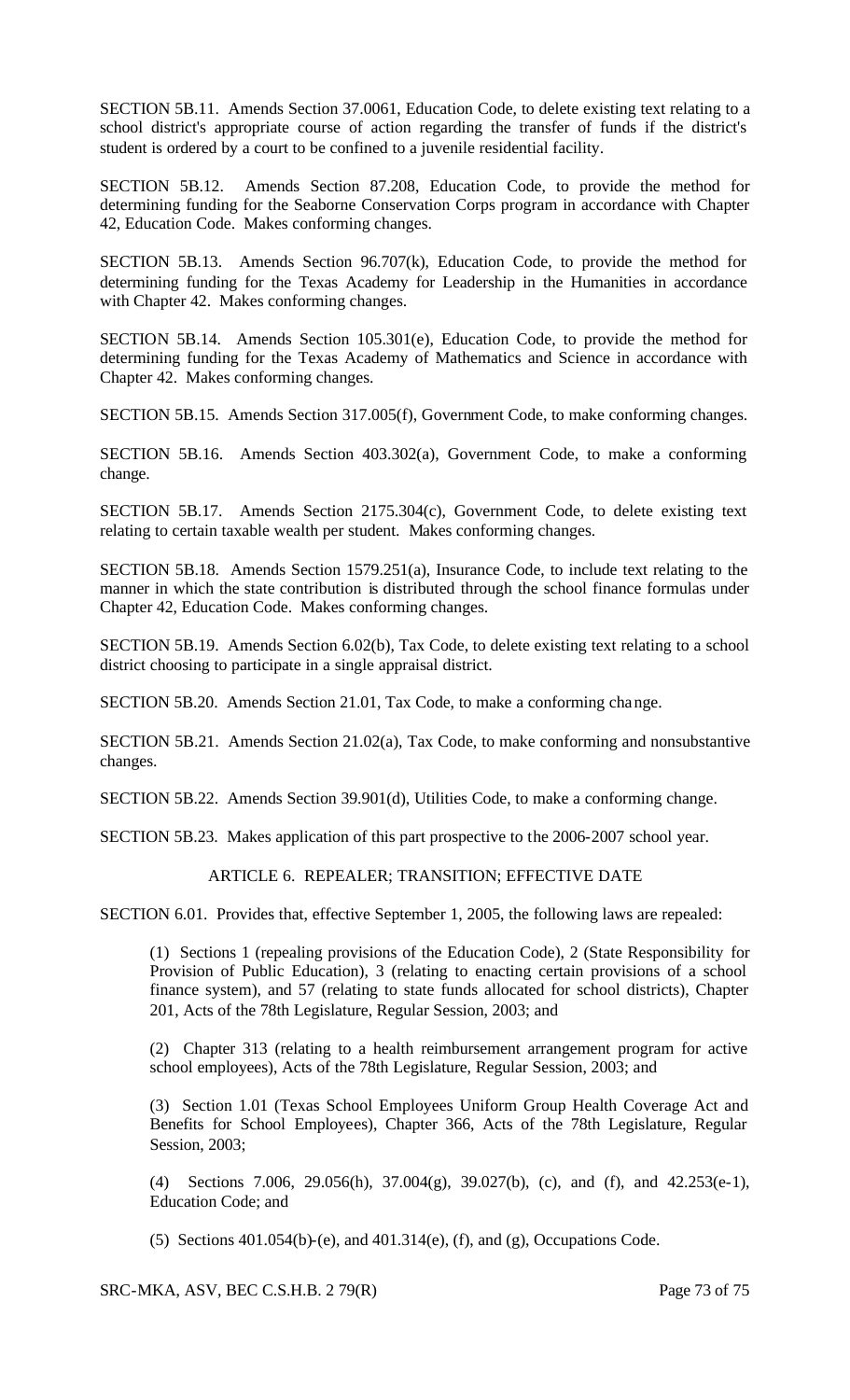SECTION 5B.11. Amends Section 37.0061, Education Code, to delete existing text relating to a school district's appropriate course of action regarding the transfer of funds if the district's student is ordered by a court to be confined to a juvenile residential facility.

SECTION 5B.12. Amends Section 87.208, Education Code, to provide the method for determining funding for the Seaborne Conservation Corps program in accordance with Chapter 42, Education Code. Makes conforming changes.

SECTION 5B.13. Amends Section 96.707(k), Education Code, to provide the method for determining funding for the Texas Academy for Leadership in the Humanities in accordance with Chapter 42. Makes conforming changes.

SECTION 5B.14. Amends Section 105.301(e), Education Code, to provide the method for determining funding for the Texas Academy of Mathematics and Science in accordance with Chapter 42. Makes conforming changes.

SECTION 5B.15. Amends Section 317.005(f), Government Code, to make conforming changes.

SECTION 5B.16. Amends Section 403.302(a), Government Code, to make a conforming change.

SECTION 5B.17. Amends Section 2175.304(c), Government Code, to delete existing text relating to certain taxable wealth per student. Makes conforming changes.

SECTION 5B.18. Amends Section 1579.251(a), Insurance Code, to include text relating to the manner in which the state contribution is distributed through the school finance formulas under Chapter 42, Education Code. Makes conforming changes.

SECTION 5B.19. Amends Section 6.02(b), Tax Code, to delete existing text relating to a school district choosing to participate in a single appraisal district.

SECTION 5B.20. Amends Section 21.01, Tax Code, to make a conforming change.

SECTION 5B.21. Amends Section 21.02(a), Tax Code, to make conforming and nonsubstantive changes.

SECTION 5B.22. Amends Section 39.901(d), Utilities Code, to make a conforming change.

SECTION 5B.23. Makes application of this part prospective to the 2006-2007 school year.

## ARTICLE 6. REPEALER; TRANSITION; EFFECTIVE DATE

SECTION 6.01. Provides that, effective September 1, 2005, the following laws are repealed:

(1) Sections 1 (repealing provisions of the Education Code), 2 (State Responsibility for Provision of Public Education), 3 (relating to enacting certain provisions of a school finance system), and 57 (relating to state funds allocated for school districts), Chapter 201, Acts of the 78th Legislature, Regular Session, 2003; and

(2) Chapter 313 (relating to a health reimbursement arrangement program for active school employees), Acts of the 78th Legislature, Regular Session, 2003; and

(3) Section 1.01 (Texas School Employees Uniform Group Health Coverage Act and Benefits for School Employees), Chapter 366, Acts of the 78th Legislature, Regular Session, 2003;

(4) Sections 7.006, 29.056(h), 37.004(g), 39.027(b), (c), and (f), and 42.253(e-1), Education Code; and

(5) Sections 401.054(b)-(e), and 401.314(e), (f), and (g), Occupations Code.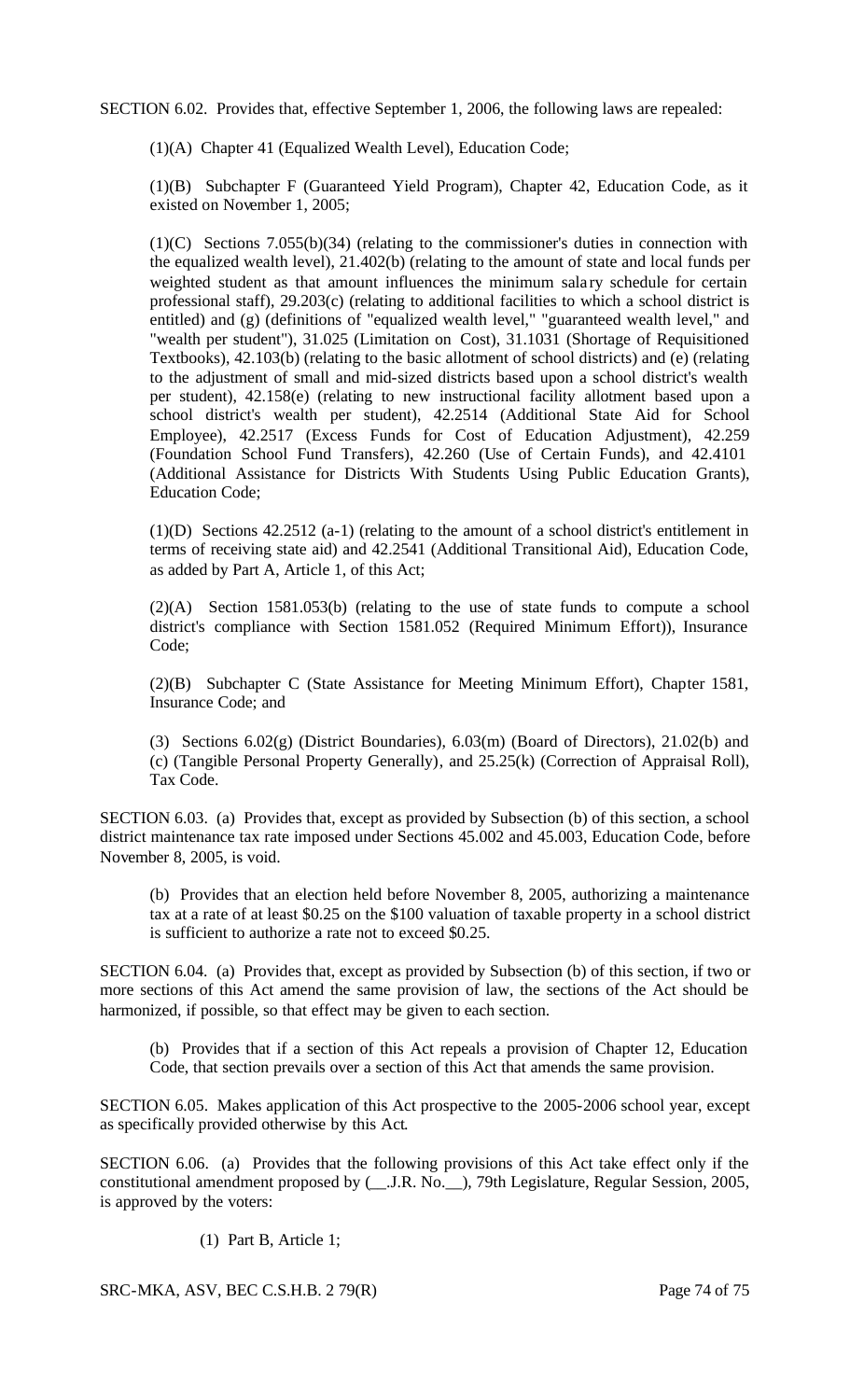SECTION 6.02. Provides that, effective September 1, 2006, the following laws are repealed:

(1)(A) Chapter 41 (Equalized Wealth Level), Education Code;

(1)(B) Subchapter F (Guaranteed Yield Program), Chapter 42, Education Code, as it existed on November 1, 2005;

(1)(C) Sections 7.055(b)(34) (relating to the commissioner's duties in connection with the equalized wealth level), 21.402(b) (relating to the amount of state and local funds per weighted student as that amount influences the minimum salary schedule for certain professional staff), 29.203(c) (relating to additional facilities to which a school district is entitled) and (g) (definitions of "equalized wealth level," "guaranteed wealth level," and "wealth per student"), 31.025 (Limitation on Cost), 31.1031 (Shortage of Requisitioned Textbooks), 42.103(b) (relating to the basic allotment of school districts) and (e) (relating to the adjustment of small and mid-sized districts based upon a school district's wealth per student), 42.158(e) (relating to new instructional facility allotment based upon a school district's wealth per student), 42.2514 (Additional State Aid for School Employee), 42.2517 (Excess Funds for Cost of Education Adjustment), 42.259 (Foundation School Fund Transfers), 42.260 (Use of Certain Funds), and 42.4101 (Additional Assistance for Districts With Students Using Public Education Grants), Education Code;

(1)(D) Sections 42.2512 (a-1) (relating to the amount of a school district's entitlement in terms of receiving state aid) and 42.2541 (Additional Transitional Aid), Education Code, as added by Part A, Article 1, of this Act;

(2)(A) Section 1581.053(b) (relating to the use of state funds to compute a school district's compliance with Section 1581.052 (Required Minimum Effort)), Insurance Code;

(2)(B) Subchapter C (State Assistance for Meeting Minimum Effort), Chapter 1581, Insurance Code; and

(3) Sections 6.02(g) (District Boundaries), 6.03(m) (Board of Directors), 21.02(b) and (c) (Tangible Personal Property Generally), and 25.25(k) (Correction of Appraisal Roll), Tax Code.

SECTION 6.03. (a) Provides that, except as provided by Subsection (b) of this section, a school district maintenance tax rate imposed under Sections 45.002 and 45.003, Education Code, before November 8, 2005, is void.

(b) Provides that an election held before November 8, 2005, authorizing a maintenance tax at a rate of at least $0.25 on the $100 valuation of taxable property in a school district is sufficient to authorize a rate not to exceed $0.25.

SECTION 6.04. (a) Provides that, except as provided by Subsection (b) of this section, if two or more sections of this Act amend the same provision of law, the sections of the Act should be harmonized, if possible, so that effect may be given to each section.

(b) Provides that if a section of this Act repeals a provision of Chapter 12, Education Code, that section prevails over a section of this Act that amends the same provision.

SECTION 6.05. Makes application of this Act prospective to the 2005-2006 school year, except as specifically provided otherwise by this Act.

SECTION 6.06. (a) Provides that the following provisions of this Act take effect only if the constitutional amendment proposed by (__.J.R. No.__), 79th Legislature, Regular Session, 2005, is approved by the voters:

(1) Part B, Article 1;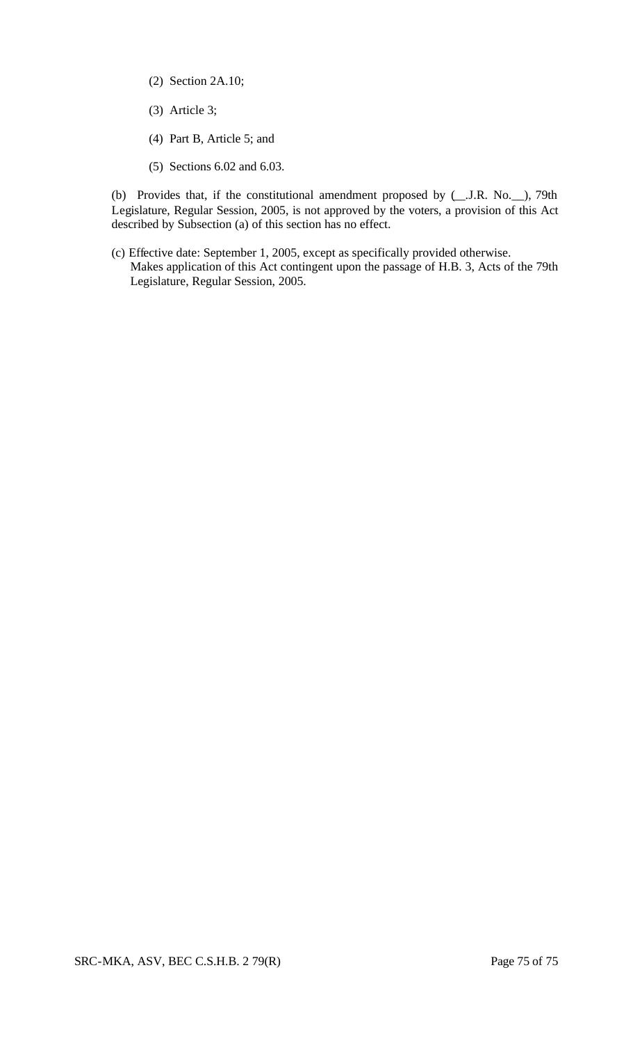(2) Section 2A.10;

(3) Article 3;

(4) Part B, Article 5; and

(5) Sections 6.02 and 6.03.

(b) Provides that, if the constitutional amendment proposed by (__.J.R. No.__), 79th Legislature, Regular Session, 2005, is not approved by the voters, a provision of this Act described by Subsection (a) of this section has no effect.

(c) Effective date: September 1, 2005, except as specifically provided otherwise. Makes application of this Act contingent upon the passage of H.B. 3, Acts of the 79th Legislature, Regular Session, 2005.